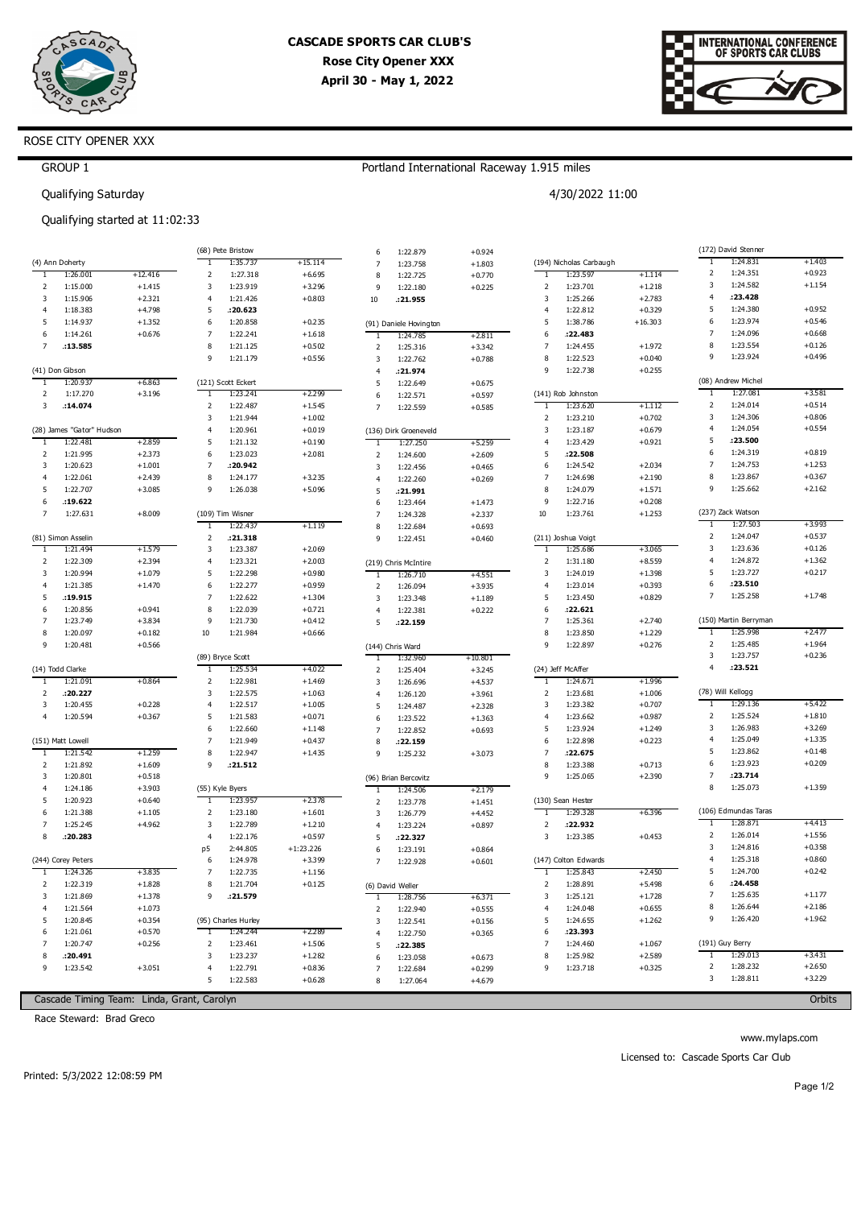# CASCADE SPORTS CAR CLUB'S
## Rose City Opener XXX
## April 30 - May 1, 2022

ROSE CITY OPENER XXX

GROUP 1 — Portland International Raceway 1.915 miles

Qualifying Saturday — 4/30/2022 11:00

Qualifying started at 11:02:33

### (4) Ann Doherty

| Lap | Time | Diff |
|---|---|---|
| 1 | 1:26.001 | +12.416 |
| 2 | 1:15.000 | +1.415 |
| 3 | 1:15.906 | +2.321 |
| 4 | 1:18.383 | +4.798 |
| 5 | 1:14.937 | +1.352 |
| 6 | 1:14.261 | +0.676 |
| 7 | **:13.585** | |

### (41) Don Gibson

| Lap | Time | Diff |
|---|---|---|
| 1 | 1:20.937 | +6.863 |
| 2 | 1:17.270 | +3.196 |
| 3 | **:14.074** | |

### (28) James "Gator" Hudson

| Lap | Time | Diff |
|---|---|---|
| 1 | 1:22.481 | +2.859 |
| 2 | 1:21.995 | +2.373 |
| 3 | 1:20.623 | +1.001 |
| 4 | 1:22.061 | +2.439 |
| 5 | 1:22.707 | +3.085 |
| 6 | **:19.622** | |
| 7 | 1:27.631 | +8.009 |

### (81) Simon Asselin

| Lap | Time | Diff |
|---|---|---|
| 1 | 1:21.494 | +1.579 |
| 2 | 1:22.309 | +2.394 |
| 3 | 1:20.994 | +1.079 |
| 4 | 1:21.385 | +1.470 |
| 5 | **:19.915** | |
| 6 | 1:20.856 | +0.941 |
| 7 | 1:23.749 | +3.834 |
| 8 | 1:20.097 | +0.182 |
| 9 | 1:20.481 | +0.566 |

### (14) Todd Clarke

| Lap | Time | Diff |
|---|---|---|
| 1 | 1:21.091 | +0.864 |
| 2 | **:20.227** | |
| 3 | 1:20.455 | +0.228 |
| 4 | 1:20.594 | +0.367 |

### (151) Matt Lowell

| Lap | Time | Diff |
|---|---|---|
| 1 | 1:21.542 | +1.259 |
| 2 | 1:21.892 | +1.609 |
| 3 | 1:20.801 | +0.518 |
| 4 | 1:24.186 | +3.903 |
| 5 | 1:20.923 | +0.640 |
| 6 | 1:21.388 | +1.105 |
| 7 | 1:25.245 | +4.962 |
| 8 | **:20.283** | |

### (244) Corey Peters

| Lap | Time | Diff |
|---|---|---|
| 1 | 1:24.326 | +3.835 |
| 2 | 1:22.319 | +1.828 |
| 3 | 1:21.869 | +1.378 |
| 4 | 1:21.564 | +1.073 |
| 5 | 1:20.845 | +0.354 |
| 6 | 1:21.061 | +0.570 |
| 7 | 1:20.747 | +0.256 |
| 8 | **:20.491** | |
| 9 | 1:23.542 | +3.051 |

### (68) Pete Bristow

| Lap | Time | Diff |
|---|---|---|
| 1 | 1:35.737 | +15.114 |
| 2 | 1:27.318 | +6.695 |
| 3 | 1:23.919 | +3.296 |
| 4 | 1:21.426 | +0.803 |
| 5 | **:20.623** | |
| 6 | 1:20.858 | +0.235 |
| 7 | 1:22.241 | +1.618 |
| 8 | 1:21.125 | +0.502 |
| 9 | 1:21.179 | +0.556 |

### (121) Scott Eckert

| Lap | Time | Diff |
|---|---|---|
| 1 | 1:23.241 | +2.299 |
| 2 | 1:22.487 | +1.545 |
| 3 | 1:21.944 | +1.002 |
| 4 | 1:20.961 | +0.019 |
| 5 | 1:21.132 | +0.190 |
| 6 | 1:23.023 | +2.081 |
| 7 | **:20.942** | |
| 8 | 1:24.177 | +3.235 |
| 9 | 1:26.038 | +5.096 |

### (109) Tim Wisner

| Lap | Time | Diff |
|---|---|---|
| 1 | 1:22.437 | +1.119 |
| 2 | **:21.318** | |
| 3 | 1:23.387 | +2.069 |
| 4 | 1:23.321 | +2.003 |
| 5 | 1:22.298 | +0.980 |
| 6 | 1:22.277 | +0.959 |
| 7 | 1:22.622 | +1.304 |
| 8 | 1:22.039 | +0.721 |
| 9 | 1:21.730 | +0.412 |
| 10 | 1:21.984 | +0.666 |

### (89) Bryce Scott

| Lap | Time | Diff |
|---|---|---|
| 1 | 1:25.534 | +4.022 |
| 2 | 1:22.981 | +1.469 |
| 3 | 1:22.575 | +1.063 |
| 4 | 1:22.517 | +1.005 |
| 5 | 1:21.583 | +0.071 |
| 6 | 1:22.660 | +1.148 |
| 7 | 1:21.949 | +0.437 |
| 8 | 1:22.947 | +1.435 |
| 9 | **:21.512** | |

### (55) Kyle Byers

| Lap | Time | Diff |
|---|---|---|
| 1 | 1:23.957 | +2.378 |
| 2 | 1:23.180 | +1.601 |
| 3 | 1:22.789 | +1.210 |
| 4 | 1:22.176 | +0.597 |
| p5 | 2:44.805 | +1:23.226 |
| 6 | 1:24.978 | +3.399 |
| 7 | 1:22.735 | +1.156 |
| 8 | 1:21.704 | +0.125 |
| 9 | **:21.579** | |

### (95) Charles Hurley

| Lap | Time | Diff |
|---|---|---|
| 1 | 1:24.244 | +2.289 |
| 2 | 1:23.461 | +1.506 |
| 3 | 1:23.237 | +1.282 |
| 4 | 1:22.791 | +0.836 |
| 5 | 1:22.583 | +0.628 |
| 6 | 1:22.879 | +0.924 |
| 7 | 1:23.758 | +1.803 |
| 8 | 1:22.725 | +0.770 |
| 9 | 1:22.180 | +0.225 |
| 10 | **:21.955** | |

### (91) Daniele Hovington

| Lap | Time | Diff |
|---|---|---|
| 1 | 1:24.785 | +2.811 |
| 2 | 1:25.316 | +3.342 |
| 3 | 1:22.762 | +0.788 |
| 4 | **:21.974** | |
| 5 | 1:22.649 | +0.675 |
| 6 | 1:22.571 | +0.597 |
| 7 | 1:22.559 | +0.585 |

### (136) Dirk Groeneveld

| Lap | Time | Diff |
|---|---|---|
| 1 | 1:27.250 | +5.259 |
| 2 | 1:24.600 | +2.609 |
| 3 | 1:22.456 | +0.465 |
| 4 | 1:22.260 | +0.269 |
| 5 | **:21.991** | |
| 6 | 1:23.464 | +1.473 |
| 7 | 1:24.328 | +2.337 |
| 8 | 1:22.684 | +0.693 |
| 9 | 1:22.451 | +0.460 |

### (219) Chris McIntire

| Lap | Time | Diff |
|---|---|---|
| 1 | 1:26.710 | +4.551 |
| 2 | 1:26.094 | +3.935 |
| 3 | 1:23.348 | +1.189 |
| 4 | 1:22.381 | +0.222 |
| 5 | **:22.159** | |

### (144) Chris Ward

| Lap | Time | Diff |
|---|---|---|
| 1 | 1:32.960 | +10.801 |
| 2 | 1:25.404 | +3.245 |
| 3 | 1:26.696 | +4.537 |
| 4 | 1:26.120 | +3.961 |
| 5 | 1:24.487 | +2.328 |
| 6 | 1:23.522 | +1.363 |
| 7 | 1:22.852 | +0.693 |
| 8 | **:22.159** | |
| 9 | 1:25.232 | +3.073 |

### (96) Brian Bercovitz

| Lap | Time | Diff |
|---|---|---|
| 1 | 1:24.506 | +2.179 |
| 2 | 1:23.778 | +1.451 |
| 3 | 1:26.779 | +4.452 |
| 4 | 1:23.224 | +0.897 |
| 5 | **:22.327** | |
| 6 | 1:23.191 | +0.864 |
| 7 | 1:22.928 | +0.601 |

### (6) David Weller

| Lap | Time | Diff |
|---|---|---|
| 1 | 1:28.756 | +6.371 |
| 2 | 1:22.940 | +0.555 |
| 3 | 1:22.541 | +0.156 |
| 4 | 1:22.750 | +0.365 |
| 5 | **:22.385** | |
| 6 | 1:23.058 | +0.673 |
| 7 | 1:22.684 | +0.299 |
| 8 | 1:27.064 | +4.679 |

### (194) Nicholas Carbaugh

| Lap | Time | Diff |
|---|---|---|
| 1 | 1:23.597 | +1.114 |
| 2 | 1:23.701 | +1.218 |
| 3 | 1:25.266 | +2.783 |
| 4 | 1:22.812 | +0.329 |
| 5 | 1:38.786 | +16.303 |
| 6 | **:22.483** | |
| 7 | 1:24.455 | +1.972 |
| 8 | 1:22.523 | +0.040 |
| 9 | 1:22.738 | +0.255 |

### (141) Rob Johnston

| Lap | Time | Diff |
|---|---|---|
| 1 | 1:23.620 | +1.112 |
| 2 | 1:23.210 | +0.702 |
| 3 | 1:23.187 | +0.679 |
| 4 | 1:23.429 | +0.921 |
| 5 | **:22.508** | |
| 6 | 1:24.542 | +2.034 |
| 7 | 1:24.698 | +2.190 |
| 8 | 1:24.079 | +1.571 |
| 9 | 1:22.716 | +0.208 |
| 10 | 1:23.761 | +1.253 |

### (211) Joshua Voigt

| Lap | Time | Diff |
|---|---|---|
| 1 | 1:25.686 | +3.065 |
| 2 | 1:31.180 | +8.559 |
| 3 | 1:24.019 | +1.398 |
| 4 | 1:23.014 | +0.393 |
| 5 | 1:23.450 | +0.829 |
| 6 | **:22.621** | |
| 7 | 1:25.361 | +2.740 |
| 8 | 1:23.850 | +1.229 |
| 9 | 1:22.897 | +0.276 |

### (24) Jeff McAffer

| Lap | Time | Diff |
|---|---|---|
| 1 | 1:24.671 | +1.996 |
| 2 | 1:23.681 | +1.006 |
| 3 | 1:23.382 | +0.707 |
| 4 | 1:23.662 | +0.987 |
| 5 | 1:23.924 | +1.249 |
| 6 | 1:22.898 | +0.223 |
| 7 | **:22.675** | |
| 8 | 1:23.388 | +0.713 |
| 9 | 1:25.065 | +2.390 |

### (130) Sean Hester

| Lap | Time | Diff |
|---|---|---|
| 1 | 1:29.328 | +6.396 |
| 2 | **:22.932** | |
| 3 | 1:23.385 | +0.453 |

### (147) Colton Edwards

| Lap | Time | Diff |
|---|---|---|
| 1 | 1:25.843 | +2.450 |
| 2 | 1:28.891 | +5.498 |
| 3 | 1:25.121 | +1.728 |
| 4 | 1:24.048 | +0.655 |
| 5 | 1:24.655 | +1.262 |
| 6 | **:23.393** | |
| 7 | 1:24.460 | +1.067 |
| 8 | 1:25.982 | +2.589 |
| 9 | 1:23.718 | +0.325 |

### (172) David Stenner

| Lap | Time | Diff |
|---|---|---|
| 1 | 1:24.831 | +1.403 |
| 2 | 1:24.351 | +0.923 |
| 3 | 1:24.582 | +1.154 |
| 4 | **:23.428** | |
| 5 | 1:24.380 | +0.952 |
| 6 | 1:23.974 | +0.546 |
| 7 | 1:24.096 | +0.668 |
| 8 | 1:23.554 | +0.126 |
| 9 | 1:23.924 | +0.496 |

### (08) Andrew Michel

| Lap | Time | Diff |
|---|---|---|
| 1 | 1:27.081 | +3.581 |
| 2 | 1:24.014 | +0.514 |
| 3 | 1:24.306 | +0.806 |
| 4 | 1:24.054 | +0.554 |
| 5 | **:23.500** | |
| 6 | 1:24.319 | +0.819 |
| 7 | 1:24.753 | +1.253 |
| 8 | 1:23.867 | +0.367 |
| 9 | 1:25.662 | +2.162 |

### (237) Zack Watson

| Lap | Time | Diff |
|---|---|---|
| 1 | 1:27.503 | +3.993 |
| 2 | 1:24.047 | +0.537 |
| 3 | 1:23.636 | +0.126 |
| 4 | 1:24.872 | +1.362 |
| 5 | 1:23.727 | +0.217 |
| 6 | **:23.510** | |
| 7 | 1:25.258 | +1.748 |

### (150) Martin Berryman

| Lap | Time | Diff |
|---|---|---|
| 1 | 1:25.998 | +2.477 |
| 2 | 1:25.485 | +1.964 |
| 3 | 1:23.757 | +0.236 |
| 4 | **:23.521** | |

### (78) Will Kellogg

| Lap | Time | Diff |
|---|---|---|
| 1 | 1:29.136 | +5.422 |
| 2 | 1:25.524 | +1.810 |
| 3 | 1:26.983 | +3.269 |
| 4 | 1:25.049 | +1.335 |
| 5 | 1:23.862 | +0.148 |
| 6 | 1:23.923 | +0.209 |
| 7 | **:23.714** | |
| 8 | 1:25.073 | +1.359 |

### (106) Edmundas Taras

| Lap | Time | Diff |
|---|---|---|
| 1 | 1:28.871 | +4.413 |
| 2 | 1:26.014 | +1.556 |
| 3 | 1:24.816 | +0.358 |
| 4 | 1:25.318 | +0.860 |
| 5 | 1:24.700 | +0.242 |
| 6 | **:24.458** | |
| 7 | 1:25.635 | +1.177 |
| 8 | 1:26.644 | +2.186 |
| 9 | 1:26.420 | +1.962 |

### (191) Guy Berry

| Lap | Time | Diff |
|---|---|---|
| 1 | 1:29.013 | +3.431 |
| 2 | 1:28.232 | +2.650 |
| 3 | 1:28.811 | +3.229 |

Cascade Timing Team: Linda, Grant, Carolyn — Orbits

Race Steward: Brad Greco

www.mylaps.com

Licensed to: Cascade Sports Car Club

Printed: 5/3/2022 12:08:59 PM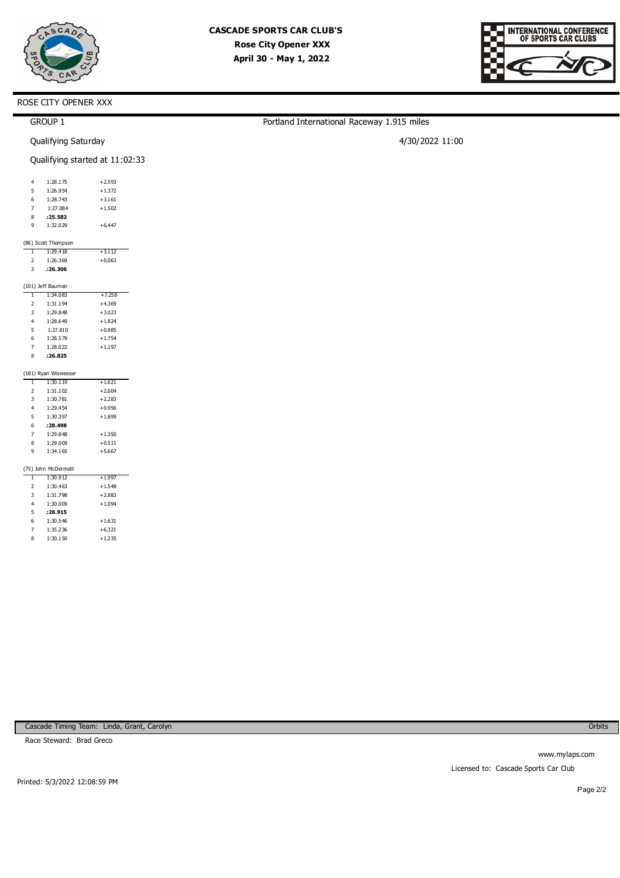**CASCADE SPORTS CAR CLUB'S**
**Rose City Opener XXX**
**April 30 - May 1, 2022**

INTERNATIONAL CONFERENCE OF SPORTS CAR CLUBS

ROSE CITY OPENER XXX

GROUP 1 — Portland International Raceway 1.915 miles

Qualifying Saturday — 4/30/2022 11:00

Qualifying started at 11:02:33

| Lap | Time | Diff |
|---|---|---|
| 4 | 1:28.175 | +2.593 |
| 5 | 1:26.954 | +1.372 |
| 6 | 1:28.743 | +3.161 |
| 7 | 1:27.084 | +1.502 |
| 8 | **:25.582** | |
| 9 | 1:32.029 | +6.447 |

(86) Scott Thompson

| Lap | Time | Diff |
|---|---|---|
| 1 | 1:29.418 | +3.112 |
| 2 | 1:26.369 | +0.063 |
| 3 | **:26.306** | |

(101) Jeff Bauman

| Lap | Time | Diff |
|---|---|---|
| 1 | 1:34.083 | +7.258 |
| 2 | 1:31.194 | +4.369 |
| 3 | 1:29.848 | +3.023 |
| 4 | 1:28.649 | +1.824 |
| 5 | 1:27.810 | +0.985 |
| 6 | 1:28.579 | +1.754 |
| 7 | 1:28.022 | +1.197 |
| 8 | **:26.825** | |

(181) Ryan Wiswesser

| Lap | Time | Diff |
|---|---|---|
| 1 | 1:30.119 | +1.621 |
| 2 | 1:31.102 | +2.604 |
| 3 | 1:30.781 | +2.283 |
| 4 | 1:29.454 | +0.956 |
| 5 | 1:30.397 | +1.899 |
| 6 | **:28.498** | |
| 7 | 1:29.848 | +1.350 |
| 8 | 1:29.009 | +0.511 |
| 9 | 1:34.165 | +5.667 |

(75) John McDermott

| Lap | Time | Diff |
|---|---|---|
| 1 | 1:30.912 | +1.997 |
| 2 | 1:30.463 | +1.548 |
| 3 | 1:31.798 | +2.883 |
| 4 | 1:30.009 | +1.094 |
| 5 | **:28.915** | |
| 6 | 1:30.546 | +1.631 |
| 7 | 1:35.236 | +6.321 |
| 8 | 1:30.150 | +1.235 |

Cascade Timing Team: Linda, Grant, Carolyn — Orbits

Race Steward: Brad Greco

www.mylaps.com

Licensed to: Cascade Sports Car Club

Printed: 5/3/2022 12:08:59 PM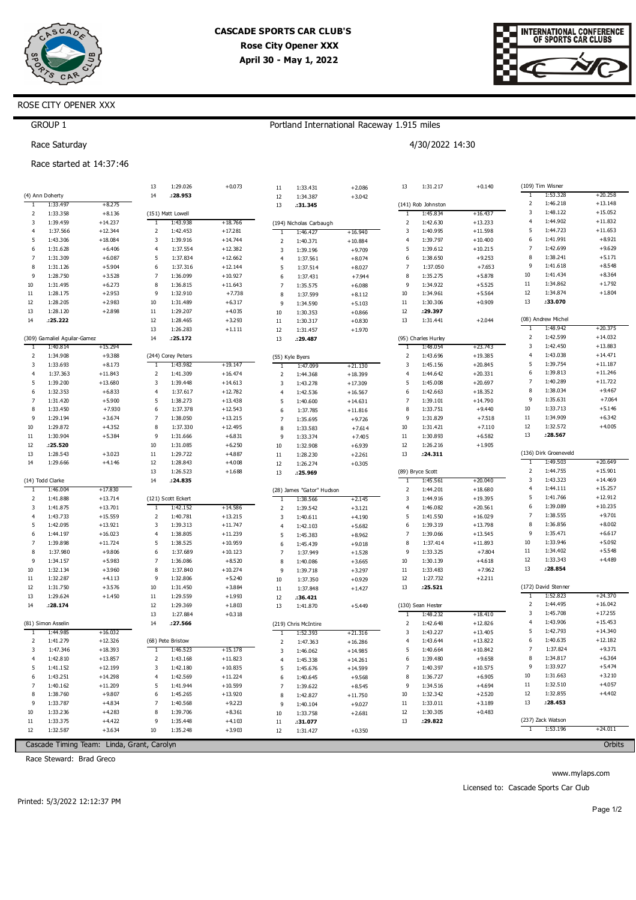# CASCADE SPORTS CAR CLUB'S
## Rose City Opener XXX
### April 30 - May 1, 2022

ROSE CITY OPENER XXX

GROUP 1 — Portland International Raceway 1.915 miles

Race Saturday — 4/30/2022 14:30

Race started at 14:37:46

**(4) Ann Doherty**

| Lap | Time | Diff |
|---|---|---|
| 1 | 1:33.497 | +8.275 |
| 2 | 1:33.358 | +8.136 |
| 3 | 1:39.459 | +14.237 |
| 4 | 1:37.566 | +12.344 |
| 5 | 1:43.306 | +18.084 |
| 6 | 1:31.628 | +6.406 |
| 7 | 1:31.309 | +6.087 |
| 8 | 1:31.126 | +5.904 |
| 9 | 1:28.750 | +3.528 |
| 10 | 1:31.495 | +6.273 |
| 11 | 1:28.175 | +2.953 |
| 12 | 1:28.205 | +2.983 |
| 13 | 1:28.120 | +2.898 |
| 14 | :25.222 | |

**(309) Gamaliel Aguilar-Gamez**

| Lap | Time | Diff |
|---|---|---|
| 1 | 1:40.814 | +15.294 |
| 2 | 1:34.908 | +9.388 |
| 3 | 1:33.693 | +8.173 |
| 4 | 1:37.363 | +11.843 |
| 5 | 1:39.200 | +13.680 |
| 6 | 1:32.353 | +6.833 |
| 7 | 1:31.420 | +5.900 |
| 8 | 1:33.450 | +7.930 |
| 9 | 1:29.194 | +3.674 |
| 10 | 1:29.872 | +4.352 |
| 11 | 1:30.904 | +5.384 |
| 12 | :25.520 | |
| 13 | 1:28.543 | +3.023 |
| 14 | 1:29.666 | +4.146 |

**(14) Todd Clarke**

| Lap | Time | Diff |
|---|---|---|
| 1 | 1:46.004 | +17.830 |
| 2 | 1:41.888 | +13.714 |
| 3 | 1:41.875 | +13.701 |
| 4 | 1:43.733 | +15.559 |
| 5 | 1:42.095 | +13.921 |
| 6 | 1:44.197 | +16.023 |
| 7 | 1:39.898 | +11.724 |
| 8 | 1:37.980 | +9.806 |
| 9 | 1:34.157 | +5.983 |
| 10 | 1:32.134 | +3.960 |
| 11 | 1:32.287 | +4.113 |
| 12 | 1:31.750 | +3.576 |
| 13 | 1:29.624 | +1.450 |
| 14 | :28.174 | |

**(81) Simon Asselin**

| Lap | Time | Diff |
|---|---|---|
| 1 | 1:44.985 | +16.032 |
| 2 | 1:41.279 | +12.326 |
| 3 | 1:47.346 | +18.393 |
| 4 | 1:42.810 | +13.857 |
| 5 | 1:41.152 | +12.199 |
| 6 | 1:43.251 | +14.298 |
| 7 | 1:40.162 | +11.209 |
| 8 | 1:38.760 | +9.807 |
| 9 | 1:33.787 | +4.834 |
| 10 | 1:33.236 | +4.283 |
| 11 | 1:33.375 | +4.422 |
| 12 | 1:32.587 | +3.634 |
| 13 | 1:29.026 | +0.073 |
| 14 | :28.953 | |

**(151) Matt Lowell**

| Lap | Time | Diff |
|---|---|---|
| 1 | 1:43.938 | +18.766 |
| 2 | 1:42.453 | +17.281 |
| 3 | 1:39.916 | +14.744 |
| 4 | 1:37.554 | +12.382 |
| 5 | 1:37.834 | +12.662 |
| 6 | 1:37.316 | +12.144 |
| 7 | 1:36.099 | +10.927 |
| 8 | 1:36.815 | +11.643 |
| 9 | 1:32.910 | +7.738 |
| 10 | 1:31.489 | +6.317 |
| 11 | 1:29.207 | +4.035 |
| 12 | 1:28.465 | +3.293 |
| 13 | 1:26.283 | +1.111 |
| 14 | :25.172 | |

**(244) Corey Peters**

| Lap | Time | Diff |
|---|---|---|
| 1 | 1:43.982 | +19.147 |
| 2 | 1:41.309 | +16.474 |
| 3 | 1:39.448 | +14.613 |
| 4 | 1:37.617 | +12.782 |
| 5 | 1:38.273 | +13.438 |
| 6 | 1:37.378 | +12.543 |
| 7 | 1:38.050 | +13.215 |
| 8 | 1:37.330 | +12.495 |
| 9 | 1:31.666 | +6.831 |
| 10 | 1:31.085 | +6.250 |
| 11 | 1:29.722 | +4.887 |
| 12 | 1:28.843 | +4.008 |
| 13 | 1:26.523 | +1.688 |
| 14 | :24.835 | |

**(121) Scott Eckert**

| Lap | Time | Diff |
|---|---|---|
| 1 | 1:42.152 | +14.586 |
| 2 | 1:40.781 | +13.215 |
| 3 | 1:39.313 | +11.747 |
| 4 | 1:37.617 | +10.051 |
| 5 | 1:38.805 | +11.239 |
| 6 | 1:38.525 | +10.959 |
| 7 | 1:37.689 | +10.123 |
| 8 | 1:37.840 | +10.274 |
| 9 | 1:32.806 | +5.240 |
| 10 | 1:31.450 | +3.884 |
| 11 | 1:29.559 | +1.993 |
| 12 | 1:29.369 | +1.803 |
| 13 | 1:27.884 | +0.318 |
| 14 | :27.566 | |

**(68) Pete Bristow**

| Lap | Time | Diff |
|---|---|---|
| 1 | 1:46.523 | +15.178 |
| 2 | 1:43.168 | +11.823 |
| 3 | 1:42.180 | +10.835 |
| 4 | 1:42.569 | +11.224 |
| 5 | 1:41.944 | +10.599 |
| 6 | 1:45.265 | +13.920 |
| 7 | 1:40.568 | +9.223 |
| 8 | 1:39.706 | +8.361 |
| 9 | 1:35.448 | +4.103 |
| 10 | 1:35.248 | +3.903 |
| 11 | 1:33.431 | +2.086 |
| 12 | 1:34.387 | +3.042 |
| 13 | :31.345 | |

**(194) Nicholas Carbaugh**

| Lap | Time | Diff |
|---|---|---|
| 1 | 1:46.427 | +16.940 |
| 2 | 1:40.371 | +10.884 |
| 3 | 1:39.196 | +9.709 |
| 4 | 1:37.561 | +8.074 |
| 5 | 1:37.514 | +8.027 |
| 6 | 1:37.431 | +7.944 |
| 7 | 1:35.575 | +6.088 |
| 8 | 1:37.599 | +8.112 |
| 9 | 1:34.590 | +5.103 |
| 10 | 1:30.353 | +0.866 |
| 11 | 1:30.317 | +0.830 |
| 12 | 1:31.457 | +1.970 |
| 13 | :29.487 | |

**(55) Kyle Byers**

| Lap | Time | Diff |
|---|---|---|
| 1 | 1:47.099 | +21.130 |
| 2 | 1:44.368 | +18.399 |
| 3 | 1:43.278 | +17.309 |
| 4 | 1:42.536 | +16.567 |
| 5 | 1:40.600 | +14.631 |
| 6 | 1:37.785 | +11.816 |
| 7 | 1:35.695 | +9.726 |
| 8 | 1:33.583 | +7.614 |
| 9 | 1:33.374 | +7.405 |
| 10 | 1:32.908 | +6.939 |
| 11 | 1:28.230 | +2.261 |
| 12 | 1:26.274 | +0.305 |
| 13 | :25.969 | |

**(28) James "Gator" Hudson**

| Lap | Time | Diff |
|---|---|---|
| 1 | 1:38.566 | +2.145 |
| 2 | 1:39.542 | +3.121 |
| 3 | 1:40.611 | +4.190 |
| 4 | 1:42.103 | +5.682 |
| 5 | 1:45.383 | +8.962 |
| 6 | 1:45.439 | +9.018 |
| 7 | 1:37.949 | +1.528 |
| 8 | 1:40.086 | +3.665 |
| 9 | 1:39.718 | +3.297 |
| 10 | 1:37.350 | +0.929 |
| 11 | 1:37.848 | +1.427 |
| 12 | :36.421 | |
| 13 | 1:41.870 | +5.449 |

**(219) Chris McIntire**

| Lap | Time | Diff |
|---|---|---|
| 1 | 1:52.393 | +21.316 |
| 2 | 1:47.363 | +16.286 |
| 3 | 1:46.062 | +14.985 |
| 4 | 1:45.338 | +14.261 |
| 5 | 1:45.676 | +14.599 |
| 6 | 1:40.645 | +9.568 |
| 7 | 1:39.622 | +8.545 |
| 8 | 1:42.827 | +11.750 |
| 9 | 1:40.104 | +9.027 |
| 10 | 1:33.758 | +2.681 |
| 11 | :31.077 | |
| 12 | 1:31.427 | +0.350 |
| 13 | 1:31.217 | +0.140 |

**(141) Rob Johnston**

| Lap | Time | Diff |
|---|---|---|
| 1 | 1:45.834 | +16.437 |
| 2 | 1:42.630 | +13.233 |
| 3 | 1:40.995 | +11.598 |
| 4 | 1:39.797 | +10.400 |
| 5 | 1:39.612 | +10.215 |
| 6 | 1:38.650 | +9.253 |
| 7 | 1:37.050 | +7.653 |
| 8 | 1:35.275 | +5.878 |
| 9 | 1:34.922 | +5.525 |
| 10 | 1:34.961 | +5.564 |
| 11 | 1:30.306 | +0.909 |
| 12 | :29.397 | |
| 13 | 1:31.441 | +2.044 |

**(95) Charles Hurley**

| Lap | Time | Diff |
|---|---|---|
| 1 | 1:48.054 | +23.743 |
| 2 | 1:43.696 | +19.385 |
| 3 | 1:45.156 | +20.845 |
| 4 | 1:44.642 | +20.331 |
| 5 | 1:45.008 | +20.697 |
| 6 | 1:42.663 | +18.352 |
| 7 | 1:39.101 | +14.790 |
| 8 | 1:33.751 | +9.440 |
| 9 | 1:31.829 | +7.518 |
| 10 | 1:31.421 | +7.110 |
| 11 | 1:30.893 | +6.582 |
| 12 | 1:26.216 | +1.905 |
| 13 | :24.311 | |

**(89) Bryce Scott**

| Lap | Time | Diff |
|---|---|---|
| 1 | 1:45.561 | +20.040 |
| 2 | 1:44.201 | +18.680 |
| 3 | 1:44.916 | +19.395 |
| 4 | 1:46.082 | +20.561 |
| 5 | 1:41.550 | +16.029 |
| 6 | 1:39.319 | +13.798 |
| 7 | 1:39.066 | +13.545 |
| 8 | 1:37.414 | +11.893 |
| 9 | 1:33.325 | +7.804 |
| 10 | 1:30.139 | +4.618 |
| 11 | 1:33.483 | +7.962 |
| 12 | 1:27.732 | +2.211 |
| 13 | :25.521 | |

**(130) Sean Hester**

| Lap | Time | Diff |
|---|---|---|
| 1 | 1:48.232 | +18.410 |
| 2 | 1:42.648 | +12.826 |
| 3 | 1:43.227 | +13.405 |
| 4 | 1:43.644 | +13.822 |
| 5 | 1:40.664 | +10.842 |
| 6 | 1:39.480 | +9.658 |
| 7 | 1:40.397 | +10.575 |
| 8 | 1:36.727 | +6.905 |
| 9 | 1:34.516 | +4.694 |
| 10 | 1:32.342 | +2.520 |
| 11 | 1:33.011 | +3.189 |
| 12 | 1:30.305 | +0.483 |
| 13 | :29.822 | |

**(109) Tim Wisner**

| Lap | Time | Diff |
|---|---|---|
| 1 | 1:53.328 | +20.258 |
| 2 | 1:46.218 | +13.148 |
| 3 | 1:48.122 | +15.052 |
| 4 | 1:44.902 | +11.832 |
| 5 | 1:44.723 | +11.653 |
| 6 | 1:41.991 | +8.921 |
| 7 | 1:42.699 | +9.629 |
| 8 | 1:38.241 | +5.171 |
| 9 | 1:41.618 | +8.548 |
| 10 | 1:41.434 | +8.364 |
| 11 | 1:34.862 | +1.792 |
| 12 | 1:34.874 | +1.804 |
| 13 | :33.070 | |

**(08) Andrew Michel**

| Lap | Time | Diff |
|---|---|---|
| 1 | 1:48.942 | +20.375 |
| 2 | 1:42.599 | +14.032 |
| 3 | 1:42.450 | +13.883 |
| 4 | 1:43.038 | +14.471 |
| 5 | 1:39.754 | +11.187 |
| 6 | 1:39.813 | +11.246 |
| 7 | 1:40.289 | +11.722 |
| 8 | 1:38.034 | +9.467 |
| 9 | 1:35.631 | +7.064 |
| 10 | 1:33.713 | +5.146 |
| 11 | 1:34.909 | +6.342 |
| 12 | 1:32.572 | +4.005 |
| 13 | :28.567 | |

**(136) Dirk Groeneveld**

| Lap | Time | Diff |
|---|---|---|
| 1 | 1:49.503 | +20.649 |
| 2 | 1:44.755 | +15.901 |
| 3 | 1:43.323 | +14.469 |
| 4 | 1:44.111 | +15.257 |
| 5 | 1:41.766 | +12.912 |
| 6 | 1:39.089 | +10.235 |
| 7 | 1:38.555 | +9.701 |
| 8 | 1:36.856 | +8.002 |
| 9 | 1:35.471 | +6.617 |
| 10 | 1:33.946 | +5.092 |
| 11 | 1:34.402 | +5.548 |
| 12 | 1:33.343 | +4.489 |
| 13 | :28.854 | |

**(172) David Stenner**

| Lap | Time | Diff |
|---|---|---|
| 1 | 1:52.823 | +24.370 |
| 2 | 1:44.495 | +16.042 |
| 3 | 1:45.708 | +17.255 |
| 4 | 1:43.906 | +15.453 |
| 5 | 1:42.793 | +14.340 |
| 6 | 1:40.635 | +12.182 |
| 7 | 1:37.824 | +9.371 |
| 8 | 1:34.817 | +6.364 |
| 9 | 1:33.927 | +5.474 |
| 10 | 1:31.663 | +3.210 |
| 11 | 1:32.510 | +4.057 |
| 12 | 1:32.855 | +4.402 |
| 13 | :28.453 | |

**(237) Zack Watson**

| Lap | Time | Diff |
|---|---|---|
| 1 | 1:53.196 | +24.011 |

Cascade Timing Team: Linda, Grant, Carolyn — Orbits

Race Steward: Brad Greco

www.mylaps.com

Licensed to: Cascade Sports Car Club

Printed: 5/3/2022 12:12:37 PM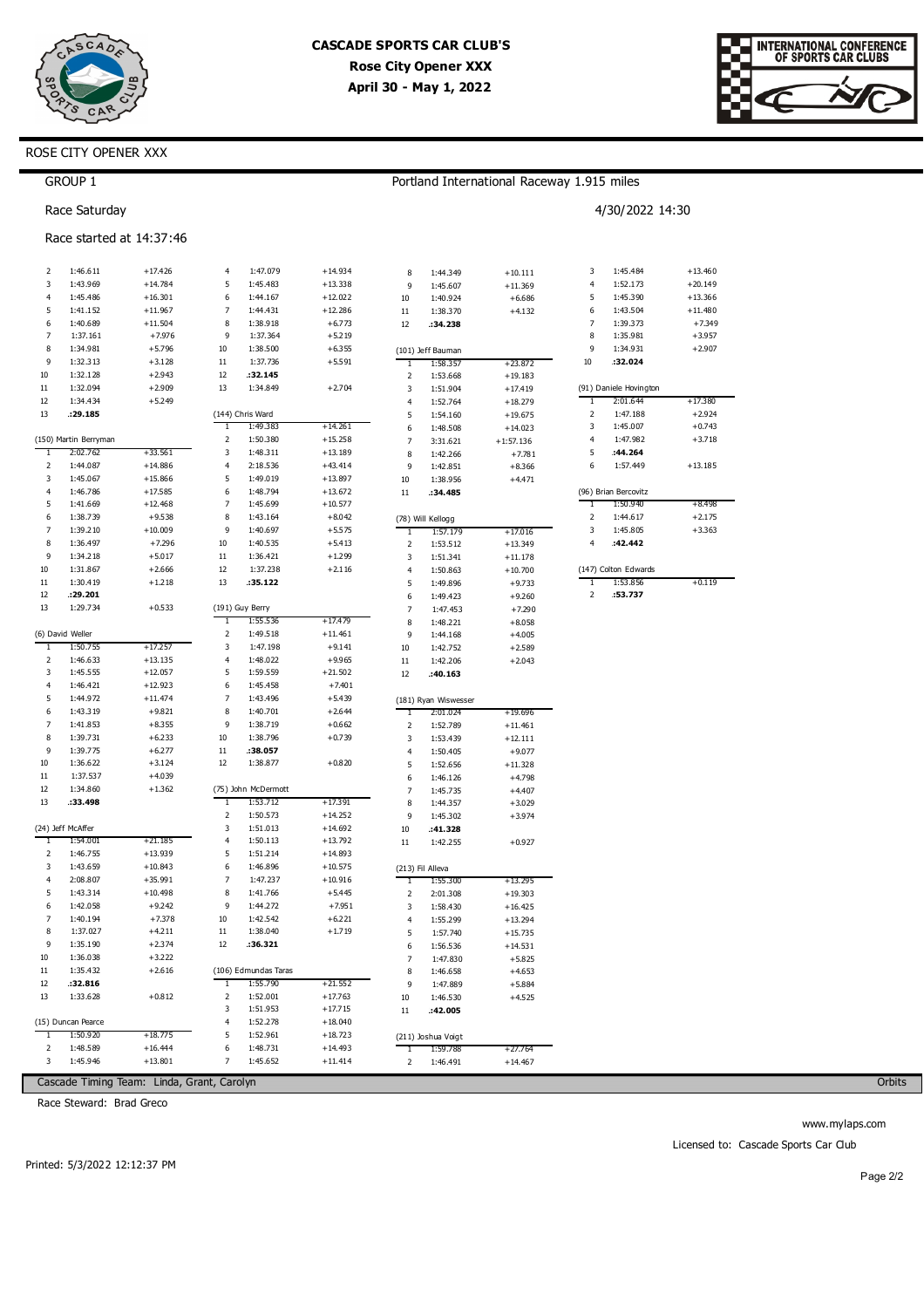# CASCADE SPORTS CAR CLUB'S
## Rose City Opener XXX
### April 30 - May 1, 2022

ROSE CITY OPENER XXX

GROUP 1

Portland International Raceway 1.915 miles

Race Saturday

4/30/2022 14:30

Race started at 14:37:46

(continued)

| Lap | Time | Diff |
|---|---|---|
| 2 | 1:46.611 | +17.426 |
| 3 | 1:43.969 | +14.784 |
| 4 | 1:45.486 | +16.301 |
| 5 | 1:41.152 | +11.967 |
| 6 | 1:40.689 | +11.504 |
| 7 | 1:37.161 | +7.976 |
| 8 | 1:34.981 | +5.796 |
| 9 | 1:32.313 | +3.128 |
| 10 | 1:32.128 | +2.943 |
| 11 | 1:32.094 | +2.909 |
| 12 | 1:34.434 | +5.249 |
| 13 | **:29.185** | |

(150) Martin Berryman

| Lap | Time | Diff |
|---|---|---|
| 1 | 2:02.762 | +33.561 |
| 2 | 1:44.087 | +14.886 |
| 3 | 1:45.067 | +15.866 |
| 4 | 1:46.786 | +17.585 |
| 5 | 1:41.669 | +12.468 |
| 6 | 1:38.739 | +9.538 |
| 7 | 1:39.210 | +10.009 |
| 8 | 1:36.497 | +7.296 |
| 9 | 1:34.218 | +5.017 |
| 10 | 1:31.867 | +2.666 |
| 11 | 1:30.419 | +1.218 |
| 12 | **:29.201** | |
| 13 | 1:29.734 | +0.533 |

(6) David Weller

| Lap | Time | Diff |
|---|---|---|
| 1 | 1:50.755 | +17.257 |
| 2 | 1:46.633 | +13.135 |
| 3 | 1:45.555 | +12.057 |
| 4 | 1:46.421 | +12.923 |
| 5 | 1:44.972 | +11.474 |
| 6 | 1:43.319 | +9.821 |
| 7 | 1:41.853 | +8.355 |
| 8 | 1:39.731 | +6.233 |
| 9 | 1:39.775 | +6.277 |
| 10 | 1:36.622 | +3.124 |
| 11 | 1:37.537 | +4.039 |
| 12 | 1:34.860 | +1.362 |
| 13 | **:33.498** | |

(24) Jeff McAffer

| Lap | Time | Diff |
|---|---|---|
| 1 | 1:54.001 | +21.185 |
| 2 | 1:46.755 | +13.939 |
| 3 | 1:43.659 | +10.843 |
| 4 | 2:08.807 | +35.991 |
| 5 | 1:43.314 | +10.498 |
| 6 | 1:42.058 | +9.242 |
| 7 | 1:40.194 | +7.378 |
| 8 | 1:37.027 | +4.211 |
| 9 | 1:35.190 | +2.374 |
| 10 | 1:36.038 | +3.222 |
| 11 | 1:35.432 | +2.616 |
| 12 | **:32.816** | |
| 13 | 1:33.628 | +0.812 |

(15) Duncan Pearce

| Lap | Time | Diff |
|---|---|---|
| 1 | 1:50.920 | +18.775 |
| 2 | 1:48.589 | +16.444 |
| 3 | 1:45.946 | +13.801 |
| 4 | 1:47.079 | +14.934 |
| 5 | 1:45.483 | +13.338 |
| 6 | 1:44.167 | +12.022 |
| 7 | 1:44.431 | +12.286 |
| 8 | 1:38.918 | +6.773 |
| 9 | 1:37.364 | +5.219 |
| 10 | 1:38.500 | +6.355 |
| 11 | 1:37.736 | +5.591 |
| 12 | **:32.145** | |
| 13 | 1:34.849 | +2.704 |

(144) Chris Ward

| Lap | Time | Diff |
|---|---|---|
| 1 | 1:49.383 | +14.261 |
| 2 | 1:50.380 | +15.258 |
| 3 | 1:48.311 | +13.189 |
| 4 | 2:18.536 | +43.414 |
| 5 | 1:49.019 | +13.897 |
| 6 | 1:48.794 | +13.672 |
| 7 | 1:45.699 | +10.577 |
| 8 | 1:43.164 | +8.042 |
| 9 | 1:40.697 | +5.575 |
| 10 | 1:40.535 | +5.413 |
| 11 | 1:36.421 | +1.299 |
| 12 | 1:37.238 | +2.116 |
| 13 | **:35.122** | |

(191) Guy Berry

| Lap | Time | Diff |
|---|---|---|
| 1 | 1:55.536 | +17.479 |
| 2 | 1:49.518 | +11.461 |
| 3 | 1:47.198 | +9.141 |
| 4 | 1:48.022 | +9.965 |
| 5 | 1:59.559 | +21.502 |
| 6 | 1:45.458 | +7.401 |
| 7 | 1:43.496 | +5.439 |
| 8 | 1:40.701 | +2.644 |
| 9 | 1:38.719 | +0.662 |
| 10 | 1:38.796 | +0.739 |
| 11 | **:38.057** | |
| 12 | 1:38.877 | +0.820 |

(75) John McDermott

| Lap | Time | Diff |
|---|---|---|
| 1 | 1:53.712 | +17.391 |
| 2 | 1:50.573 | +14.252 |
| 3 | 1:51.013 | +14.692 |
| 4 | 1:50.113 | +13.792 |
| 5 | 1:51.214 | +14.893 |
| 6 | 1:46.896 | +10.575 |
| 7 | 1:47.237 | +10.916 |
| 8 | 1:41.766 | +5.445 |
| 9 | 1:44.272 | +7.951 |
| 10 | 1:42.542 | +6.221 |
| 11 | 1:38.040 | +1.719 |
| 12 | **:36.321** | |

(106) Edmundas Taras

| Lap | Time | Diff |
|---|---|---|
| 1 | 1:55.790 | +21.552 |
| 2 | 1:52.001 | +17.763 |
| 3 | 1:51.953 | +17.715 |
| 4 | 1:52.278 | +18.040 |
| 5 | 1:52.961 | +18.723 |
| 6 | 1:48.731 | +14.493 |
| 7 | 1:45.652 | +11.414 |
| 8 | 1:44.349 | +10.111 |
| 9 | 1:45.607 | +11.369 |
| 10 | 1:40.924 | +6.686 |
| 11 | 1:38.370 | +4.132 |
| 12 | **:34.238** | |

(101) Jeff Bauman

| Lap | Time | Diff |
|---|---|---|
| 1 | 1:58.357 | +23.872 |
| 2 | 1:53.668 | +19.183 |
| 3 | 1:51.904 | +17.419 |
| 4 | 1:52.764 | +18.279 |
| 5 | 1:54.160 | +19.675 |
| 6 | 1:48.508 | +14.023 |
| 7 | 3:31.621 | +1:57.136 |
| 8 | 1:42.266 | +7.781 |
| 9 | 1:42.851 | +8.366 |
| 10 | 1:38.956 | +4.471 |
| 11 | **:34.485** | |

(78) Will Kellogg

| Lap | Time | Diff |
|---|---|---|
| 1 | 1:57.179 | +17.016 |
| 2 | 1:53.512 | +13.349 |
| 3 | 1:51.341 | +11.178 |
| 4 | 1:50.863 | +10.700 |
| 5 | 1:49.896 | +9.733 |
| 6 | 1:49.423 | +9.260 |
| 7 | 1:47.453 | +7.290 |
| 8 | 1:48.221 | +8.058 |
| 9 | 1:44.168 | +4.005 |
| 10 | 1:42.752 | +2.589 |
| 11 | 1:42.206 | +2.043 |
| 12 | **:40.163** | |

(181) Ryan Wiswesser

| Lap | Time | Diff |
|---|---|---|
| 1 | 2:01.024 | +19.696 |
| 2 | 1:52.789 | +11.461 |
| 3 | 1:53.439 | +12.111 |
| 4 | 1:50.405 | +9.077 |
| 5 | 1:52.656 | +11.328 |
| 6 | 1:46.126 | +4.798 |
| 7 | 1:45.735 | +4.407 |
| 8 | 1:44.357 | +3.029 |
| 9 | 1:45.302 | +3.974 |
| 10 | **:41.328** | |
| 11 | 1:42.255 | +0.927 |

(213) Fil Alleva

| Lap | Time | Diff |
|---|---|---|
| 1 | 1:55.300 | +13.295 |
| 2 | 2:01.308 | +19.303 |
| 3 | 1:58.430 | +16.425 |
| 4 | 1:55.299 | +13.294 |
| 5 | 1:57.740 | +15.735 |
| 6 | 1:56.536 | +14.531 |
| 7 | 1:47.830 | +5.825 |
| 8 | 1:46.658 | +4.653 |
| 9 | 1:47.889 | +5.884 |
| 10 | 1:46.530 | +4.525 |
| 11 | **:42.005** | |

(211) Joshua Voigt

| Lap | Time | Diff |
|---|---|---|
| 1 | 1:59.788 | +27.764 |
| 2 | 1:46.491 | +14.467 |
| 3 | 1:45.484 | +13.460 |
| 4 | 1:52.173 | +20.149 |
| 5 | 1:45.390 | +13.366 |
| 6 | 1:43.504 | +11.480 |
| 7 | 1:39.373 | +7.349 |
| 8 | 1:35.981 | +3.957 |
| 9 | 1:34.931 | +2.907 |
| 10 | **:32.024** | |

(91) Daniele Hovington

| Lap | Time | Diff |
|---|---|---|
| 1 | 2:01.644 | +17.380 |
| 2 | 1:47.188 | +2.924 |
| 3 | 1:45.007 | +0.743 |
| 4 | 1:47.982 | +3.718 |
| 5 | **:44.264** | |
| 6 | 1:57.449 | +13.185 |

(96) Brian Bercovitz

| Lap | Time | Diff |
|---|---|---|
| 1 | 1:50.940 | +8.498 |
| 2 | 1:44.617 | +2.175 |
| 3 | 1:45.805 | +3.363 |
| 4 | **:42.442** | |

(147) Colton Edwards

| Lap | Time | Diff |
|---|---|---|
| 1 | 1:53.856 | +0.119 |
| 2 | **:53.737** | |

Cascade Timing Team: Linda, Grant, Carolyn

Race Steward: Brad Greco

Orbits

www.mylaps.com

Licensed to: Cascade Sports Car Club

Printed: 5/3/2022 12:12:37 PM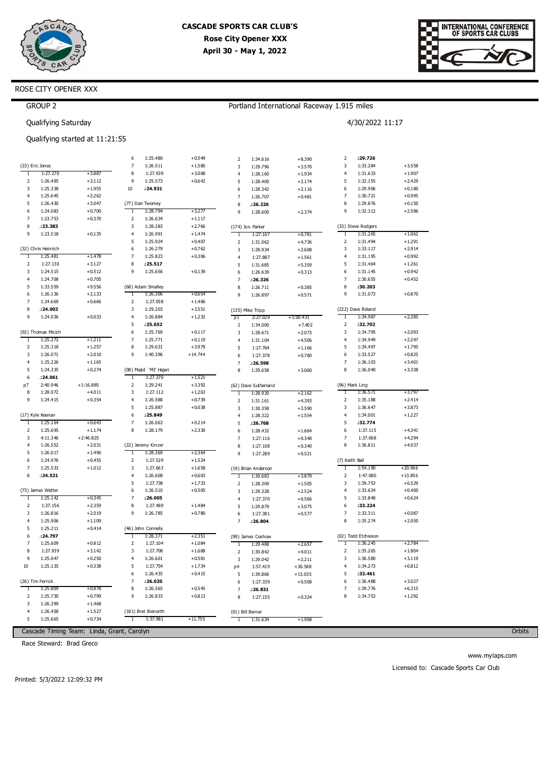# CASCADE SPORTS CAR CLUB'S
## Rose City Opener XXX
### April 30 - May 1, 2022

ROSE CITY OPENER XXX

GROUP 2

Portland International Raceway 1.915 miles

Qualifying Saturday

4/30/2022 11:17

Qualifying started at 11:21:55

**(23) Eric Jones**

| Lap | Time | Diff |
|---|---|---|
| 1 | 1:27.270 | +3.887 |
| 2 | 1:26.495 | +3.112 |
| 3 | 1:25.338 | +1.955 |
| 4 | 1:25.645 | +2.262 |
| 5 | 1:26.430 | +3.047 |
| 6 | 1:24.083 | +0.700 |
| 7 | 1:23.753 | +0.370 |
| 8 | **:23.383** | |
| 9 | 1:23.518 | +0.135 |

**(32) Chris Heinrich**

| Lap | Time | Diff |
|---|---|---|
| 1 | 1:25.481 | +1.478 |
| 2 | 1:27.130 | +3.127 |
| 3 | 1:24.515 | +0.512 |
| 4 | 1:24.708 | +0.705 |
| 5 | 1:33.559 | +9.556 |
| 6 | 1:26.136 | +2.133 |
| 7 | 1:24.669 | +0.666 |
| 8 | **:24.003** | |
| 9 | 1:24.036 | +0.033 |

**(92) Thomas Micich**

| Lap | Time | Diff |
|---|---|---|
| 1 | 1:25.272 | +1.211 |
| 2 | 1:25.318 | +1.257 |
| 3 | 1:26.071 | +2.010 |
| 4 | 1:25.226 | +1.165 |
| 5 | 1:24.335 | +0.274 |
| 6 | **:24.061** | |
| p7 | 2:40.946 | +1:16.885 |
| 8 | 1:28.072 | +4.011 |
| 9 | 1:24.415 | +0.354 |

**(17) Kyle Keenan**

| Lap | Time | Diff |
|---|---|---|
| 1 | 1:25.164 | +0.643 |
| 2 | 1:25.695 | +1.174 |
| 3 | 4:11.346 | +2:46.825 |
| 4 | 1:26.552 | +2.031 |
| 5 | 1:26.017 | +1.496 |
| 6 | 1:24.976 | +0.455 |
| 7 | 1:25.533 | +1.012 |
| 8 | **:24.521** | |

**(73) James Wetter**

| Lap | Time | Diff |
|---|---|---|
| 1 | 1:25.142 | +0.345 |
| 2 | 1:27.156 | +2.359 |
| 3 | 1:26.816 | +2.019 |
| 4 | 1:25.906 | +1.109 |
| 5 | 1:25.211 | +0.414 |
| 6 | **:24.797** | |
| 7 | 1:25.609 | +0.812 |
| 8 | 1:27.939 | +3.142 |
| 9 | 1:25.047 | +0.250 |
| 10 | 1:25.135 | +0.338 |

**(26) Tim Ferrick**

| Lap | Time | Diff |
|---|---|---|
| 1 | 1:25.809 | +0.878 |
| 2 | 1:25.730 | +0.799 |
| 3 | 1:26.399 | +1.468 |
| 4 | 1:26.458 | +1.527 |
| 5 | 1:25.665 | +0.734 |
| 6 | 1:25.480 | +0.549 |
| 7 | 1:26.511 | +1.580 |
| 8 | 1:27.939 | +3.008 |
| 9 | 1:25.573 | +0.642 |
| 10 | **:24.931** | |

**(77) Dan Twomey**

| Lap | Time | Diff |
|---|---|---|
| 1 | 1:28.794 | +3.277 |
| 2 | 1:26.634 | +1.117 |
| 3 | 1:28.283 | +2.766 |
| 4 | 1:26.991 | +1.474 |
| 5 | 1:25.924 | +0.407 |
| 6 | 1:26.279 | +0.762 |
| 7 | 1:25.823 | +0.306 |
| 8 | **:25.517** | |
| 9 | 1:25.656 | +0.139 |

**(68) Adam Smalley**

| Lap | Time | Diff |
|---|---|---|
| 1 | 1:26.306 | +0.654 |
| 2 | 1:27.058 | +1.406 |
| 3 | 1:29.203 | +3.551 |
| 4 | 1:26.884 | +1.232 |
| 5 | **:25.652** | |
| 6 | 1:25.769 | +0.117 |
| 7 | 1:25.771 | +0.119 |
| 8 | 1:29.631 | +3.979 |
| 9 | 1:40.396 | +14.744 |

**(08) Majid 'MJ' Hajari**

| Lap | Time | Diff |
|---|---|---|
| 1 | 1:27.370 | +1.521 |
| 2 | 1:29.241 | +3.392 |
| 3 | 1:27.112 | +1.263 |
| 4 | 1:26.588 | +0.739 |
| 5 | 1:25.887 | +0.038 |
| 6 | **:25.849** | |
| 7 | 1:26.063 | +0.214 |
| 8 | 1:28.179 | +2.330 |

**(22) Jeremy Kinzer**

| Lap | Time | Diff |
|---|---|---|
| 1 | 1:28.369 | +2.364 |
| 2 | 1:27.529 | +1.524 |
| 3 | 1:27.663 | +1.658 |
| 4 | 1:26.608 | +0.603 |
| 5 | 1:27.738 | +1.733 |
| 6 | 1:26.510 | +0.505 |
| 7 | **:26.005** | |
| 8 | 1:27.489 | +1.484 |
| 9 | 1:26.785 | +0.780 |

**(46) John Connelly**

| Lap | Time | Diff |
|---|---|---|
| 1 | 1:28.371 | +2.351 |
| 2 | 1:27.104 | +1.084 |
| 3 | 1:27.708 | +1.688 |
| 4 | 1:26.601 | +0.581 |
| 5 | 1:27.754 | +1.734 |
| 6 | 1:26.435 | +0.415 |
| 7 | **:26.020** | |
| 8 | 1:26.565 | +0.545 |
| 9 | 1:26.833 | +0.813 |

**(181) Bret Bienerth**

| Lap | Time | Diff |
|---|---|---|
| 1 | 1:37.981 | +11.755 |
| 2 | 1:34.616 | +8.390 |
| 3 | 1:29.796 | +3.570 |
| 4 | 1:28.160 | +1.934 |
| 5 | 1:28.400 | +2.174 |
| 6 | 1:28.342 | +2.116 |
| 7 | 1:26.707 | +0.481 |
| 8 | **:26.226** | |
| 9 | 1:28.600 | +2.374 |

**(174) Jon Parker**

| Lap | Time | Diff |
|---|---|---|
| 1 | 1:27.107 | +0.781 |
| 2 | 1:31.062 | +4.736 |
| 3 | 1:28.934 | +2.608 |
| 4 | 1:27.887 | +1.561 |
| 5 | 1:31.685 | +5.359 |
| 6 | 1:26.639 | +0.313 |
| 7 | **:26.326** | |
| 8 | 1:26.711 | +0.385 |
| 9 | 1:26.897 | +0.571 |

**(135) Mike Tripp**

| Lap | Time | Diff |
|---|---|---|
| p1 | 2:27.029 | +1:00.431 |
| 2 | 1:34.000 | +7.402 |
| 3 | 1:28.671 | +2.073 |
| 4 | 1:31.104 | +4.506 |
| 5 | 1:27.764 | +1.166 |
| 6 | 1:27.378 | +0.780 |
| 7 | **:26.598** | |
| 8 | 1:29.658 | +3.060 |

**(62) Dave Sutherland**

| Lap | Time | Diff |
|---|---|---|
| 1 | 1:28.930 | +2.162 |
| 2 | 1:31.161 | +4.393 |
| 3 | 1:30.358 | +3.590 |
| 4 | 1:28.322 | +1.554 |
| 5 | **:26.768** | |
| 6 | 1:28.432 | +1.664 |
| 7 | 1:27.116 | +0.348 |
| 8 | 1:27.108 | +0.340 |
| 9 | 1:27.289 | +0.521 |

**(19) Brian Anderson**

| Lap | Time | Diff |
|---|---|---|
| 1 | 1:30.683 | +3.879 |
| 2 | 1:28.309 | +1.505 |
| 3 | 1:29.328 | +2.524 |
| 4 | 1:27.370 | +0.566 |
| 5 | 1:29.879 | +3.075 |
| 6 | 1:27.381 | +0.577 |
| 7 | **:26.804** | |

**(99) James Coshow**

| Lap | Time | Diff |
|---|---|---|
| 1 | 1:29.488 | +2.657 |
| 2 | 1:30.842 | +4.011 |
| 3 | 1:29.042 | +2.211 |
| p4 | 1:57.419 | +30.588 |
| 5 | 1:39.866 | +13.035 |
| 6 | 1:27.339 | +0.508 |
| 7 | **:26.831** | |
| 8 | 1:27.155 | +0.324 |

**(01) Bill Berner**

| Lap | Time | Diff |
|---|---|---|
| 1 | 1:31.634 | +1.908 |
| 2 | **:29.726** | |
| 3 | 1:33.284 | +3.558 |
| 4 | 1:31.633 | +1.907 |
| 5 | 1:32.155 | +2.429 |
| 6 | 1:29.906 | +0.180 |
| 7 | 1:30.721 | +0.995 |
| 8 | 1:29.876 | +0.150 |
| 9 | 1:32.312 | +2.586 |

**(33) Steve Rodgers**

| Lap | Time | Diff |
|---|---|---|
| 1 | 1:31.265 | +1.062 |
| 2 | 1:31.494 | +1.291 |
| 3 | 1:33.117 | +2.914 |
| 4 | 1:31.195 | +0.992 |
| 5 | 1:31.464 | +1.261 |
| 6 | 1:31.145 | +0.942 |
| 7 | 1:30.655 | +0.452 |
| 8 | **:30.203** | |
| 9 | 1:31.073 | +0.870 |

**(222) Dave Roland**

| Lap | Time | Diff |
|---|---|---|
| 1 | 1:34.987 | +2.285 |
| 2 | **:32.702** | |
| 3 | 1:34.795 | +2.093 |
| 4 | 1:34.949 | +2.247 |
| 5 | 1:34.497 | +1.795 |
| 6 | 1:33.527 | +0.825 |
| 7 | 1:36.103 | +3.401 |
| 8 | 1:36.040 | +3.338 |

**(96) Mark Ling**

| Lap | Time | Diff |
|---|---|---|
| 1 | 1:36.571 | +3.797 |
| 2 | 1:35.188 | +2.414 |
| 3 | 1:36.647 | +3.873 |
| 4 | 1:34.001 | +1.227 |
| 5 | **:32.774** | |
| 6 | 1:37.115 | +4.341 |
| 7 | 1:37.068 | +4.294 |
| 8 | 1:36.811 | +4.037 |

**(7) Keith Ball**

| Lap | Time | Diff |
|---|---|---|
| 1 | 1:54.190 | +20.966 |
| 2 | 1:47.080 | +13.856 |
| 3 | 1:39.753 | +6.529 |
| 4 | 1:33.624 | +0.400 |
| 5 | 1:33.848 | +0.624 |
| 6 | **:33.224** | |
| 7 | 1:33.311 | +0.087 |
| 8 | 1:35.274 | +2.050 |

**(02) Todd Etchieson**

| Lap | Time | Diff |
|---|---|---|
| 1 | 1:36.245 | +2.784 |
| 2 | 1:35.265 | +1.804 |
| 3 | 1:36.580 | +3.119 |
| 4 | 1:34.273 | +0.812 |
| 5 | **:33.461** | |
| 6 | 1:36.488 | +3.027 |
| 7 | 1:39.776 | +6.315 |
| 8 | 1:34.753 | +1.292 |

Cascade Timing Team: Linda, Grant, Carolyn

Orbits

Race Steward: Brad Greco

www.mylaps.com

Licensed to: Cascade Sports Car Club

Printed: 5/3/2022 12:09:32 PM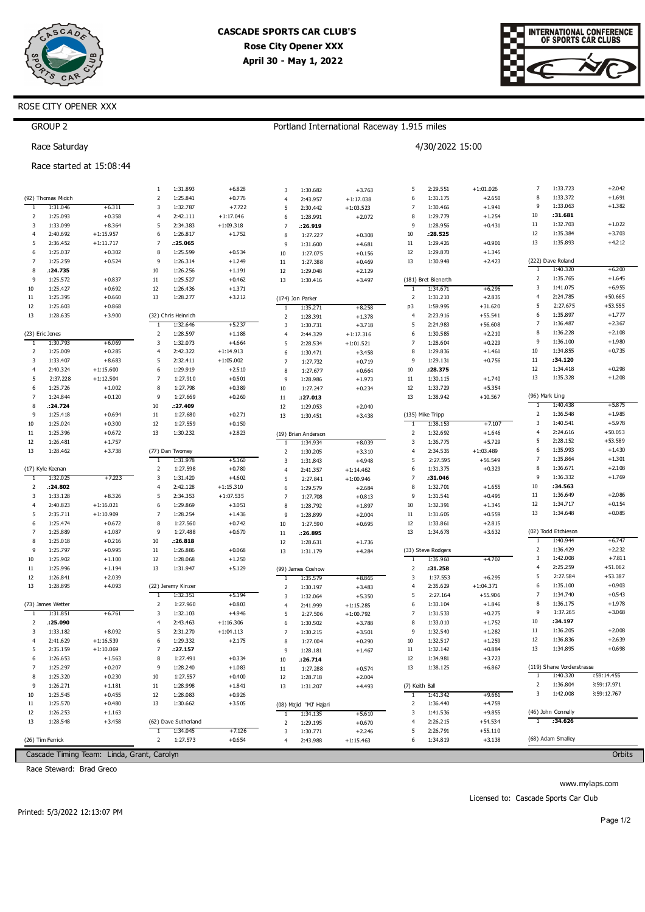# CASCADE SPORTS CAR CLUB'S
## Rose City Opener XXX
### April 30 - May 1, 2022

ROSE CITY OPENER XXX

GROUP 2

Portland International Raceway 1.915 miles

Race Saturday

4/30/2022 15:00

Race started at 15:08:44

**(92) Thomas Micich**

| Lap | Time | Diff |
|---|---|---|
| 1 | 1:31.046 | +6.311 |
| 2 | 1:25.093 | +0.358 |
| 3 | 1:33.099 | +8.364 |
| 4 | 2:40.692 | +1:15.957 |
| 5 | 2:36.452 | +1:11.717 |
| 6 | 1:25.037 | +0.302 |
| 7 | 1:25.259 | +0.524 |
| 8 | **:24.735** | |
| 9 | 1:25.572 | +0.837 |
| 10 | 1:25.427 | +0.692 |
| 11 | 1:25.395 | +0.660 |
| 12 | 1:25.603 | +0.868 |
| 13 | 1:28.635 | +3.900 |

**(23) Eric Jones**

| Lap | Time | Diff |
|---|---|---|
| 1 | 1:30.793 | +6.069 |
| 2 | 1:25.009 | +0.285 |
| 3 | 1:33.407 | +8.683 |
| 4 | 2:40.324 | +1:15.600 |
| 5 | 2:37.228 | +1:12.504 |
| 6 | 1:25.726 | +1.002 |
| 7 | 1:24.844 | +0.120 |
| 8 | **:24.724** | |
| 9 | 1:25.418 | +0.694 |
| 10 | 1:25.024 | +0.300 |
| 11 | 1:25.396 | +0.672 |
| 12 | 1:26.481 | +1.757 |
| 13 | 1:28.462 | +3.738 |

**(17) Kyle Keenan**

| Lap | Time | Diff |
|---|---|---|
| 1 | 1:32.025 | +7.223 |
| 2 | **:24.802** | |
| 3 | 1:33.128 | +8.326 |
| 4 | 2:40.823 | +1:16.021 |
| 5 | 2:35.711 | +1:10.909 |
| 6 | 1:25.474 | +0.672 |
| 7 | 1:25.889 | +1.087 |
| 8 | 1:25.018 | +0.216 |
| 9 | 1:25.797 | +0.995 |
| 10 | 1:25.902 | +1.100 |
| 11 | 1:25.996 | +1.194 |
| 12 | 1:26.841 | +2.039 |
| 13 | 1:28.895 | +4.093 |

**(73) James Wetter**

| Lap | Time | Diff |
|---|---|---|
| 1 | 1:31.851 | +6.761 |
| 2 | **:25.090** | |
| 3 | 1:33.182 | +8.092 |
| 4 | 2:41.629 | +1:16.539 |
| 5 | 2:35.159 | +1:10.069 |
| 6 | 1:26.653 | +1.563 |
| 7 | 1:25.297 | +0.207 |
| 8 | 1:25.320 | +0.230 |
| 9 | 1:26.271 | +1.181 |
| 10 | 1:25.545 | +0.455 |
| 11 | 1:25.570 | +0.480 |
| 12 | 1:26.253 | +1.163 |
| 13 | 1:28.548 | +3.458 |

**(26) Tim Ferrick**

| Lap | Time | Diff |
|---|---|---|
| 1 | 1:31.893 | +6.828 |
| 2 | 1:25.841 | +0.776 |
| 3 | 1:32.787 | +7.722 |
| 4 | 2:42.111 | +1:17.046 |
| 5 | 2:34.383 | +1:09.318 |
| 6 | 1:26.817 | +1.752 |
| 7 | **:25.065** | |
| 8 | 1:25.599 | +0.534 |
| 9 | 1:26.314 | +1.249 |
| 10 | 1:26.256 | +1.191 |
| 11 | 1:25.527 | +0.462 |
| 12 | 1:26.436 | +1.371 |
| 13 | 1:28.277 | +3.212 |

**(32) Chris Heinrich**

| Lap | Time | Diff |
|---|---|---|
| 1 | 1:32.646 | +5.237 |
| 2 | 1:28.597 | +1.188 |
| 3 | 1:32.073 | +4.664 |
| 4 | 2:42.322 | +1:14.913 |
| 5 | 2:32.411 | +1:05.002 |
| 6 | 1:29.919 | +2.510 |
| 7 | 1:27.910 | +0.501 |
| 8 | 1:27.798 | +0.389 |
| 9 | 1:27.669 | +0.260 |
| 10 | **:27.409** | |
| 11 | 1:27.680 | +0.271 |
| 12 | 1:27.559 | +0.150 |
| 13 | 1:30.232 | +2.823 |

**(77) Dan Twomey**

| Lap | Time | Diff |
|---|---|---|
| 1 | 1:31.978 | +5.160 |
| 2 | 1:27.598 | +0.780 |
| 3 | 1:31.420 | +4.602 |
| 4 | 2:42.128 | +1:15.310 |
| 5 | 2:34.353 | +1:07.535 |
| 6 | 1:29.869 | +3.051 |
| 7 | 1:28.254 | +1.436 |
| 8 | 1:27.560 | +0.742 |
| 9 | 1:27.488 | +0.670 |
| 10 | **:26.818** | |
| 11 | 1:26.886 | +0.068 |
| 12 | 1:28.068 | +1.250 |
| 13 | 1:31.947 | +5.129 |

**(22) Jeremy Kinzer**

| Lap | Time | Diff |
|---|---|---|
| 1 | 1:32.351 | +5.194 |
| 2 | 1:27.960 | +0.803 |
| 3 | 1:32.103 | +4.946 |
| 4 | 2:43.463 | +1:16.306 |
| 5 | 2:31.270 | +1:04.113 |
| 6 | 1:29.332 | +2.175 |
| 7 | **:27.157** | |
| 8 | 1:27.491 | +0.334 |
| 9 | 1:28.240 | +1.083 |
| 10 | 1:27.557 | +0.400 |
| 11 | 1:28.998 | +1.841 |
| 12 | 1:28.083 | +0.926 |
| 13 | 1:30.662 | +3.505 |

**(62) Dave Sutherland**

| Lap | Time | Diff |
|---|---|---|
| 1 | 1:34.045 | +7.126 |
| 2 | 1:27.573 | +0.654 |
| 3 | 1:30.682 | +3.763 |
| 4 | 2:43.957 | +1:17.038 |
| 5 | 2:30.442 | +1:03.523 |
| 6 | 1:28.991 | +2.072 |
| 7 | **:26.919** | |
| 8 | 1:27.227 | +0.308 |
| 9 | 1:31.600 | +4.681 |
| 10 | 1:27.075 | +0.156 |
| 11 | 1:27.388 | +0.469 |
| 12 | 1:29.048 | +2.129 |
| 13 | 1:30.416 | +3.497 |

**(174) Jon Parker**

| Lap | Time | Diff |
|---|---|---|
| 1 | 1:35.271 | +8.258 |
| 2 | 1:28.391 | +1.378 |
| 3 | 1:30.731 | +3.718 |
| 4 | 2:44.329 | +1:17.316 |
| 5 | 2:28.534 | +1:01.521 |
| 6 | 1:30.471 | +3.458 |
| 7 | 1:27.732 | +0.719 |
| 8 | 1:27.677 | +0.664 |
| 9 | 1:28.986 | +1.973 |
| 10 | 1:27.247 | +0.234 |
| 11 | **:27.013** | |
| 12 | 1:29.053 | +2.040 |
| 13 | 1:30.451 | +3.438 |

**(19) Brian Anderson**

| Lap | Time | Diff |
|---|---|---|
| 1 | 1:34.934 | +8.039 |
| 2 | 1:30.205 | +3.310 |
| 3 | 1:31.843 | +4.948 |
| 4 | 2:41.357 | +1:14.462 |
| 5 | 2:27.841 | +1:00.946 |
| 6 | 1:29.579 | +2.684 |
| 7 | 1:27.708 | +0.813 |
| 8 | 1:28.792 | +1.897 |
| 9 | 1:28.899 | +2.004 |
| 10 | 1:27.590 | +0.695 |
| 11 | **:26.895** | |
| 12 | 1:28.631 | +1.736 |
| 13 | 1:31.179 | +4.284 |

**(99) James Coshow**

| Lap | Time | Diff |
|---|---|---|
| 1 | 1:35.579 | +8.865 |
| 2 | 1:30.197 | +3.483 |
| 3 | 1:32.064 | +5.350 |
| 4 | 2:41.999 | +1:15.285 |
| 5 | 2:27.506 | +1:00.792 |
| 6 | 1:30.502 | +3.788 |
| 7 | 1:30.215 | +3.501 |
| 8 | 1:27.004 | +0.290 |
| 9 | 1:28.181 | +1.467 |
| 10 | **:26.714** | |
| 11 | 1:27.288 | +0.574 |
| 12 | 1:28.718 | +2.004 |
| 13 | 1:31.207 | +4.493 |

**(08) Majid 'MJ' Hajari**

| Lap | Time | Diff |
|---|---|---|
| 1 | 1:34.135 | +5.610 |
| 2 | 1:29.195 | +0.670 |
| 3 | 1:30.771 | +2.246 |
| 4 | 2:43.988 | +1:15.463 |
| 5 | 2:29.551 | +1:01.026 |
| 6 | 1:31.175 | +2.650 |
| 7 | 1:30.466 | +1.941 |
| 8 | 1:29.779 | +1.254 |
| 9 | 1:28.956 | +0.431 |
| 10 | **:28.525** | |
| 11 | 1:29.426 | +0.901 |
| 12 | 1:29.870 | +1.345 |
| 13 | 1:30.948 | +2.423 |

**(181) Bret Bienerth**

| Lap | Time | Diff |
|---|---|---|
| 1 | 1:34.671 | +6.296 |
| 2 | 1:31.210 | +2.835 |
| p3 | 1:59.995 | +31.620 |
| 4 | 2:23.916 | +55.541 |
| 5 | 2:24.983 | +56.608 |
| 6 | 1:30.585 | +2.210 |
| 7 | 1:28.604 | +0.229 |
| 8 | 1:29.836 | +1.461 |
| 9 | 1:29.131 | +0.756 |
| 10 | **:28.375** | |
| 11 | 1:30.115 | +1.740 |
| 12 | 1:33.729 | +5.354 |
| 13 | 1:38.942 | +10.567 |

**(135) Mike Tripp**

| Lap | Time | Diff |
|---|---|---|
| 1 | 1:38.153 | +7.107 |
| 2 | 1:32.692 | +1.646 |
| 3 | 1:36.775 | +5.729 |
| 4 | 2:34.535 | +1:03.489 |
| 5 | 2:27.595 | +56.549 |
| 6 | 1:31.375 | +0.329 |
| 7 | **:31.046** | |
| 8 | 1:32.701 | +1.655 |
| 9 | 1:31.541 | +0.495 |
| 10 | 1:32.391 | +1.345 |
| 11 | 1:31.605 | +0.559 |
| 12 | 1:33.861 | +2.815 |
| 13 | 1:34.678 | +3.632 |

**(33) Steve Rodgers**

| Lap | Time | Diff |
|---|---|---|
| 1 | 1:35.960 | +4.702 |
| 2 | **:31.258** | |
| 3 | 1:37.553 | +6.295 |
| 4 | 2:35.629 | +1:04.371 |
| 5 | 2:27.164 | +55.906 |
| 6 | 1:33.104 | +1.846 |
| 7 | 1:31.533 | +0.275 |
| 8 | 1:33.010 | +1.752 |
| 9 | 1:32.540 | +1.282 |
| 10 | 1:32.517 | +1.259 |
| 11 | 1:32.142 | +0.884 |
| 12 | 1:34.981 | +3.723 |
| 13 | 1:38.125 | +6.867 |

**(7) Keith Ball**

| Lap | Time | Diff |
|---|---|---|
| 1 | 1:41.342 | +9.661 |
| 2 | 1:36.440 | +4.759 |
| 3 | 1:41.536 | +9.855 |
| 4 | 2:26.215 | +54.534 |
| 5 | 2:26.791 | +55.110 |
| 6 | 1:34.819 | +3.138 |
| 7 | 1:33.723 | +2.042 |
| 8 | 1:33.372 | +1.691 |
| 9 | 1:33.063 | +1.382 |
| 10 | **:31.681** | |
| 11 | 1:32.703 | +1.022 |
| 12 | 1:35.384 | +3.703 |
| 13 | 1:35.893 | +4.212 |

**(222) Dave Roland**

| Lap | Time | Diff |
|---|---|---|
| 1 | 1:40.320 | +6.200 |
| 2 | 1:35.765 | +1.645 |
| 3 | 1:41.075 | +6.955 |
| 4 | 2:24.785 | +50.665 |
| 5 | 2:27.675 | +53.555 |
| 6 | 1:35.897 | +1.777 |
| 7 | 1:36.487 | +2.367 |
| 8 | 1:36.228 | +2.108 |
| 9 | 1:36.100 | +1.980 |
| 10 | 1:34.855 | +0.735 |
| 11 | **:34.120** | |
| 12 | 1:34.418 | +0.298 |
| 13 | 1:35.328 | +1.208 |

**(96) Mark Ling**

| Lap | Time | Diff |
|---|---|---|
| 1 | 1:40.438 | +5.875 |
| 2 | 1:36.548 | +1.985 |
| 3 | 1:40.541 | +5.978 |
| 4 | 2:24.616 | +50.053 |
| 5 | 2:28.152 | +53.589 |
| 6 | 1:35.993 | +1.430 |
| 7 | 1:35.864 | +1.301 |
| 8 | 1:36.671 | +2.108 |
| 9 | 1:36.332 | +1.769 |
| 10 | **:34.563** | |
| 11 | 1:36.649 | +2.086 |
| 12 | 1:34.717 | +0.154 |
| 13 | 1:34.648 | +0.085 |

**(02) Todd Etchieson**

| Lap | Time | Diff |
|---|---|---|
| 1 | 1:40.944 | +6.747 |
| 2 | 1:36.429 | +2.232 |
| 3 | 1:42.008 | +7.811 |
| 4 | 2:25.259 | +51.062 |
| 5 | 2:27.584 | +53.387 |
| 6 | 1:35.100 | +0.903 |
| 7 | 1:34.740 | +0.543 |
| 8 | 1:36.175 | +1.978 |
| 9 | 1:37.265 | +3.068 |
| 10 | **:34.197** | |
| 11 | 1:36.205 | +2.008 |
| 12 | 1:36.836 | +2.639 |
| 13 | 1:34.895 | +0.698 |

**(119) Shane Vorderstrasse**

| Lap | Time | Diff |
|---|---|---|
| 1 | 1:40.320 | :59:14.455 |
| 2 | 1:36.804 | :59:17.971 |
| 3 | 1:42.008 | :59:12.767 |

**(46) John Connelly**

| Lap | Time | Diff |
|---|---|---|
| 1 | **:34.626** | |

**(68) Adam Smalley**

Cascade Timing Team: Linda, Grant, Carolyn

Orbits

Race Steward: Brad Greco

www.mylaps.com

Licensed to: Cascade Sports Car Club

Printed: 5/3/2022 12:13:07 PM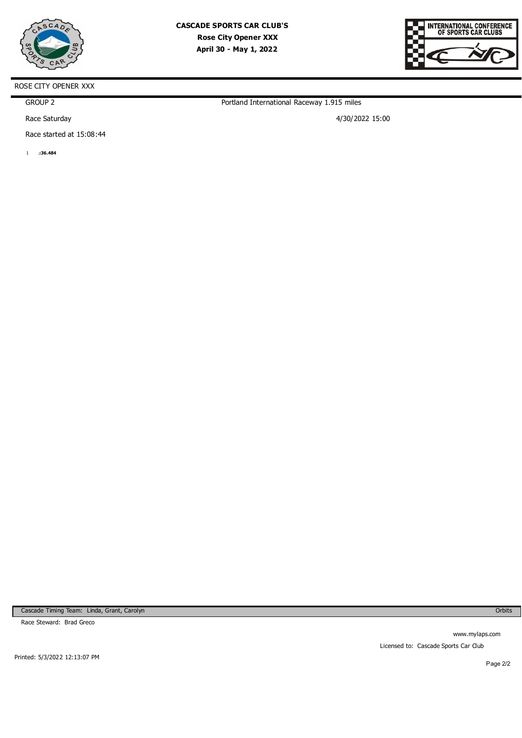**CASCADE SPORTS CAR CLUB'S**
**Rose City Opener XXX**
**April 30 - May 1, 2022**

INTERNATIONAL CONFERENCE OF SPORTS CAR CLUBS

ROSE CITY OPENER XXX

GROUP 2

Portland International Raceway 1.915 miles

Race Saturday

4/30/2022 15:00

Race started at 15:08:44

1 **.:36.484**

Cascade Timing Team: Linda, Grant, Carolyn

Orbits

Race Steward: Brad Greco

www.mylaps.com

Licensed to: Cascade Sports Car Club

Printed: 5/3/2022 12:13:07 PM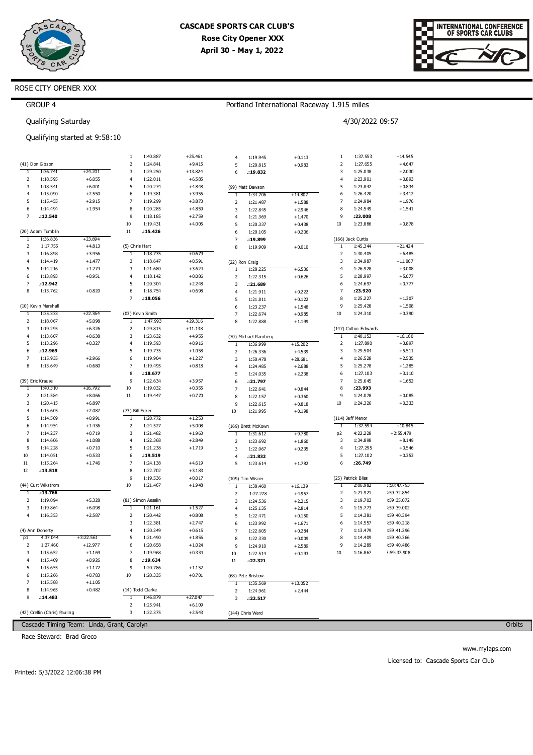# CASCADE SPORTS CAR CLUB'S
## Rose City Opener XXX
## April 30 - May 1, 2022

ROSE CITY OPENER XXX

GROUP 4

Portland International Raceway 1.915 miles

Qualifying Saturday

4/30/2022 09:57

Qualifying started at 9:58:10

### (41) Don Gibson

| Lap | Time | Diff |
|---|---|---|
| 1 | 1:36.741 | +24.201 |
| 2 | 1:18.595 | +6.055 |
| 3 | 1:18.541 | +6.001 |
| 4 | 1:15.090 | +2.550 |
| 5 | 1:15.455 | +2.915 |
| 6 | 1:14.494 | +1.954 |
| 7 | **:12.540** | |

### (20) Adam Tumblin

| Lap | Time | Diff |
|---|---|---|
| 1 | 1:36.836 | +23.894 |
| 2 | 1:17.755 | +4.813 |
| 3 | 1:16.898 | +3.956 |
| 4 | 1:14.419 | +1.477 |
| 5 | 1:14.216 | +1.274 |
| 6 | 1:13.893 | +0.951 |
| 7 | **:12.942** | |
| 8 | 1:13.762 | +0.820 |

### (10) Kevin Marshall

| Lap | Time | Diff |
|---|---|---|
| 1 | 1:35.333 | +22.364 |
| 2 | 1:18.067 | +5.098 |
| 3 | 1:19.295 | +6.326 |
| 4 | 1:13.607 | +0.638 |
| 5 | 1:13.296 | +0.327 |
| 6 | **:12.969** | |
| 7 | 1:15.935 | +2.966 |
| 8 | 1:13.649 | +0.680 |

### (39) Eric Krause

| Lap | Time | Diff |
|---|---|---|
| 1 | 1:40.310 | +26.792 |
| 2 | 1:21.584 | +8.066 |
| 3 | 1:20.415 | +6.897 |
| 4 | 1:15.605 | +2.087 |
| 5 | 1:14.509 | +0.991 |
| 6 | 1:14.954 | +1.436 |
| 7 | 1:14.237 | +0.719 |
| 8 | 1:14.606 | +1.088 |
| 9 | 1:14.228 | +0.710 |
| 10 | 1:14.051 | +0.533 |
| 11 | 1:15.264 | +1.746 |
| 12 | **:13.518** | |

### (44) Curt Wikstrom

| Lap | Time | Diff |
|---|---|---|
| 1 | **:13.766** | |
| 2 | 1:19.094 | +5.328 |
| 3 | 1:19.864 | +6.098 |
| 4 | 1:16.353 | +2.587 |

### (4) Ann Doherty

| Lap | Time | Diff |
|---|---|---|
| p1 | 4:37.044 | +3:22.561 |
| 2 | 1:27.460 | +12.977 |
| 3 | 1:15.652 | +1.169 |
| 4 | 1:15.409 | +0.926 |
| 5 | 1:15.655 | +1.172 |
| 6 | 1:15.266 | +0.783 |
| 7 | 1:15.588 | +1.105 |
| 8 | 1:14.965 | +0.482 |
| 9 | **:14.483** | |

### (42) Crellin (Chris) Pauling

| Lap | Time | Diff |
|---|---|---|
| 1 | 1:40.887 | +25.461 |
| 2 | 1:24.841 | +9.415 |
| 3 | 1:29.250 | +13.824 |
| 4 | 1:22.011 | +6.585 |
| 5 | 1:20.274 | +4.848 |
| 6 | 1:19.381 | +3.955 |
| 7 | 1:19.299 | +3.873 |
| 8 | 1:20.285 | +4.859 |
| 9 | 1:18.185 | +2.759 |
| 10 | 1:19.431 | +4.005 |
| 11 | **:15.426** | |

### (5) Chris Hart

| Lap | Time | Diff |
|---|---|---|
| 1 | 1:18.735 | +0.679 |
| 2 | 1:18.647 | +0.591 |
| 3 | 1:21.680 | +3.624 |
| 4 | 1:18.142 | +0.086 |
| 5 | 1:20.304 | +2.248 |
| 6 | 1:18.754 | +0.698 |
| 7 | **:18.056** | |

### (03) Kevin Smith

| Lap | Time | Diff |
|---|---|---|
| 1 | 1:47.993 | +29.316 |
| 2 | 1:29.815 | +11.138 |
| 3 | 1:23.632 | +4.955 |
| 4 | 1:19.593 | +0.916 |
| 5 | 1:19.735 | +1.058 |
| 6 | 1:19.904 | +1.227 |
| 7 | 1:19.495 | +0.818 |
| 8 | **:18.677** | |
| 9 | 1:22.634 | +3.957 |
| 10 | 1:19.032 | +0.355 |
| 11 | 1:19.447 | +0.770 |

### (73) Bill Ecker

| Lap | Time | Diff |
|---|---|---|
| 1 | 1:20.772 | +1.253 |
| 2 | 1:24.527 | +5.008 |
| 3 | 1:21.482 | +1.963 |
| 4 | 1:22.368 | +2.849 |
| 5 | 1:21.238 | +1.719 |
| 6 | **:19.519** | |
| 7 | 1:24.138 | +4.619 |
| 8 | 1:22.702 | +3.183 |
| 9 | 1:19.536 | +0.017 |
| 10 | 1:21.467 | +1.948 |

### (81) Simon Asselin

| Lap | Time | Diff |
|---|---|---|
| 1 | 1:21.161 | +1.527 |
| 2 | 1:20.442 | +0.808 |
| 3 | 1:22.381 | +2.747 |
| 4 | 1:20.249 | +0.615 |
| 5 | 1:21.490 | +1.856 |
| 6 | 1:20.658 | +1.024 |
| 7 | 1:19.968 | +0.334 |
| 8 | **:19.634** | |
| 9 | 1:20.786 | +1.152 |
| 10 | 1:20.335 | +0.701 |

### (14) Todd Clarke

| Lap | Time | Diff |
|---|---|---|
| 1 | 1:46.879 | +27.047 |
| 2 | 1:25.941 | +6.109 |
| 3 | 1:22.375 | +2.543 |
| 4 | 1:19.945 | +0.113 |
| 5 | 1:20.815 | +0.983 |
| 6 | **:19.832** | |

### (99) Matt Dawson

| Lap | Time | Diff |
|---|---|---|
| 1 | 1:34.706 | +14.807 |
| 2 | 1:21.487 | +1.588 |
| 3 | 1:22.845 | +2.946 |
| 4 | 1:21.369 | +1.470 |
| 5 | 1:20.337 | +0.438 |
| 6 | 1:20.105 | +0.206 |
| 7 | **:19.899** | |
| 8 | 1:19.909 | +0.010 |

### (22) Ron Craig

| Lap | Time | Diff |
|---|---|---|
| 1 | 1:28.225 | +6.536 |
| 2 | 1:22.315 | +0.626 |
| 3 | **:21.689** | |
| 4 | 1:21.911 | +0.222 |
| 5 | 1:21.811 | +0.122 |
| 6 | 1:23.237 | +1.548 |
| 7 | 1:22.674 | +0.985 |
| 8 | 1:22.888 | +1.199 |

### (70) Michael Ramberg

| Lap | Time | Diff |
|---|---|---|
| 1 | 1:36.999 | +15.202 |
| 2 | 1:26.336 | +4.539 |
| 3 | 1:50.478 | +28.681 |
| 4 | 1:24.485 | +2.688 |
| 5 | 1:24.035 | +2.238 |
| 6 | **:21.797** | |
| 7 | 1:22.641 | +0.844 |
| 8 | 1:22.157 | +0.360 |
| 9 | 1:22.615 | +0.818 |
| 10 | 1:21.995 | +0.198 |

### (169) Brett McKown

| Lap | Time | Diff |
|---|---|---|
| 1 | 1:31.612 | +9.780 |
| 2 | 1:23.692 | +1.860 |
| 3 | 1:22.067 | +0.235 |
| 4 | **:21.832** | |
| 5 | 1:23.614 | +1.782 |

### (109) Tim Wisner

| Lap | Time | Diff |
|---|---|---|
| 1 | 1:38.460 | +16.139 |
| 2 | 1:27.278 | +4.957 |
| 3 | 1:24.536 | +2.215 |
| 4 | 1:25.135 | +2.814 |
| 5 | 1:22.471 | +0.150 |
| 6 | 1:23.992 | +1.671 |
| 7 | 1:22.605 | +0.284 |
| 8 | 1:22.330 | +0.009 |
| 9 | 1:24.910 | +2.589 |
| 10 | 1:22.514 | +0.193 |
| 11 | **:22.321** | |

### (68) Pete Bristow

| Lap | Time | Diff |
|---|---|---|
| 1 | 1:35.569 | +13.052 |
| 2 | 1:24.961 | +2.444 |
| 3 | **:22.517** | |

### (144) Chris Ward

| Lap | Time | Diff |
|---|---|---|
| 1 | 1:37.553 | +14.545 |
| 2 | 1:27.655 | +4.647 |
| 3 | 1:25.038 | +2.030 |
| 4 | 1:23.901 | +0.893 |
| 5 | 1:23.842 | +0.834 |
| 6 | 1:26.420 | +3.412 |
| 7 | 1:24.984 | +1.976 |
| 8 | 1:24.549 | +1.541 |
| 9 | **:23.008** | |
| 10 | 1:23.886 | +0.878 |

### (166) Jack Curtis

| Lap | Time | Diff |
|---|---|---|
| 1 | 1:45.344 | +21.424 |
| 2 | 1:30.405 | +6.485 |
| 3 | 1:34.987 | +11.067 |
| 4 | 1:26.928 | +3.008 |
| 5 | 1:28.997 | +5.077 |
| 6 | 1:24.697 | +0.777 |
| 7 | **:23.920** | |
| 8 | 1:25.227 | +1.307 |
| 9 | 1:25.428 | +1.508 |
| 10 | 1:24.310 | +0.390 |

### (147) Colton Edwards

| Lap | Time | Diff |
|---|---|---|
| 1 | 1:40.153 | +16.160 |
| 2 | 1:27.890 | +3.897 |
| 3 | 1:29.504 | +5.511 |
| 4 | 1:26.528 | +2.535 |
| 5 | 1:25.278 | +1.285 |
| 6 | 1:27.103 | +3.110 |
| 7 | 1:25.645 | +1.652 |
| 8 | **:23.993** | |
| 9 | 1:24.078 | +0.085 |
| 10 | 1:24.326 | +0.333 |

### (114) Jeff Menor

| Lap | Time | Diff |
|---|---|---|
| 1 | 1:37.594 | +10.845 |
| p2 | 4:22.228 | +2:55.479 |
| 3 | 1:34.898 | +8.149 |
| 4 | 1:27.295 | +0.546 |
| 5 | 1:27.102 | +0.353 |
| 6 | **:26.749** | |

### (25) Patrick Bliss

| Lap | Time | Diff |
|---|---|---|
| 1 | 2:06.982 | :58:47.793 |
| 2 | 1:21.921 | :59:32.854 |
| 3 | 1:19.703 | :59:35.072 |
| 4 | 1:15.773 | :59:39.002 |
| 5 | 1:14.381 | :59:40.394 |
| 6 | 1:14.557 | :59:40.218 |
| 7 | 1:13.479 | :59:41.296 |
| 8 | 1:14.409 | :59:40.366 |
| 9 | 1:14.289 | :59:40.486 |
| 10 | 1:16.867 | :59:37.908 |

Cascade Timing Team: Linda, Grant, Carolyn

Orbits

Race Steward: Brad Greco

www.mylaps.com

Licensed to: Cascade Sports Car Club

Printed: 5/3/2022 12:06:38 PM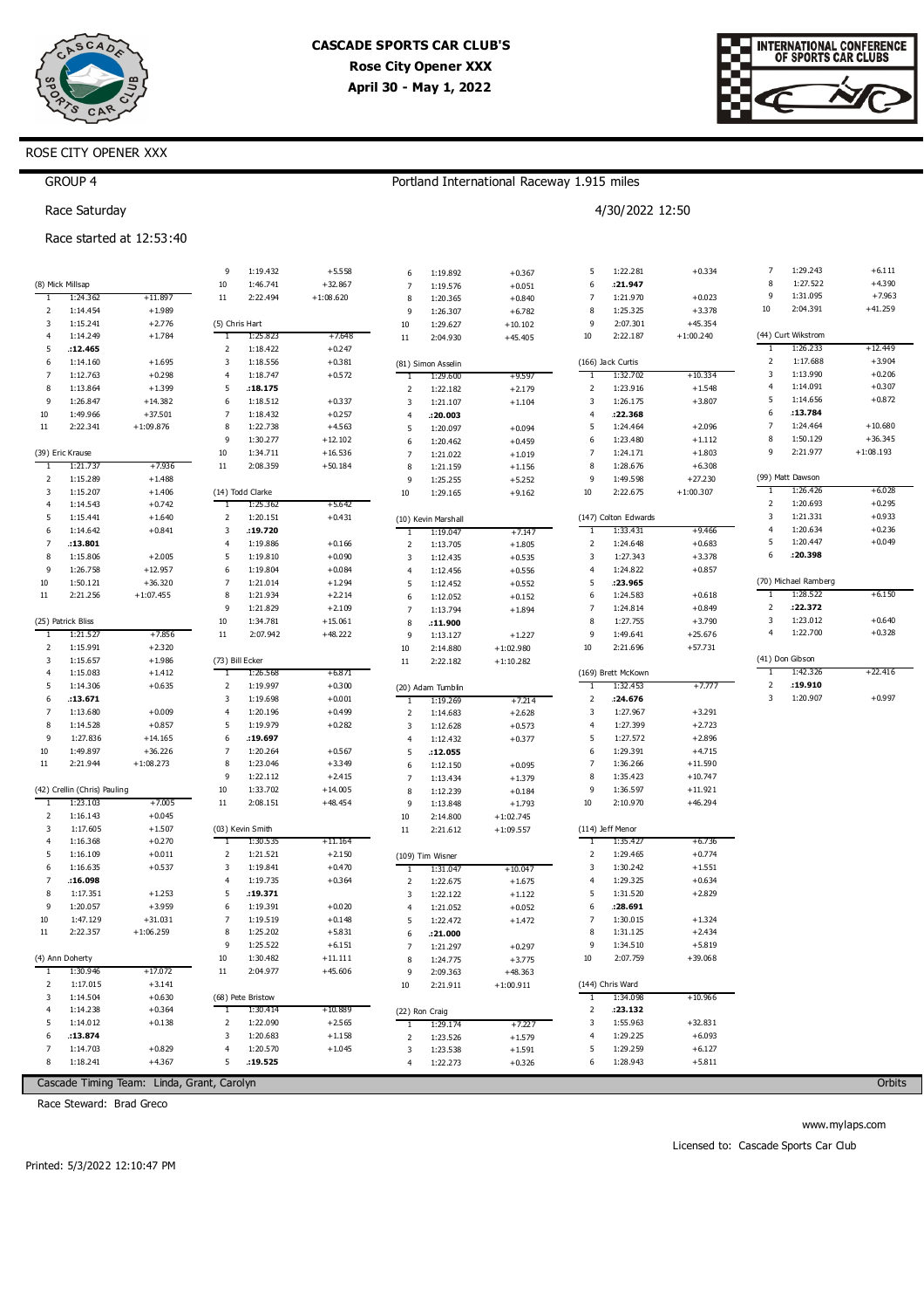# CASCADE SPORTS CAR CLUB'S
## Rose City Opener XXX
### April 30 - May 1, 2022

ROSE CITY OPENER XXX

GROUP 4

Portland International Raceway 1.915 miles

Race Saturday

4/30/2022 12:50

Race started at 12:53:40

**(8) Mick Millsap**

| Lap | Time | Diff |
|---|---|---|
| 1 | 1:24.362 | +11.897 |
| 2 | 1:14.454 | +1.989 |
| 3 | 1:15.241 | +2.776 |
| 4 | 1:14.249 | +1.784 |
| 5 | **:12.465** | |
| 6 | 1:14.160 | +1.695 |
| 7 | 1:12.763 | +0.298 |
| 8 | 1:13.864 | +1.399 |
| 9 | 1:26.847 | +14.382 |
| 10 | 1:49.966 | +37.501 |
| 11 | 2:22.341 | +1:09.876 |

**(39) Eric Krause**

| Lap | Time | Diff |
|---|---|---|
| 1 | 1:21.737 | +7.936 |
| 2 | 1:15.289 | +1.488 |
| 3 | 1:15.207 | +1.406 |
| 4 | 1:14.543 | +0.742 |
| 5 | 1:15.441 | +1.640 |
| 6 | 1:14.642 | +0.841 |
| 7 | **:13.801** | |
| 8 | 1:15.806 | +2.005 |
| 9 | 1:26.758 | +12.957 |
| 10 | 1:50.121 | +36.320 |
| 11 | 2:21.256 | +1:07.455 |

**(25) Patrick Bliss**

| Lap | Time | Diff |
|---|---|---|
| 1 | 1:21.527 | +7.856 |
| 2 | 1:15.991 | +2.320 |
| 3 | 1:15.657 | +1.986 |
| 4 | 1:15.083 | +1.412 |
| 5 | 1:14.306 | +0.635 |
| 6 | **:13.671** | |
| 7 | 1:13.680 | +0.009 |
| 8 | 1:14.528 | +0.857 |
| 9 | 1:27.836 | +14.165 |
| 10 | 1:49.897 | +36.226 |
| 11 | 2:21.944 | +1:08.273 |

**(42) Crellin (Chris) Pauling**

| Lap | Time | Diff |
|---|---|---|
| 1 | 1:23.103 | +7.005 |
| 2 | 1:16.143 | +0.045 |
| 3 | 1:17.605 | +1.507 |
| 4 | 1:16.368 | +0.270 |
| 5 | 1:16.109 | +0.011 |
| 6 | 1:16.635 | +0.537 |
| 7 | **:16.098** | |
| 8 | 1:17.351 | +1.253 |
| 9 | 1:20.057 | +3.959 |
| 10 | 1:47.129 | +31.031 |
| 11 | 2:22.357 | +1:06.259 |

**(4) Ann Doherty**

| Lap | Time | Diff |
|---|---|---|
| 1 | 1:30.946 | +17.072 |
| 2 | 1:17.015 | +3.141 |
| 3 | 1:14.504 | +0.630 |
| 4 | 1:14.238 | +0.364 |
| 5 | 1:14.012 | +0.138 |
| 6 | **:13.874** | |
| 7 | 1:14.703 | +0.829 |
| 8 | 1:18.241 | +4.367 |
| 9 | 1:19.432 | +5.558 |
| 10 | 1:46.741 | +32.867 |
| 11 | 2:22.494 | +1:08.620 |

**(5) Chris Hart**

| Lap | Time | Diff |
|---|---|---|
| 1 | 1:25.823 | +7.648 |
| 2 | 1:18.422 | +0.247 |
| 3 | 1:18.556 | +0.381 |
| 4 | 1:18.747 | +0.572 |
| 5 | **:18.175** | |
| 6 | 1:18.512 | +0.337 |
| 7 | 1:18.432 | +0.257 |
| 8 | 1:22.738 | +4.563 |
| 9 | 1:30.277 | +12.102 |
| 10 | 1:34.711 | +16.536 |
| 11 | 2:08.359 | +50.184 |

**(14) Todd Clarke**

| Lap | Time | Diff |
|---|---|---|
| 1 | 1:25.362 | +5.642 |
| 2 | 1:20.151 | +0.431 |
| 3 | **:19.720** | |
| 4 | 1:19.886 | +0.166 |
| 5 | 1:19.810 | +0.090 |
| 6 | 1:19.804 | +0.084 |
| 7 | 1:21.014 | +1.294 |
| 8 | 1:21.934 | +2.214 |
| 9 | 1:21.829 | +2.109 |
| 10 | 1:34.781 | +15.061 |
| 11 | 2:07.942 | +48.222 |

**(73) Bill Ecker**

| Lap | Time | Diff |
|---|---|---|
| 1 | 1:26.568 | +6.871 |
| 2 | 1:19.997 | +0.300 |
| 3 | 1:19.698 | +0.001 |
| 4 | 1:20.196 | +0.499 |
| 5 | 1:19.979 | +0.282 |
| 6 | **:19.697** | |
| 7 | 1:20.264 | +0.567 |
| 8 | 1:23.046 | +3.349 |
| 9 | 1:22.112 | +2.415 |
| 10 | 1:33.702 | +14.005 |
| 11 | 2:08.151 | +48.454 |

**(03) Kevin Smith**

| Lap | Time | Diff |
|---|---|---|
| 1 | 1:30.535 | +11.164 |
| 2 | 1:21.521 | +2.150 |
| 3 | 1:19.841 | +0.470 |
| 4 | 1:19.735 | +0.364 |
| 5 | **:19.371** | |
| 6 | 1:19.391 | +0.020 |
| 7 | 1:19.519 | +0.148 |
| 8 | 1:25.202 | +5.831 |
| 9 | 1:25.522 | +6.151 |
| 10 | 1:30.482 | +11.111 |
| 11 | 2:04.977 | +45.606 |

**(68) Pete Bristow**

| Lap | Time | Diff |
|---|---|---|
| 1 | 1:30.414 | +10.889 |
| 2 | 1:22.090 | +2.565 |
| 3 | 1:20.683 | +1.158 |
| 4 | 1:20.570 | +1.045 |
| 5 | **:19.525** | |
| 6 | 1:19.892 | +0.367 |
| 7 | 1:19.576 | +0.051 |
| 8 | 1:20.365 | +0.840 |
| 9 | 1:26.307 | +6.782 |
| 10 | 1:29.627 | +10.102 |
| 11 | 2:04.930 | +45.405 |

**(81) Simon Asselin**

| Lap | Time | Diff |
|---|---|---|
| 1 | 1:29.600 | +9.597 |
| 2 | 1:22.182 | +2.179 |
| 3 | 1:21.107 | +1.104 |
| 4 | **:20.003** | |
| 5 | 1:20.097 | +0.094 |
| 6 | 1:20.462 | +0.459 |
| 7 | 1:21.022 | +1.019 |
| 8 | 1:21.159 | +1.156 |
| 9 | 1:25.255 | +5.252 |
| 10 | 1:29.165 | +9.162 |

**(10) Kevin Marshall**

| Lap | Time | Diff |
|---|---|---|
| 1 | 1:19.047 | +7.147 |
| 2 | 1:13.705 | +1.805 |
| 3 | 1:12.435 | +0.535 |
| 4 | 1:12.456 | +0.556 |
| 5 | 1:12.452 | +0.552 |
| 6 | 1:12.052 | +0.152 |
| 7 | 1:13.794 | +1.894 |
| 8 | **:11.900** | |
| 9 | 1:13.127 | +1.227 |
| 10 | 2:14.880 | +1:02.980 |
| 11 | 2:22.182 | +1:10.282 |

**(20) Adam Tumblin**

| Lap | Time | Diff |
|---|---|---|
| 1 | 1:19.269 | +7.214 |
| 2 | 1:14.683 | +2.628 |
| 3 | 1:12.628 | +0.573 |
| 4 | 1:12.432 | +0.377 |
| 5 | **:12.055** | |
| 6 | 1:12.150 | +0.095 |
| 7 | 1:13.434 | +1.379 |
| 8 | 1:12.239 | +0.184 |
| 9 | 1:13.848 | +1.793 |
| 10 | 2:14.800 | +1:02.745 |
| 11 | 2:21.612 | +1:09.557 |

**(109) Tim Wisner**

| Lap | Time | Diff |
|---|---|---|
| 1 | 1:31.047 | +10.047 |
| 2 | 1:22.675 | +1.675 |
| 3 | 1:22.122 | +1.122 |
| 4 | 1:21.052 | +0.052 |
| 5 | 1:22.472 | +1.472 |
| 6 | **:21.000** | |
| 7 | 1:21.297 | +0.297 |
| 8 | 1:24.775 | +3.775 |
| 9 | 2:09.363 | +48.363 |
| 10 | 2:21.911 | +1:00.911 |

**(22) Ron Craig**

| Lap | Time | Diff |
|---|---|---|
| 1 | 1:29.174 | +7.227 |
| 2 | 1:23.526 | +1.579 |
| 3 | 1:23.538 | +1.591 |
| 4 | 1:22.273 | +0.326 |
| 5 | 1:22.281 | +0.334 |
| 6 | **:21.947** | |
| 7 | 1:21.970 | +0.023 |
| 8 | 1:25.325 | +3.378 |
| 9 | 2:07.301 | +45.354 |
| 10 | 2:22.187 | +1:00.240 |

**(166) Jack Curtis**

| Lap | Time | Diff |
|---|---|---|
| 1 | 1:32.702 | +10.334 |
| 2 | 1:23.916 | +1.548 |
| 3 | 1:26.175 | +3.807 |
| 4 | **:22.368** | |
| 5 | 1:24.464 | +2.096 |
| 6 | 1:23.480 | +1.112 |
| 7 | 1:24.171 | +1.803 |
| 8 | 1:28.676 | +6.308 |
| 9 | 1:49.598 | +27.230 |
| 10 | 2:22.675 | +1:00.307 |

**(147) Colton Edwards**

| Lap | Time | Diff |
|---|---|---|
| 1 | 1:33.431 | +9.466 |
| 2 | 1:24.648 | +0.683 |
| 3 | 1:27.343 | +3.378 |
| 4 | 1:24.822 | +0.857 |
| 5 | **:23.965** | |
| 6 | 1:24.583 | +0.618 |
| 7 | 1:24.814 | +0.849 |
| 8 | 1:27.755 | +3.790 |
| 9 | 1:49.641 | +25.676 |
| 10 | 2:21.696 | +57.731 |

**(169) Brett McKown**

| Lap | Time | Diff |
|---|---|---|
| 1 | 1:32.453 | +7.777 |
| 2 | **:24.676** | |
| 3 | 1:27.967 | +3.291 |
| 4 | 1:27.399 | +2.723 |
| 5 | 1:27.572 | +2.896 |
| 6 | 1:29.391 | +4.715 |
| 7 | 1:36.266 | +11.590 |
| 8 | 1:35.423 | +10.747 |
| 9 | 1:36.597 | +11.921 |
| 10 | 2:10.970 | +46.294 |

**(114) Jeff Menor**

| Lap | Time | Diff |
|---|---|---|
| 1 | 1:35.427 | +6.736 |
| 2 | 1:29.465 | +0.774 |
| 3 | 1:30.242 | +1.551 |
| 4 | 1:29.325 | +0.634 |
| 5 | 1:31.520 | +2.829 |
| 6 | **:28.691** | |
| 7 | 1:30.015 | +1.324 |
| 8 | 1:31.125 | +2.434 |
| 9 | 1:34.510 | +5.819 |
| 10 | 2:07.759 | +39.068 |

**(144) Chris Ward**

| Lap | Time | Diff |
|---|---|---|
| 1 | 1:34.098 | +10.966 |
| 2 | **:23.132** | |
| 3 | 1:55.963 | +32.831 |
| 4 | 1:29.225 | +6.093 |
| 5 | 1:29.259 | +6.127 |
| 6 | 1:28.943 | +5.811 |
| 7 | 1:29.243 | +6.111 |
| 8 | 1:27.522 | +4.390 |
| 9 | 1:31.095 | +7.963 |
| 10 | 2:04.391 | +41.259 |

**(44) Curt Wikstrom**

| Lap | Time | Diff |
|---|---|---|
| 1 | 1:26.233 | +12.449 |
| 2 | 1:17.688 | +3.904 |
| 3 | 1:13.990 | +0.206 |
| 4 | 1:14.091 | +0.307 |
| 5 | 1:14.656 | +0.872 |
| 6 | **:13.784** | |
| 7 | 1:24.464 | +10.680 |
| 8 | 1:50.129 | +36.345 |
| 9 | 2:21.977 | +1:08.193 |

**(99) Matt Dawson**

| Lap | Time | Diff |
|---|---|---|
| 1 | 1:26.426 | +6.028 |
| 2 | 1:20.693 | +0.295 |
| 3 | 1:21.331 | +0.933 |
| 4 | 1:20.634 | +0.236 |
| 5 | 1:20.447 | +0.049 |
| 6 | **:20.398** | |

**(70) Michael Ramberg**

| Lap | Time | Diff |
|---|---|---|
| 1 | 1:28.522 | +6.150 |
| 2 | **:22.372** | |
| 3 | 1:23.012 | +0.640 |
| 4 | 1:22.700 | +0.328 |

**(41) Don Gibson**

| Lap | Time | Diff |
|---|---|---|
| 1 | 1:42.326 | +22.416 |
| 2 | **:19.910** | |
| 3 | 1:20.907 | +0.997 |

Cascade Timing Team: Linda, Grant, Carolyn

Orbits

Race Steward: Brad Greco

www.mylaps.com

Licensed to: Cascade Sports Car Club

Printed: 5/3/2022 12:10:47 PM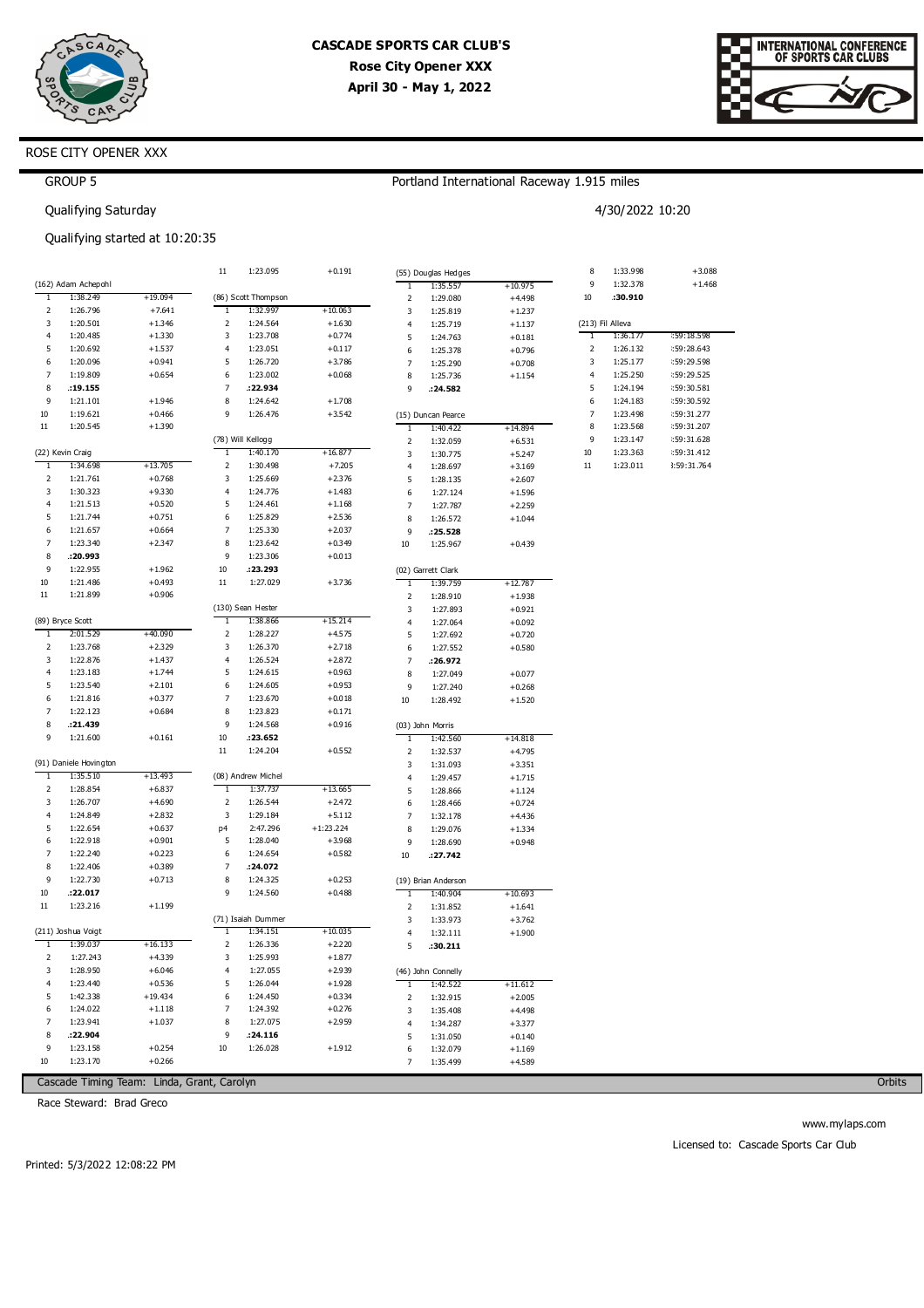# CASCADE SPORTS CAR CLUB'S

**Rose City Opener XXX**

**April 30 - May 1, 2022**

ROSE CITY OPENER XXX

GROUP 5

Portland International Raceway 1.915 miles

Qualifying Saturday

4/30/2022 10:20

Qualifying started at 10:20:35

**(162) Adam Achepohl**

| Lap | Time | Diff |
|---|---|---|
| 1 | 1:38.249 | +19.094 |
| 2 | 1:26.796 | +7.641 |
| 3 | 1:20.501 | +1.346 |
| 4 | 1:20.485 | +1.330 |
| 5 | 1:20.692 | +1.537 |
| 6 | 1:20.096 | +0.941 |
| 7 | 1:19.809 | +0.654 |
| 8 | **:19.155** | |
| 9 | 1:21.101 | +1.946 |
| 10 | 1:19.621 | +0.466 |
| 11 | 1:20.545 | +1.390 |

**(22) Kevin Craig**

| Lap | Time | Diff |
|---|---|---|
| 1 | 1:34.698 | +13.705 |
| 2 | 1:21.761 | +0.768 |
| 3 | 1:30.323 | +9.330 |
| 4 | 1:21.513 | +0.520 |
| 5 | 1:21.744 | +0.751 |
| 6 | 1:21.657 | +0.664 |
| 7 | 1:23.340 | +2.347 |
| 8 | **:20.993** | |
| 9 | 1:22.955 | +1.962 |
| 10 | 1:21.486 | +0.493 |
| 11 | 1:21.899 | +0.906 |

**(89) Bryce Scott**

| Lap | Time | Diff |
|---|---|---|
| 1 | 2:01.529 | +40.090 |
| 2 | 1:23.768 | +2.329 |
| 3 | 1:22.876 | +1.437 |
| 4 | 1:23.183 | +1.744 |
| 5 | 1:23.540 | +2.101 |
| 6 | 1:21.816 | +0.377 |
| 7 | 1:22.123 | +0.684 |
| 8 | **:21.439** | |
| 9 | 1:21.600 | +0.161 |

**(91) Daniele Hovington**

| Lap | Time | Diff |
|---|---|---|
| 1 | 1:35.510 | +13.493 |
| 2 | 1:28.854 | +6.837 |
| 3 | 1:26.707 | +4.690 |
| 4 | 1:24.849 | +2.832 |
| 5 | 1:22.654 | +0.637 |
| 6 | 1:22.918 | +0.901 |
| 7 | 1:22.240 | +0.223 |
| 8 | 1:22.406 | +0.389 |
| 9 | 1:22.730 | +0.713 |
| 10 | **:22.017** | |
| 11 | 1:23.216 | +1.199 |

**(211) Joshua Voigt**

| Lap | Time | Diff |
|---|---|---|
| 1 | 1:39.037 | +16.133 |
| 2 | 1:27.243 | +4.339 |
| 3 | 1:28.950 | +6.046 |
| 4 | 1:23.440 | +0.536 |
| 5 | 1:42.338 | +19.434 |
| 6 | 1:24.022 | +1.118 |
| 7 | 1:23.941 | +1.037 |
| 8 | **:22.904** | |
| 9 | 1:23.158 | +0.254 |
| 10 | 1:23.170 | +0.266 |
| 11 | 1:23.095 | +0.191 |

**(86) Scott Thompson**

| Lap | Time | Diff |
|---|---|---|
| 1 | 1:32.997 | +10.063 |
| 2 | 1:24.564 | +1.630 |
| 3 | 1:23.708 | +0.774 |
| 4 | 1:23.051 | +0.117 |
| 5 | 1:26.720 | +3.786 |
| 6 | 1:23.002 | +0.068 |
| 7 | **:22.934** | |
| 8 | 1:24.642 | +1.708 |
| 9 | 1:26.476 | +3.542 |

**(78) Will Kellogg**

| Lap | Time | Diff |
|---|---|---|
| 1 | 1:40.170 | +16.877 |
| 2 | 1:30.498 | +7.205 |
| 3 | 1:25.669 | +2.376 |
| 4 | 1:24.776 | +1.483 |
| 5 | 1:24.461 | +1.168 |
| 6 | 1:25.829 | +2.536 |
| 7 | 1:25.330 | +2.037 |
| 8 | 1:23.642 | +0.349 |
| 9 | 1:23.306 | +0.013 |
| 10 | **:23.293** | |
| 11 | 1:27.029 | +3.736 |

**(130) Sean Hester**

| Lap | Time | Diff |
|---|---|---|
| 1 | 1:38.866 | +15.214 |
| 2 | 1:28.227 | +4.575 |
| 3 | 1:26.370 | +2.718 |
| 4 | 1:26.524 | +2.872 |
| 5 | 1:24.615 | +0.963 |
| 6 | 1:24.605 | +0.953 |
| 7 | 1:23.670 | +0.018 |
| 8 | 1:23.823 | +0.171 |
| 9 | 1:24.568 | +0.916 |
| 10 | **:23.652** | |
| 11 | 1:24.204 | +0.552 |

**(08) Andrew Michel**

| Lap | Time | Diff |
|---|---|---|
| 1 | 1:37.737 | +13.665 |
| 2 | 1:26.544 | +2.472 |
| 3 | 1:29.184 | +5.112 |
| p4 | 2:47.296 | +1:23.224 |
| 5 | 1:28.040 | +3.968 |
| 6 | 1:24.654 | +0.582 |
| 7 | **:24.072** | |
| 8 | 1:24.325 | +0.253 |
| 9 | 1:24.560 | +0.488 |

**(71) Isaiah Dummer**

| Lap | Time | Diff |
|---|---|---|
| 1 | 1:34.151 | +10.035 |
| 2 | 1:26.336 | +2.220 |
| 3 | 1:25.993 | +1.877 |
| 4 | 1:27.055 | +2.939 |
| 5 | 1:26.044 | +1.928 |
| 6 | 1:24.450 | +0.334 |
| 7 | 1:24.392 | +0.276 |
| 8 | 1:27.075 | +2.959 |
| 9 | **:24.116** | |
| 10 | 1:26.028 | +1.912 |

**(55) Douglas Hedges**

| Lap | Time | Diff |
|---|---|---|
| 1 | 1:35.557 | +10.975 |
| 2 | 1:29.080 | +4.498 |
| 3 | 1:25.819 | +1.237 |
| 4 | 1:25.719 | +1.137 |
| 5 | 1:24.763 | +0.181 |
| 6 | 1:25.378 | +0.796 |
| 7 | 1:25.290 | +0.708 |
| 8 | 1:25.736 | +1.154 |
| 9 | **:24.582** | |

**(15) Duncan Pearce**

| Lap | Time | Diff |
|---|---|---|
| 1 | 1:40.422 | +14.894 |
| 2 | 1:32.059 | +6.531 |
| 3 | 1:30.775 | +5.247 |
| 4 | 1:28.697 | +3.169 |
| 5 | 1:28.135 | +2.607 |
| 6 | 1:27.124 | +1.596 |
| 7 | 1:27.787 | +2.259 |
| 8 | 1:26.572 | +1.044 |
| 9 | **:25.528** | |
| 10 | 1:25.967 | +0.439 |

**(02) Garrett Clark**

| Lap | Time | Diff |
|---|---|---|
| 1 | 1:39.759 | +12.787 |
| 2 | 1:28.910 | +1.938 |
| 3 | 1:27.893 | +0.921 |
| 4 | 1:27.064 | +0.092 |
| 5 | 1:27.692 | +0.720 |
| 6 | 1:27.552 | +0.580 |
| 7 | **:26.972** | |
| 8 | 1:27.049 | +0.077 |
| 9 | 1:27.240 | +0.268 |
| 10 | 1:28.492 | +1.520 |

**(03) John Morris**

| Lap | Time | Diff |
|---|---|---|
| 1 | 1:42.560 | +14.818 |
| 2 | 1:32.537 | +4.795 |
| 3 | 1:31.093 | +3.351 |
| 4 | 1:29.457 | +1.715 |
| 5 | 1:28.866 | +1.124 |
| 6 | 1:28.466 | +0.724 |
| 7 | 1:32.178 | +4.436 |
| 8 | 1:29.076 | +1.334 |
| 9 | 1:28.690 | +0.948 |
| 10 | **:27.742** | |

**(19) Brian Anderson**

| Lap | Time | Diff |
|---|---|---|
| 1 | 1:40.904 | +10.693 |
| 2 | 1:31.852 | +1.641 |
| 3 | 1:33.973 | +3.762 |
| 4 | 1:32.111 | +1.900 |
| 5 | **:30.211** | |

**(46) John Connelly**

| Lap | Time | Diff |
|---|---|---|
| 1 | 1:42.522 | +11.612 |
| 2 | 1:32.915 | +2.005 |
| 3 | 1:35.408 | +4.498 |
| 4 | 1:34.287 | +3.377 |
| 5 | 1:31.050 | +0.140 |
| 6 | 1:32.079 | +1.169 |
| 7 | 1:35.499 | +4.589 |
| 8 | 1:33.998 | +3.088 |
| 9 | 1:32.378 | +1.468 |
| 10 | **:30.910** | |

**(213) Fil Alleva**

| Lap | Time | Diff |
|---|---|---|
| 1 | 1:36.177 | :59:18.598 |
| 2 | 1:26.132 | :59:28.643 |
| 3 | 1:25.177 | :59:29.598 |
| 4 | 1:25.250 | :59:29.525 |
| 5 | 1:24.194 | :59:30.581 |
| 6 | 1:24.183 | :59:30.592 |
| 7 | 1:23.498 | :59:31.277 |
| 8 | 1:23.568 | :59:31.207 |
| 9 | 1:23.147 | :59:31.628 |
| 10 | 1:23.363 | :59:31.412 |
| 11 | 1:23.011 | :59:31.764 |

Cascade Timing Team: Linda, Grant, Carolyn

Orbits

Race Steward: Brad Greco

www.mylaps.com

Licensed to: Cascade Sports Car Club

Printed: 5/3/2022 12:08:22 PM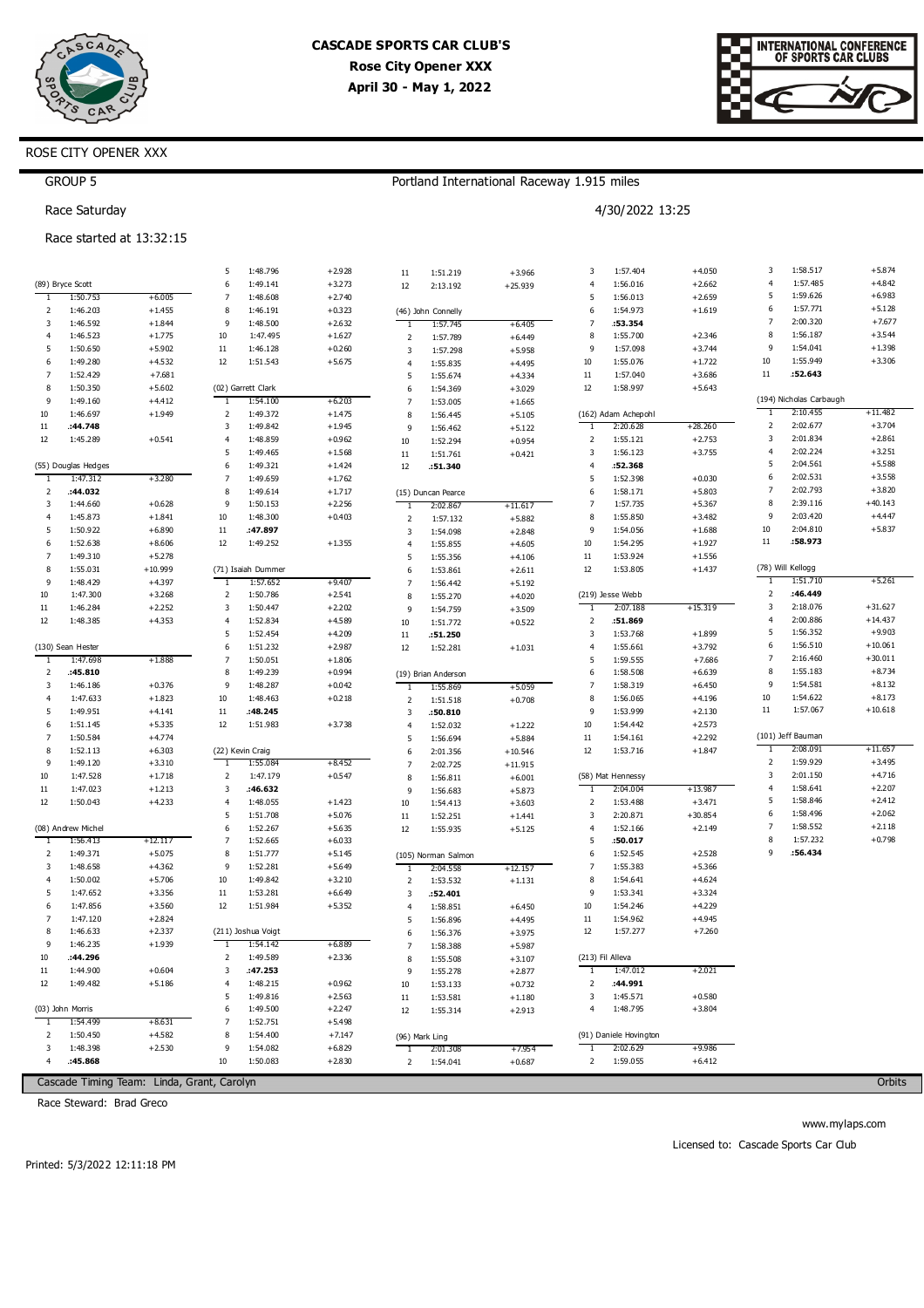# CASCADE SPORTS CAR CLUB'S
## Rose City Opener XXX
### April 30 - May 1, 2022

ROSE CITY OPENER XXX

GROUP 5

Portland International Raceway 1.915 miles

Race Saturday

4/30/2022 13:25

Race started at 13:32:15

### (89) Bryce Scott

| Lap | Time | Diff |
|---|---|---|
| 1 | 1:50.753 | +6.005 |
| 2 | 1:46.203 | +1.455 |
| 3 | 1:46.592 | +1.844 |
| 4 | 1:46.523 | +1.775 |
| 5 | 1:50.650 | +5.902 |
| 6 | 1:49.280 | +4.532 |
| 7 | 1:52.429 | +7.681 |
| 8 | 1:50.350 | +5.602 |
| 9 | 1:49.160 | +4.412 |
| 10 | 1:46.697 | +1.949 |
| 11 | **:44.748** | |
| 12 | 1:45.289 | +0.541 |

### (55) Douglas Hedges

| Lap | Time | Diff |
|---|---|---|
| 1 | 1:47.312 | +3.280 |
| 2 | **:44.032** | |
| 3 | 1:44.660 | +0.628 |
| 4 | 1:45.873 | +1.841 |
| 5 | 1:50.922 | +6.890 |
| 6 | 1:52.638 | +8.606 |
| 7 | 1:49.310 | +5.278 |
| 8 | 1:55.031 | +10.999 |
| 9 | 1:48.429 | +4.397 |
| 10 | 1:47.300 | +3.268 |
| 11 | 1:46.284 | +2.252 |
| 12 | 1:48.385 | +4.353 |

### (130) Sean Hester

| Lap | Time | Diff |
|---|---|---|
| 1 | 1:47.698 | +1.888 |
| 2 | **:45.810** | |
| 3 | 1:46.186 | +0.376 |
| 4 | 1:47.633 | +1.823 |
| 5 | 1:49.951 | +4.141 |
| 6 | 1:51.145 | +5.335 |
| 7 | 1:50.584 | +4.774 |
| 8 | 1:52.113 | +6.303 |
| 9 | 1:49.120 | +3.310 |
| 10 | 1:47.528 | +1.718 |
| 11 | 1:47.023 | +1.213 |
| 12 | 1:50.043 | +4.233 |

### (08) Andrew Michel

| Lap | Time | Diff |
|---|---|---|
| 1 | 1:56.413 | +12.117 |
| 2 | 1:49.371 | +5.075 |
| 3 | 1:48.658 | +4.362 |
| 4 | 1:50.002 | +5.706 |
| 5 | 1:47.652 | +3.356 |
| 6 | 1:47.856 | +3.560 |
| 7 | 1:47.120 | +2.824 |
| 8 | 1:46.633 | +2.337 |
| 9 | 1:46.235 | +1.939 |
| 10 | **:44.296** | |
| 11 | 1:44.900 | +0.604 |
| 12 | 1:49.482 | +5.186 |

### (03) John Morris

| Lap | Time | Diff |
|---|---|---|
| 1 | 1:54.499 | +8.631 |
| 2 | 1:50.450 | +4.582 |
| 3 | 1:48.398 | +2.530 |
| 4 | **:45.868** | |
| 5 | 1:48.796 | +2.928 |
| 6 | 1:49.141 | +3.273 |
| 7 | 1:48.608 | +2.740 |
| 8 | 1:46.191 | +0.323 |
| 9 | 1:48.500 | +2.632 |
| 10 | 1:47.495 | +1.627 |
| 11 | 1:46.128 | +0.260 |
| 12 | 1:51.543 | +5.675 |

### (02) Garrett Clark

| Lap | Time | Diff |
|---|---|---|
| 1 | 1:54.100 | +6.203 |
| 2 | 1:49.372 | +1.475 |
| 3 | 1:49.842 | +1.945 |
| 4 | 1:48.859 | +0.962 |
| 5 | 1:49.465 | +1.568 |
| 6 | 1:49.321 | +1.424 |
| 7 | 1:49.659 | +1.762 |
| 8 | 1:49.614 | +1.717 |
| 9 | 1:50.153 | +2.256 |
| 10 | 1:48.300 | +0.403 |
| 11 | **:47.897** | |
| 12 | 1:49.252 | +1.355 |

### (71) Isaiah Dummer

| Lap | Time | Diff |
|---|---|---|
| 1 | 1:57.652 | +9.407 |
| 2 | 1:50.786 | +2.541 |
| 3 | 1:50.447 | +2.202 |
| 4 | 1:52.834 | +4.589 |
| 5 | 1:52.454 | +4.209 |
| 6 | 1:51.232 | +2.987 |
| 7 | 1:50.051 | +1.806 |
| 8 | 1:49.239 | +0.994 |
| 9 | 1:48.287 | +0.042 |
| 10 | 1:48.463 | +0.218 |
| 11 | **:48.245** | |
| 12 | 1:51.983 | +3.738 |

### (22) Kevin Craig

| Lap | Time | Diff |
|---|---|---|
| 1 | 1:55.084 | +8.452 |
| 2 | 1:47.179 | +0.547 |
| 3 | **:46.632** | |
| 4 | 1:48.055 | +1.423 |
| 5 | 1:51.708 | +5.076 |
| 6 | 1:52.267 | +5.635 |
| 7 | 1:52.665 | +6.033 |
| 8 | 1:51.777 | +5.145 |
| 9 | 1:52.281 | +5.649 |
| 10 | 1:49.842 | +3.210 |
| 11 | 1:53.281 | +6.649 |
| 12 | 1:51.984 | +5.352 |

### (211) Joshua Voigt

| Lap | Time | Diff |
|---|---|---|
| 1 | 1:54.142 | +6.889 |
| 2 | 1:49.589 | +2.336 |
| 3 | **:47.253** | |
| 4 | 1:48.215 | +0.962 |
| 5 | 1:49.816 | +2.563 |
| 6 | 1:49.500 | +2.247 |
| 7 | 1:52.751 | +5.498 |
| 8 | 1:54.400 | +7.147 |
| 9 | 1:54.082 | +6.829 |
| 10 | 1:50.083 | +2.830 |
| 11 | 1:51.219 | +3.966 |
| 12 | 2:13.192 | +25.939 |

### (46) John Connelly

| Lap | Time | Diff |
|---|---|---|
| 1 | 1:57.745 | +6.405 |
| 2 | 1:57.789 | +6.449 |
| 3 | 1:57.298 | +5.958 |
| 4 | 1:55.835 | +4.495 |
| 5 | 1:55.674 | +4.334 |
| 6 | 1:54.369 | +3.029 |
| 7 | 1:53.005 | +1.665 |
| 8 | 1:56.445 | +5.105 |
| 9 | 1:56.462 | +5.122 |
| 10 | 1:52.294 | +0.954 |
| 11 | 1:51.761 | +0.421 |
| 12 | **:51.340** | |

### (15) Duncan Pearce

| Lap | Time | Diff |
|---|---|---|
| 1 | 2:02.867 | +11.617 |
| 2 | 1:57.132 | +5.882 |
| 3 | 1:54.098 | +2.848 |
| 4 | 1:55.855 | +4.605 |
| 5 | 1:55.356 | +4.106 |
| 6 | 1:53.861 | +2.611 |
| 7 | 1:56.442 | +5.192 |
| 8 | 1:55.270 | +4.020 |
| 9 | 1:54.759 | +3.509 |
| 10 | 1:51.772 | +0.522 |
| 11 | **:51.250** | |
| 12 | 1:52.281 | +1.031 |

### (19) Brian Anderson

| Lap | Time | Diff |
|---|---|---|
| 1 | 1:55.869 | +5.059 |
| 2 | 1:51.518 | +0.708 |
| 3 | **:50.810** | |
| 4 | 1:52.032 | +1.222 |
| 5 | 1:56.694 | +5.884 |
| 6 | 2:01.356 | +10.546 |
| 7 | 2:02.725 | +11.915 |
| 8 | 1:56.811 | +6.001 |
| 9 | 1:56.683 | +5.873 |
| 10 | 1:54.413 | +3.603 |
| 11 | 1:52.251 | +1.441 |
| 12 | 1:55.935 | +5.125 |

### (105) Norman Salmon

| Lap | Time | Diff |
|---|---|---|
| 1 | 2:04.558 | +12.157 |
| 2 | 1:53.532 | +1.131 |
| 3 | **:52.401** | |
| 4 | 1:58.851 | +6.450 |
| 5 | 1:56.896 | +4.495 |
| 6 | 1:56.376 | +3.975 |
| 7 | 1:58.388 | +5.987 |
| 8 | 1:55.508 | +3.107 |
| 9 | 1:55.278 | +2.877 |
| 10 | 1:53.133 | +0.732 |
| 11 | 1:53.581 | +1.180 |
| 12 | 1:55.314 | +2.913 |

### (96) Mark Ling

| Lap | Time | Diff |
|---|---|---|
| 1 | 2:01.308 | +7.954 |
| 2 | 1:54.041 | +0.687 |
| 3 | 1:57.404 | +4.050 |
| 4 | 1:56.016 | +2.662 |
| 5 | 1:56.013 | +2.659 |
| 6 | 1:54.973 | +1.619 |
| 7 | **:53.354** | |
| 8 | 1:55.700 | +2.346 |
| 9 | 1:57.098 | +3.744 |
| 10 | 1:55.076 | +1.722 |
| 11 | 1:57.040 | +3.686 |
| 12 | 1:58.997 | +5.643 |

### (162) Adam Achepohl

| Lap | Time | Diff |
|---|---|---|
| 1 | 2:20.628 | +28.260 |
| 2 | 1:55.121 | +2.753 |
| 3 | 1:56.123 | +3.755 |
| 4 | **:52.368** | |
| 5 | 1:52.398 | +0.030 |
| 6 | 1:58.171 | +5.803 |
| 7 | 1:57.735 | +5.367 |
| 8 | 1:55.850 | +3.482 |
| 9 | 1:54.056 | +1.688 |
| 10 | 1:54.295 | +1.927 |
| 11 | 1:53.924 | +1.556 |
| 12 | 1:53.805 | +1.437 |

### (219) Jesse Webb

| Lap | Time | Diff |
|---|---|---|
| 1 | 2:07.188 | +15.319 |
| 2 | **:51.869** | |
| 3 | 1:53.768 | +1.899 |
| 4 | 1:55.661 | +3.792 |
| 5 | 1:59.555 | +7.686 |
| 6 | 1:58.508 | +6.639 |
| 7 | 1:58.319 | +6.450 |
| 8 | 1:56.065 | +4.196 |
| 9 | 1:53.999 | +2.130 |
| 10 | 1:54.442 | +2.573 |
| 11 | 1:54.161 | +2.292 |
| 12 | 1:53.716 | +1.847 |

### (58) Mat Hennessy

| Lap | Time | Diff |
|---|---|---|
| 1 | 2:04.004 | +13.987 |
| 2 | 1:53.488 | +3.471 |
| 3 | 2:20.871 | +30.854 |
| 4 | 1:52.166 | +2.149 |
| 5 | **:50.017** | |
| 6 | 1:52.545 | +2.528 |
| 7 | 1:55.383 | +5.366 |
| 8 | 1:54.641 | +4.624 |
| 9 | 1:53.341 | +3.324 |
| 10 | 1:54.246 | +4.229 |
| 11 | 1:54.962 | +4.945 |
| 12 | 1:57.277 | +7.260 |

### (213) Fil Alleva

| Lap | Time | Diff |
|---|---|---|
| 1 | 1:47.012 | +2.021 |
| 2 | **:44.991** | |
| 3 | 1:45.571 | +0.580 |
| 4 | 1:48.795 | +3.804 |

### (91) Daniele Hovington

| Lap | Time | Diff |
|---|---|---|
| 1 | 2:02.629 | +9.986 |
| 2 | 1:59.055 | +6.412 |
| 3 | 1:58.517 | +5.874 |
| 4 | 1:57.485 | +4.842 |
| 5 | 1:59.626 | +6.983 |
| 6 | 1:57.771 | +5.128 |
| 7 | 2:00.320 | +7.677 |
| 8 | 1:56.187 | +3.544 |
| 9 | 1:54.041 | +1.398 |
| 10 | 1:55.949 | +3.306 |
| 11 | **:52.643** | |

### (194) Nicholas Carbaugh

| Lap | Time | Diff |
|---|---|---|
| 1 | 2:10.455 | +11.482 |
| 2 | 2:02.677 | +3.704 |
| 3 | 2:01.834 | +2.861 |
| 4 | 2:02.224 | +3.251 |
| 5 | 2:04.561 | +5.588 |
| 6 | 2:02.531 | +3.558 |
| 7 | 2:02.793 | +3.820 |
| 8 | 2:39.116 | +40.143 |
| 9 | 2:03.420 | +4.447 |
| 10 | 2:04.810 | +5.837 |
| 11 | **:58.973** | |

### (78) Will Kellogg

| Lap | Time | Diff |
|---|---|---|
| 1 | 1:51.710 | +5.261 |
| 2 | **:46.449** | |
| 3 | 2:18.076 | +31.627 |
| 4 | 2:00.886 | +14.437 |
| 5 | 1:56.352 | +9.903 |
| 6 | 1:56.510 | +10.061 |
| 7 | 2:16.460 | +30.011 |
| 8 | 1:55.183 | +8.734 |
| 9 | 1:54.581 | +8.132 |
| 10 | 1:54.622 | +8.173 |
| 11 | 1:57.067 | +10.618 |

### (101) Jeff Bauman

| Lap | Time | Diff |
|---|---|---|
| 1 | 2:08.091 | +11.657 |
| 2 | 1:59.929 | +3.495 |
| 3 | 2:01.150 | +4.716 |
| 4 | 1:58.641 | +2.207 |
| 5 | 1:58.846 | +2.412 |
| 6 | 1:58.496 | +2.062 |
| 7 | 1:58.552 | +2.118 |
| 8 | 1:57.232 | +0.798 |
| 9 | **:56.434** | |

Cascade Timing Team: Linda, Grant, Carolyn

Orbits

Race Steward: Brad Greco

www.mylaps.com

Licensed to: Cascade Sports Car Club

Printed: 5/3/2022 12:11:18 PM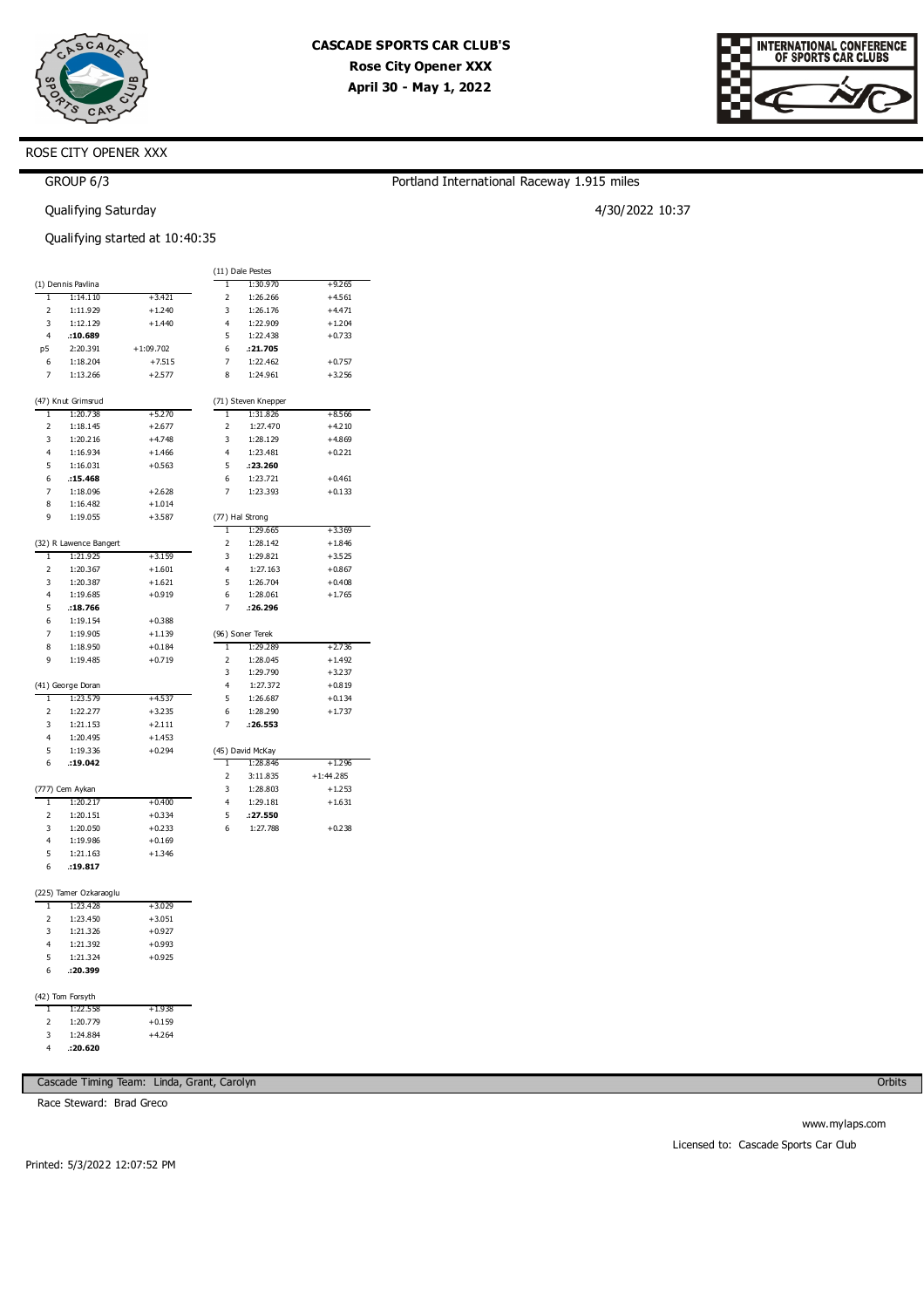# CASCADE SPORTS CAR CLUB'S

**Rose City Opener XXX**

**April 30 - May 1, 2022**

ROSE CITY OPENER XXX

GROUP 6/3

Portland International Raceway 1.915 miles

Qualifying Saturday

4/30/2022 10:37

Qualifying started at 10:40:35

### (1) Dennis Pavlina

| Lap | Time | Diff |
|---|---|---|
| 1 | 1:14.110 | +3.421 |
| 2 | 1:11.929 | +1.240 |
| 3 | 1:12.129 | +1.440 |
| 4 | **:10.689** | |
| p5 | 2:20.391 | +1:09.702 |
| 6 | 1:18.204 | +7.515 |
| 7 | 1:13.266 | +2.577 |

### (47) Knut Grimsrud

| Lap | Time | Diff |
|---|---|---|
| 1 | 1:20.738 | +5.270 |
| 2 | 1:18.145 | +2.677 |
| 3 | 1:20.216 | +4.748 |
| 4 | 1:16.934 | +1.466 |
| 5 | 1:16.031 | +0.563 |
| 6 | **:15.468** | |
| 7 | 1:18.096 | +2.628 |
| 8 | 1:16.482 | +1.014 |
| 9 | 1:19.055 | +3.587 |

### (32) R Lawence Bangert

| Lap | Time | Diff |
|---|---|---|
| 1 | 1:21.925 | +3.159 |
| 2 | 1:20.367 | +1.601 |
| 3 | 1:20.387 | +1.621 |
| 4 | 1:19.685 | +0.919 |
| 5 | **:18.766** | |
| 6 | 1:19.154 | +0.388 |
| 7 | 1:19.905 | +1.139 |
| 8 | 1:18.950 | +0.184 |
| 9 | 1:19.485 | +0.719 |

### (41) George Doran

| Lap | Time | Diff |
|---|---|---|
| 1 | 1:23.579 | +4.537 |
| 2 | 1:22.277 | +3.235 |
| 3 | 1:21.153 | +2.111 |
| 4 | 1:20.495 | +1.453 |
| 5 | 1:19.336 | +0.294 |
| 6 | **:19.042** | |

### (777) Cem Aykan

| Lap | Time | Diff |
|---|---|---|
| 1 | 1:20.217 | +0.400 |
| 2 | 1:20.151 | +0.334 |
| 3 | 1:20.050 | +0.233 |
| 4 | 1:19.986 | +0.169 |
| 5 | 1:21.163 | +1.346 |
| 6 | **:19.817** | |

### (225) Tamer Ozkaraoglu

| Lap | Time | Diff |
|---|---|---|
| 1 | 1:23.428 | +3.029 |
| 2 | 1:23.450 | +3.051 |
| 3 | 1:21.326 | +0.927 |
| 4 | 1:21.392 | +0.993 |
| 5 | 1:21.324 | +0.925 |
| 6 | **:20.399** | |

### (42) Tom Forsyth

| Lap | Time | Diff |
|---|---|---|
| 1 | 1:22.558 | +1.938 |
| 2 | 1:20.779 | +0.159 |
| 3 | 1:24.884 | +4.264 |
| 4 | **:20.620** | |

### (11) Dale Pestes

| Lap | Time | Diff |
|---|---|---|
| 1 | 1:30.970 | +9.265 |
| 2 | 1:26.266 | +4.561 |
| 3 | 1:26.176 | +4.471 |
| 4 | 1:22.909 | +1.204 |
| 5 | 1:22.438 | +0.733 |
| 6 | **:21.705** | |
| 7 | 1:22.462 | +0.757 |
| 8 | 1:24.961 | +3.256 |

### (71) Steven Knepper

| Lap | Time | Diff |
|---|---|---|
| 1 | 1:31.826 | +8.566 |
| 2 | 1:27.470 | +4.210 |
| 3 | 1:28.129 | +4.869 |
| 4 | 1:23.481 | +0.221 |
| 5 | **:23.260** | |
| 6 | 1:23.721 | +0.461 |
| 7 | 1:23.393 | +0.133 |

### (77) Hal Strong

| Lap | Time | Diff |
|---|---|---|
| 1 | 1:29.665 | +3.369 |
| 2 | 1:28.142 | +1.846 |
| 3 | 1:29.821 | +3.525 |
| 4 | 1:27.163 | +0.867 |
| 5 | 1:26.704 | +0.408 |
| 6 | 1:28.061 | +1.765 |
| 7 | **:26.296** | |

### (96) Soner Terek

| Lap | Time | Diff |
|---|---|---|
| 1 | 1:29.289 | +2.736 |
| 2 | 1:28.045 | +1.492 |
| 3 | 1:29.790 | +3.237 |
| 4 | 1:27.372 | +0.819 |
| 5 | 1:26.687 | +0.134 |
| 6 | 1:28.290 | +1.737 |
| 7 | **:26.553** | |

### (45) David McKay

| Lap | Time | Diff |
|---|---|---|
| 1 | 1:28.846 | +1.296 |
| 2 | 3:11.835 | +1:44.285 |
| 3 | 1:28.803 | +1.253 |
| 4 | 1:29.181 | +1.631 |
| 5 | **:27.550** | |
| 6 | 1:27.788 | +0.238 |

Cascade Timing Team: Linda, Grant, Carolyn

Orbits

Race Steward: Brad Greco

www.mylaps.com

Licensed to: Cascade Sports Car Club

Printed: 5/3/2022 12:07:52 PM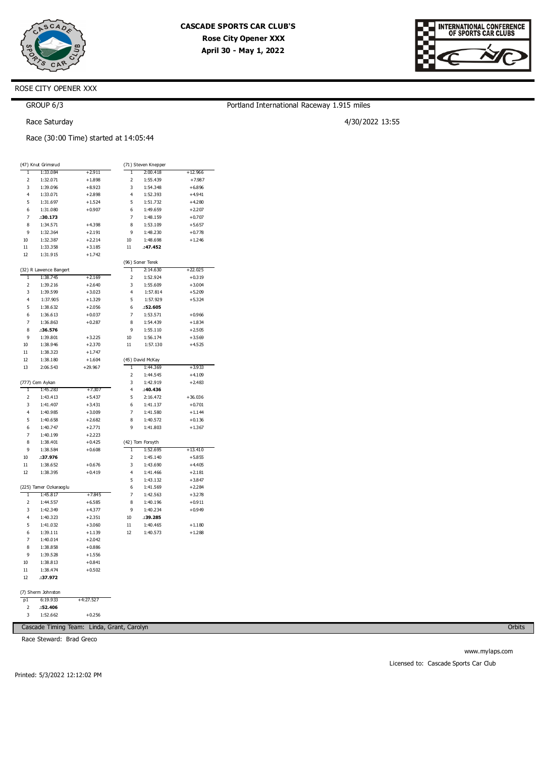# CASCADE SPORTS CAR CLUB'S
## Rose City Opener XXX
### April 30 - May 1, 2022

ROSE CITY OPENER XXX

GROUP 6/3

Portland International Raceway 1.915 miles

Race Saturday

4/30/2022 13:55

Race (30:00 Time) started at 14:05:44

**(47) Knut Grimsrud**

| Lap | Time | Diff |
|---|---|---|
| 1 | 1:33.084 | +2.911 |
| 2 | 1:32.071 | +1.898 |
| 3 | 1:39.096 | +8.923 |
| 4 | 1:33.071 | +2.898 |
| 5 | 1:31.697 | +1.524 |
| 6 | 1:31.080 | +0.907 |
| 7 | **:30.173** | |
| 8 | 1:34.571 | +4.398 |
| 9 | 1:32.364 | +2.191 |
| 10 | 1:32.387 | +2.214 |
| 11 | 1:33.358 | +3.185 |
| 12 | 1:31.915 | +1.742 |

**(32) R Lawence Bangert**

| Lap | Time | Diff |
|---|---|---|
| 1 | 1:38.745 | +2.169 |
| 2 | 1:39.216 | +2.640 |
| 3 | 1:39.599 | +3.023 |
| 4 | 1:37.905 | +1.329 |
| 5 | 1:38.632 | +2.056 |
| 6 | 1:36.613 | +0.037 |
| 7 | 1:36.863 | +0.287 |
| 8 | **:36.576** | |
| 9 | 1:39.801 | +3.225 |
| 10 | 1:38.946 | +2.370 |
| 11 | 1:38.323 | +1.747 |
| 12 | 1:38.180 | +1.604 |
| 13 | 2:06.543 | +29.967 |

**(777) Cem Aykan**

| Lap | Time | Diff |
|---|---|---|
| 1 | 1:45.283 | +7.307 |
| 2 | 1:43.413 | +5.437 |
| 3 | 1:41.407 | +3.431 |
| 4 | 1:40.985 | +3.009 |
| 5 | 1:40.658 | +2.682 |
| 6 | 1:40.747 | +2.771 |
| 7 | 1:40.199 | +2.223 |
| 8 | 1:38.401 | +0.425 |
| 9 | 1:38.584 | +0.608 |
| 10 | **:37.976** | |
| 11 | 1:38.652 | +0.676 |
| 12 | 1:38.395 | +0.419 |

**(225) Tamer Ozkaraoglu**

| Lap | Time | Diff |
|---|---|---|
| 1 | 1:45.817 | +7.845 |
| 2 | 1:44.557 | +6.585 |
| 3 | 1:42.349 | +4.377 |
| 4 | 1:40.323 | +2.351 |
| 5 | 1:41.032 | +3.060 |
| 6 | 1:39.111 | +1.139 |
| 7 | 1:40.014 | +2.042 |
| 8 | 1:38.858 | +0.886 |
| 9 | 1:39.528 | +1.556 |
| 10 | 1:38.813 | +0.841 |
| 11 | 1:38.474 | +0.502 |
| 12 | **:37.972** | |

**(7) Sherm Johnston**

| Lap | Time | Diff |
|---|---|---|
| p1 | 6:19.933 | +4:27.527 |
| 2 | **:52.406** | |
| 3 | 1:52.662 | +0.256 |

**(71) Steven Knepper**

| Lap | Time | Diff |
|---|---|---|
| 1 | 2:00.418 | +12.966 |
| 2 | 1:55.439 | +7.987 |
| 3 | 1:54.348 | +6.896 |
| 4 | 1:52.393 | +4.941 |
| 5 | 1:51.732 | +4.280 |
| 6 | 1:49.659 | +2.207 |
| 7 | 1:48.159 | +0.707 |
| 8 | 1:53.109 | +5.657 |
| 9 | 1:48.230 | +0.778 |
| 10 | 1:48.698 | +1.246 |
| 11 | **:47.452** | |

**(96) Soner Terek**

| Lap | Time | Diff |
|---|---|---|
| 1 | 2:14.630 | +22.025 |
| 2 | 1:52.924 | +0.319 |
| 3 | 1:55.609 | +3.004 |
| 4 | 1:57.814 | +5.209 |
| 5 | 1:57.929 | +5.324 |
| 6 | **:52.605** | |
| 7 | 1:53.571 | +0.966 |
| 8 | 1:54.439 | +1.834 |
| 9 | 1:55.110 | +2.505 |
| 10 | 1:56.174 | +3.569 |
| 11 | 1:57.130 | +4.525 |

**(45) David McKay**

| Lap | Time | Diff |
|---|---|---|
| 1 | 1:44.369 | +3.933 |
| 2 | 1:44.545 | +4.109 |
| 3 | 1:42.919 | +2.483 |
| 4 | **:40.436** | |
| 5 | 2:16.472 | +36.036 |
| 6 | 1:41.137 | +0.701 |
| 7 | 1:41.580 | +1.144 |
| 8 | 1:40.572 | +0.136 |
| 9 | 1:41.803 | +1.367 |

**(42) Tom Forsyth**

| Lap | Time | Diff |
|---|---|---|
| 1 | 1:52.695 | +13.410 |
| 2 | 1:45.140 | +5.855 |
| 3 | 1:43.690 | +4.405 |
| 4 | 1:41.466 | +2.181 |
| 5 | 1:43.132 | +3.847 |
| 6 | 1:41.569 | +2.284 |
| 7 | 1:42.563 | +3.278 |
| 8 | 1:40.196 | +0.911 |
| 9 | 1:40.234 | +0.949 |
| 10 | **:39.285** | |
| 11 | 1:40.465 | +1.180 |
| 12 | 1:40.573 | +1.288 |

Cascade Timing Team: Linda, Grant, Carolyn — Orbits

Race Steward: Brad Greco

www.mylaps.com

Licensed to: Cascade Sports Car Club

Printed: 5/3/2022 12:12:02 PM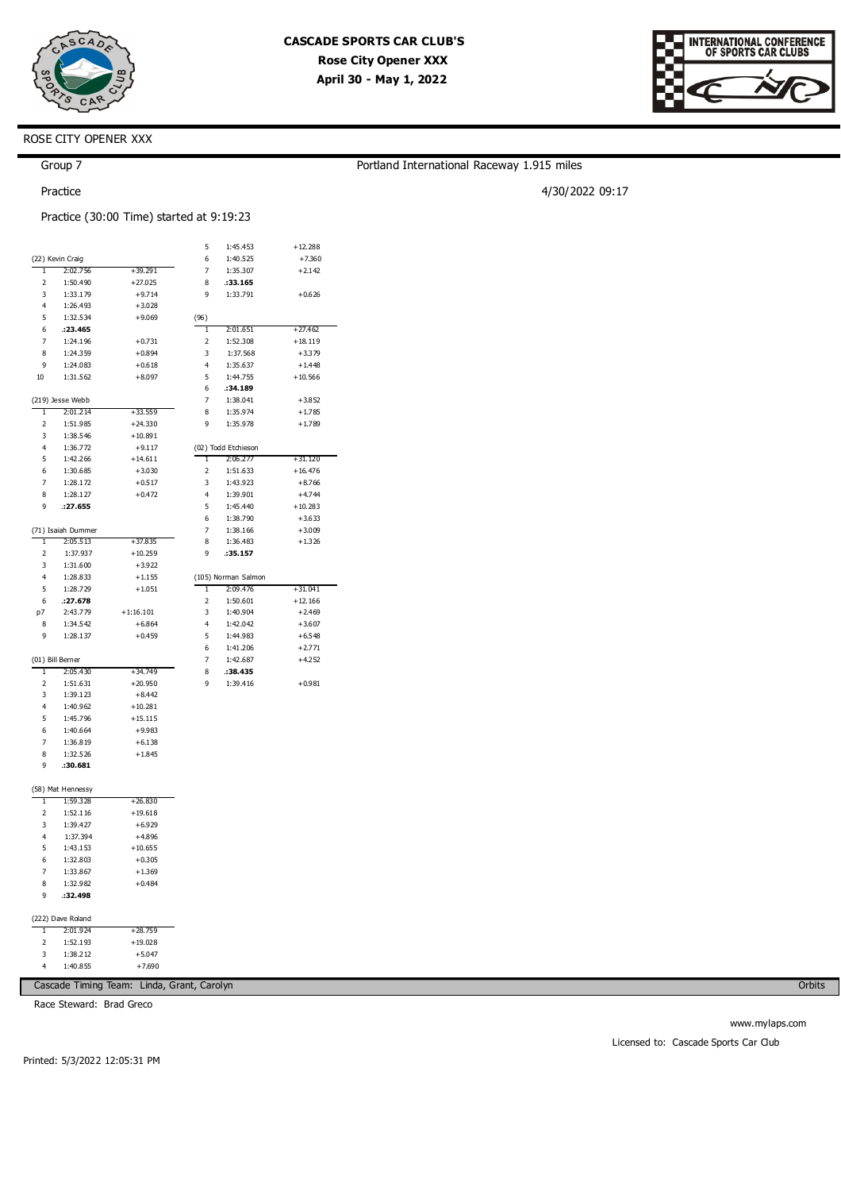# CASCADE SPORTS CAR CLUB'S

**Rose City Opener XXX**

**April 30 - May 1, 2022**

ROSE CITY OPENER XXX

Group 7

Portland International Raceway 1.915 miles

Practice

4/30/2022 09:17

Practice (30:00 Time) started at 9:19:23

### (22) Kevin Craig

| Lap | Time | Diff |
|---|---|---|
| 1 | 2:02.756 | +39.291 |
| 2 | 1:50.490 | +27.025 |
| 3 | 1:33.179 | +9.714 |
| 4 | 1:26.493 | +3.028 |
| 5 | 1:32.534 | +9.069 |
| 6 | **:23.465** | |
| 7 | 1:24.196 | +0.731 |
| 8 | 1:24.359 | +0.894 |
| 9 | 1:24.083 | +0.618 |
| 10 | 1:31.562 | +8.097 |

### (219) Jesse Webb

| Lap | Time | Diff |
|---|---|---|
| 1 | 2:01.214 | +33.559 |
| 2 | 1:51.985 | +24.330 |
| 3 | 1:38.546 | +10.891 |
| 4 | 1:36.772 | +9.117 |
| 5 | 1:42.266 | +14.611 |
| 6 | 1:30.685 | +3.030 |
| 7 | 1:28.172 | +0.517 |
| 8 | 1:28.127 | +0.472 |
| 9 | **:27.655** | |

### (71) Isaiah Dummer

| Lap | Time | Diff |
|---|---|---|
| 1 | 2:05.513 | +37.835 |
| 2 | 1:37.937 | +10.259 |
| 3 | 1:31.600 | +3.922 |
| 4 | 1:28.833 | +1.155 |
| 5 | 1:28.729 | +1.051 |
| 6 | **:27.678** | |
| p7 | 2:43.779 | +1:16.101 |
| 8 | 1:34.542 | +6.864 |
| 9 | 1:28.137 | +0.459 |

### (01) Bill Berner

| Lap | Time | Diff |
|---|---|---|
| 1 | 2:05.430 | +34.749 |
| 2 | 1:51.631 | +20.950 |
| 3 | 1:39.123 | +8.442 |
| 4 | 1:40.962 | +10.281 |
| 5 | 1:45.796 | +15.115 |
| 6 | 1:40.664 | +9.983 |
| 7 | 1:36.819 | +6.138 |
| 8 | 1:32.526 | +1.845 |
| 9 | **:30.681** | |

### (58) Mat Hennessy

| Lap | Time | Diff |
|---|---|---|
| 1 | 1:59.328 | +26.830 |
| 2 | 1:52.116 | +19.618 |
| 3 | 1:39.427 | +6.929 |
| 4 | 1:37.394 | +4.896 |
| 5 | 1:43.153 | +10.655 |
| 6 | 1:32.803 | +0.305 |
| 7 | 1:33.867 | +1.369 |
| 8 | 1:32.982 | +0.484 |
| 9 | **:32.498** | |

### (222) Dave Roland

| Lap | Time | Diff |
|---|---|---|
| 1 | 2:01.924 | +28.759 |
| 2 | 1:52.193 | +19.028 |
| 3 | 1:38.212 | +5.047 |
| 4 | 1:40.855 | +7.690 |
| 5 | 1:45.453 | +12.288 |
| 6 | 1:40.525 | +7.360 |
| 7 | 1:35.307 | +2.142 |
| 8 | **:33.165** | |
| 9 | 1:33.791 | +0.626 |

### (96)

| Lap | Time | Diff |
|---|---|---|
| 1 | 2:01.651 | +27.462 |
| 2 | 1:52.308 | +18.119 |
| 3 | 1:37.568 | +3.379 |
| 4 | 1:35.637 | +1.448 |
| 5 | 1:44.755 | +10.566 |
| 6 | **:34.189** | |
| 7 | 1:38.041 | +3.852 |
| 8 | 1:35.974 | +1.785 |
| 9 | 1:35.978 | +1.789 |

### (02) Todd Etchieson

| Lap | Time | Diff |
|---|---|---|
| 1 | 2:06.277 | +31.120 |
| 2 | 1:51.633 | +16.476 |
| 3 | 1:43.923 | +8.766 |
| 4 | 1:39.901 | +4.744 |
| 5 | 1:45.440 | +10.283 |
| 6 | 1:38.790 | +3.633 |
| 7 | 1:38.166 | +3.009 |
| 8 | 1:36.483 | +1.326 |
| 9 | **:35.157** | |

### (105) Norman Salmon

| Lap | Time | Diff |
|---|---|---|
| 1 | 2:09.476 | +31.041 |
| 2 | 1:50.601 | +12.166 |
| 3 | 1:40.904 | +2.469 |
| 4 | 1:42.042 | +3.607 |
| 5 | 1:44.983 | +6.548 |
| 6 | 1:41.206 | +2.771 |
| 7 | 1:42.687 | +4.252 |
| 8 | **:38.435** | |
| 9 | 1:39.416 | +0.981 |

Cascade Timing Team: Linda, Grant, Carolyn

Orbits

Race Steward: Brad Greco

www.mylaps.com

Licensed to: Cascade Sports Car Club

Printed: 5/3/2022 12:05:31 PM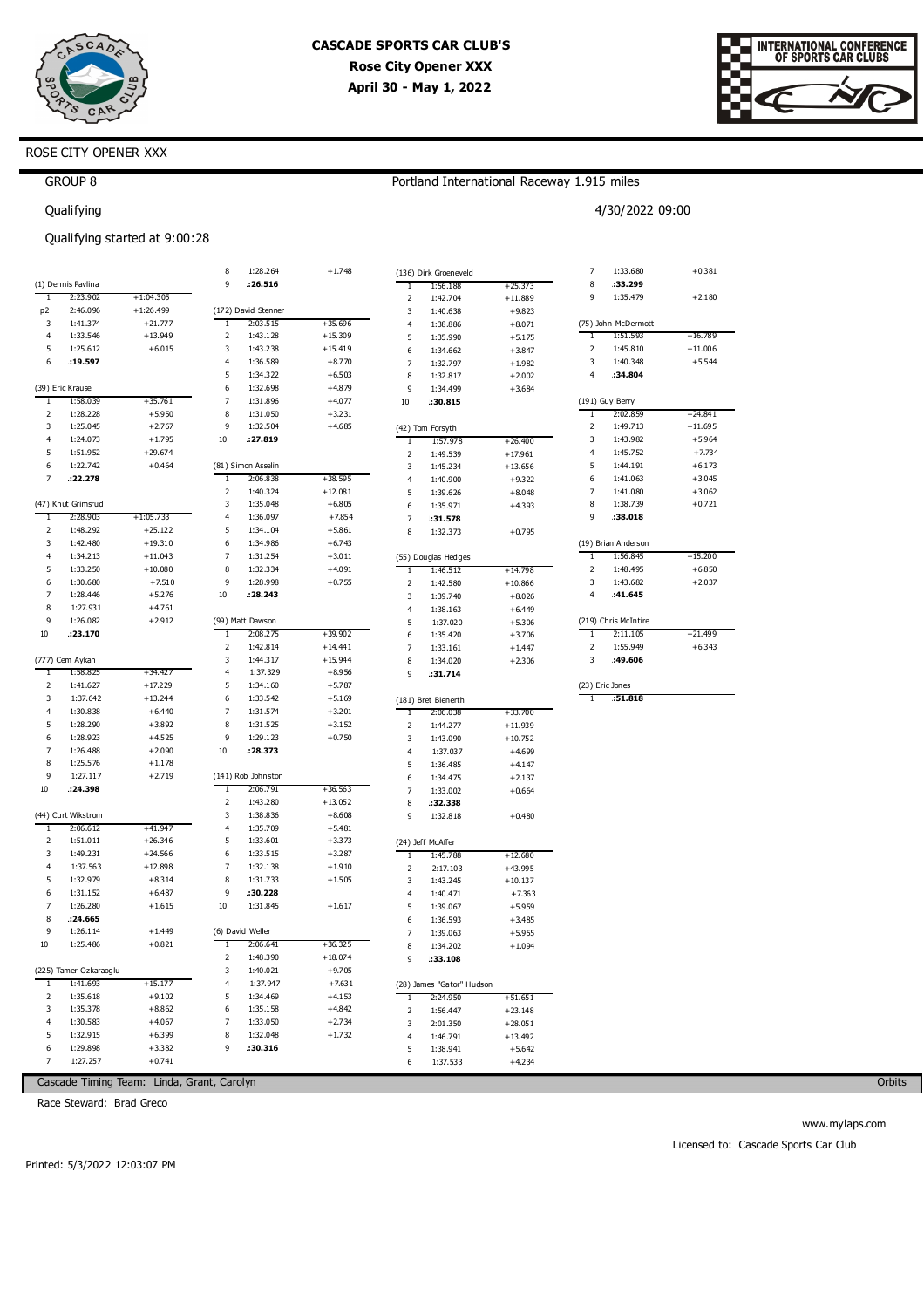# CASCADE SPORTS CAR CLUB'S
## Rose City Opener XXX
### April 30 - May 1, 2022

ROSE CITY OPENER XXX

GROUP 8

Portland International Raceway 1.915 miles

Qualifying

4/30/2022 09:00

Qualifying started at 9:00:28

**(1) Dennis Pavlina**

| Lap | Time | Diff |
|---|---|---|
| 1 | 2:23.902 | +1:04.305 |
| p2 | 2:46.096 | +1:26.499 |
| 3 | 1:41.374 | +21.777 |
| 4 | 1:33.546 | +13.949 |
| 5 | 1:25.612 | +6.015 |
| 6 | **:19.597** | |

**(39) Eric Krause**

| Lap | Time | Diff |
|---|---|---|
| 1 | 1:58.039 | +35.761 |
| 2 | 1:28.228 | +5.950 |
| 3 | 1:25.045 | +2.767 |
| 4 | 1:24.073 | +1.795 |
| 5 | 1:51.952 | +29.674 |
| 6 | 1:22.742 | +0.464 |
| 7 | **:22.278** | |

**(47) Knut Grimsrud**

| Lap | Time | Diff |
|---|---|---|
| 1 | 2:28.903 | +1:05.733 |
| 2 | 1:48.292 | +25.122 |
| 3 | 1:42.480 | +19.310 |
| 4 | 1:34.213 | +11.043 |
| 5 | 1:33.250 | +10.080 |
| 6 | 1:30.680 | +7.510 |
| 7 | 1:28.446 | +5.276 |
| 8 | 1:27.931 | +4.761 |
| 9 | 1:26.082 | +2.912 |
| 10 | **:23.170** | |

**(777) Cem Aykan**

| Lap | Time | Diff |
|---|---|---|
| 1 | 1:58.825 | +34.427 |
| 2 | 1:41.627 | +17.229 |
| 3 | 1:37.642 | +13.244 |
| 4 | 1:30.838 | +6.440 |
| 5 | 1:28.290 | +3.892 |
| 6 | 1:28.923 | +4.525 |
| 7 | 1:26.488 | +2.090 |
| 8 | 1:25.576 | +1.178 |
| 9 | 1:27.117 | +2.719 |
| 10 | **:24.398** | |

**(44) Curt Wikstrom**

| Lap | Time | Diff |
|---|---|---|
| 1 | 2:06.612 | +41.947 |
| 2 | 1:51.011 | +26.346 |
| 3 | 1:49.231 | +24.566 |
| 4 | 1:37.563 | +12.898 |
| 5 | 1:32.979 | +8.314 |
| 6 | 1:31.152 | +6.487 |
| 7 | 1:26.280 | +1.615 |
| 8 | **:24.665** | |
| 9 | 1:26.114 | +1.449 |
| 10 | 1:25.486 | +0.821 |

**(225) Tamer Ozkaraoglu**

| Lap | Time | Diff |
|---|---|---|
| 1 | 1:41.693 | +15.177 |
| 2 | 1:35.618 | +9.102 |
| 3 | 1:35.378 | +8.862 |
| 4 | 1:30.583 | +4.067 |
| 5 | 1:32.915 | +6.399 |
| 6 | 1:29.898 | +3.382 |
| 7 | 1:27.257 | +0.741 |
| 8 | 1:28.264 | +1.748 |
| 9 | **:26.516** | |

**(172) David Stenner**

| Lap | Time | Diff |
|---|---|---|
| 1 | 2:03.515 | +35.696 |
| 2 | 1:43.128 | +15.309 |
| 3 | 1:43.238 | +15.419 |
| 4 | 1:36.589 | +8.770 |
| 5 | 1:34.322 | +6.503 |
| 6 | 1:32.698 | +4.879 |
| 7 | 1:31.896 | +4.077 |
| 8 | 1:31.050 | +3.231 |
| 9 | 1:32.504 | +4.685 |
| 10 | **:27.819** | |

**(81) Simon Asselin**

| Lap | Time | Diff |
|---|---|---|
| 1 | 2:06.838 | +38.595 |
| 2 | 1:40.324 | +12.081 |
| 3 | 1:35.048 | +6.805 |
| 4 | 1:36.097 | +7.854 |
| 5 | 1:34.104 | +5.861 |
| 6 | 1:34.986 | +6.743 |
| 7 | 1:31.254 | +3.011 |
| 8 | 1:32.334 | +4.091 |
| 9 | 1:28.998 | +0.755 |
| 10 | **:28.243** | |

**(99) Matt Dawson**

| Lap | Time | Diff |
|---|---|---|
| 1 | 2:08.275 | +39.902 |
| 2 | 1:42.814 | +14.441 |
| 3 | 1:44.317 | +15.944 |
| 4 | 1:37.329 | +8.956 |
| 5 | 1:34.160 | +5.787 |
| 6 | 1:33.542 | +5.169 |
| 7 | 1:31.574 | +3.201 |
| 8 | 1:31.525 | +3.152 |
| 9 | 1:29.123 | +0.750 |
| 10 | **:28.373** | |

**(141) Rob Johnston**

| Lap | Time | Diff |
|---|---|---|
| 1 | 2:06.791 | +36.563 |
| 2 | 1:43.280 | +13.052 |
| 3 | 1:38.836 | +8.608 |
| 4 | 1:35.709 | +5.481 |
| 5 | 1:33.601 | +3.373 |
| 6 | 1:33.515 | +3.287 |
| 7 | 1:32.138 | +1.910 |
| 8 | 1:31.733 | +1.505 |
| 9 | **:30.228** | |
| 10 | 1:31.845 | +1.617 |

**(6) David Weller**

| Lap | Time | Diff |
|---|---|---|
| 1 | 2:06.641 | +36.325 |
| 2 | 1:48.390 | +18.074 |
| 3 | 1:40.021 | +9.705 |
| 4 | 1:37.947 | +7.631 |
| 5 | 1:34.469 | +4.153 |
| 6 | 1:35.158 | +4.842 |
| 7 | 1:33.050 | +2.734 |
| 8 | 1:32.048 | +1.732 |
| 9 | **:30.316** | |

**(136) Dirk Groeneveld**

| Lap | Time | Diff |
|---|---|---|
| 1 | 1:56.188 | +25.373 |
| 2 | 1:42.704 | +11.889 |
| 3 | 1:40.638 | +9.823 |
| 4 | 1:38.886 | +8.071 |
| 5 | 1:35.990 | +5.175 |
| 6 | 1:34.662 | +3.847 |
| 7 | 1:32.797 | +1.982 |
| 8 | 1:32.817 | +2.002 |
| 9 | 1:34.499 | +3.684 |
| 10 | **:30.815** | |

**(42) Tom Forsyth**

| Lap | Time | Diff |
|---|---|---|
| 1 | 1:57.978 | +26.400 |
| 2 | 1:49.539 | +17.961 |
| 3 | 1:45.234 | +13.656 |
| 4 | 1:40.900 | +9.322 |
| 5 | 1:39.626 | +8.048 |
| 6 | 1:35.971 | +4.393 |
| 7 | **:31.578** | |
| 8 | 1:32.373 | +0.795 |

**(55) Douglas Hedges**

| Lap | Time | Diff |
|---|---|---|
| 1 | 1:46.512 | +14.798 |
| 2 | 1:42.580 | +10.866 |
| 3 | 1:39.740 | +8.026 |
| 4 | 1:38.163 | +6.449 |
| 5 | 1:37.020 | +5.306 |
| 6 | 1:35.420 | +3.706 |
| 7 | 1:33.161 | +1.447 |
| 8 | 1:34.020 | +2.306 |
| 9 | **:31.714** | |

**(181) Bret Bienerth**

| Lap | Time | Diff |
|---|---|---|
| 1 | 2:06.038 | +33.700 |
| 2 | 1:44.277 | +11.939 |
| 3 | 1:43.090 | +10.752 |
| 4 | 1:37.037 | +4.699 |
| 5 | 1:36.485 | +4.147 |
| 6 | 1:34.475 | +2.137 |
| 7 | 1:33.002 | +0.664 |
| 8 | **:32.338** | |
| 9 | 1:32.818 | +0.480 |

**(24) Jeff McAffer**

| Lap | Time | Diff |
|---|---|---|
| 1 | 1:45.788 | +12.680 |
| 2 | 2:17.103 | +43.995 |
| 3 | 1:43.245 | +10.137 |
| 4 | 1:40.471 | +7.363 |
| 5 | 1:39.067 | +5.959 |
| 6 | 1:36.593 | +3.485 |
| 7 | 1:39.063 | +5.955 |
| 8 | 1:34.202 | +1.094 |
| 9 | **:33.108** | |

**(28) James "Gator" Hudson**

| Lap | Time | Diff |
|---|---|---|
| 1 | 2:24.950 | +51.651 |
| 2 | 1:56.447 | +23.148 |
| 3 | 2:01.350 | +28.051 |
| 4 | 1:46.791 | +13.492 |
| 5 | 1:38.941 | +5.642 |
| 6 | 1:37.533 | +4.234 |
| 7 | 1:33.680 | +0.381 |
| 8 | **:33.299** | |
| 9 | 1:35.479 | +2.180 |

**(75) John McDermott**

| Lap | Time | Diff |
|---|---|---|
| 1 | 1:51.593 | +16.789 |
| 2 | 1:45.810 | +11.006 |
| 3 | 1:40.348 | +5.544 |
| 4 | **:34.804** | |

**(191) Guy Berry**

| Lap | Time | Diff |
|---|---|---|
| 1 | 2:02.859 | +24.841 |
| 2 | 1:49.713 | +11.695 |
| 3 | 1:43.982 | +5.964 |
| 4 | 1:45.752 | +7.734 |
| 5 | 1:44.191 | +6.173 |
| 6 | 1:41.063 | +3.045 |
| 7 | 1:41.080 | +3.062 |
| 8 | 1:38.739 | +0.721 |
| 9 | **:38.018** | |

**(19) Brian Anderson**

| Lap | Time | Diff |
|---|---|---|
| 1 | 1:56.845 | +15.200 |
| 2 | 1:48.495 | +6.850 |
| 3 | 1:43.682 | +2.037 |
| 4 | **:41.645** | |

**(219) Chris McIntire**

| Lap | Time | Diff |
|---|---|---|
| 1 | 2:11.105 | +21.499 |
| 2 | 1:55.949 | +6.343 |
| 3 | **:49.606** | |

**(23) Eric Jones**

| Lap | Time | Diff |
|---|---|---|
| 1 | **:51.818** | |

Cascade Timing Team: Linda, Grant, Carolyn

Orbits

Race Steward: Brad Greco

www.mylaps.com

Licensed to: Cascade Sports Car Club

Printed: 5/3/2022 12:03:07 PM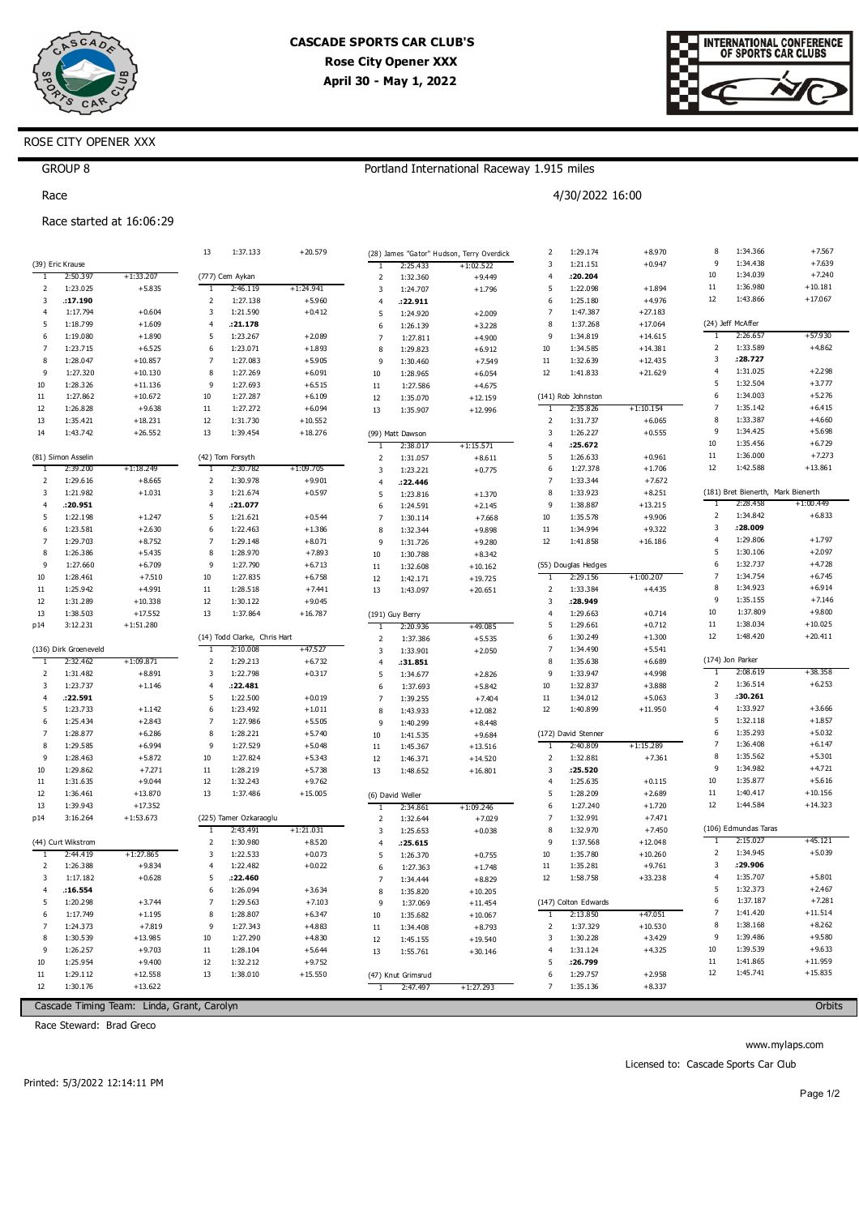# CASCADE SPORTS CAR CLUB'S
## Rose City Opener XXX
### April 30 - May 1, 2022

INTERNATIONAL CONFERENCE OF SPORTS CAR CLUBS

ROSE CITY OPENER XXX

GROUP 8 — Portland International Raceway 1.915 miles

Race — 4/30/2022 16:00

Race started at 16:06:29

**(39) Eric Krause**

| Lap | Time | Diff |
|---|---|---|
| 1 | 2:50.397 | +1:33.207 |
| 2 | 1:23.025 | +5.835 |
| 3 | **:17.190** | |
| 4 | 1:17.794 | +0.604 |
| 5 | 1:18.799 | +1.609 |
| 6 | 1:19.080 | +1.890 |
| 7 | 1:23.715 | +6.525 |
| 8 | 1:28.047 | +10.857 |
| 9 | 1:27.320 | +10.130 |
| 10 | 1:28.326 | +11.136 |
| 11 | 1:27.862 | +10.672 |
| 12 | 1:26.828 | +9.638 |
| 13 | 1:35.421 | +18.231 |
| 14 | 1:43.742 | +26.552 |

**(81) Simon Asselin**

| Lap | Time | Diff |
|---|---|---|
| 1 | 2:39.200 | +1:18.249 |
| 2 | 1:29.616 | +8.665 |
| 3 | 1:21.982 | +1.031 |
| 4 | **:20.951** | |
| 5 | 1:22.198 | +1.247 |
| 6 | 1:23.581 | +2.630 |
| 7 | 1:29.703 | +8.752 |
| 8 | 1:26.386 | +5.435 |
| 9 | 1:27.660 | +6.709 |
| 10 | 1:28.461 | +7.510 |
| 11 | 1:25.942 | +4.991 |
| 12 | 1:31.289 | +10.338 |
| 13 | 1:38.503 | +17.552 |
| p14 | 3:12.231 | +1:51.280 |

**(136) Dirk Groeneveld**

| Lap | Time | Diff |
|---|---|---|
| 1 | 2:32.462 | +1:09.871 |
| 2 | 1:31.482 | +8.891 |
| 3 | 1:23.737 | +1.146 |
| 4 | **:22.591** | |
| 5 | 1:23.733 | +1.142 |
| 6 | 1:25.434 | +2.843 |
| 7 | 1:28.877 | +6.286 |
| 8 | 1:29.585 | +6.994 |
| 9 | 1:28.463 | +5.872 |
| 10 | 1:29.862 | +7.271 |
| 11 | 1:31.635 | +9.044 |
| 12 | 1:36.461 | +13.870 |
| 13 | 1:39.943 | +17.352 |
| p14 | 3:16.264 | +1:53.673 |

**(44) Curt Wikstrom**

| Lap | Time | Diff |
|---|---|---|
| 1 | 2:44.419 | +1:27.865 |
| 2 | 1:26.388 | +9.834 |
| 3 | 1:17.182 | +0.628 |
| 4 | **:16.554** | |
| 5 | 1:20.298 | +3.744 |
| 6 | 1:17.749 | +1.195 |
| 7 | 1:24.373 | +7.819 |
| 8 | 1:30.539 | +13.985 |
| 9 | 1:26.257 | +9.703 |
| 10 | 1:25.954 | +9.400 |
| 11 | 1:29.112 | +12.558 |
| 12 | 1:30.176 | +13.622 |
| 13 | 1:37.133 | +20.579 |

**(777) Cem Aykan**

| Lap | Time | Diff |
|---|---|---|
| 1 | 2:46.119 | +1:24.941 |
| 2 | 1:27.138 | +5.960 |
| 3 | 1:21.590 | +0.412 |
| 4 | **:21.178** | |
| 5 | 1:23.267 | +2.089 |
| 6 | 1:23.071 | +1.893 |
| 7 | 1:27.083 | +5.905 |
| 8 | 1:27.269 | +6.091 |
| 9 | 1:27.693 | +6.515 |
| 10 | 1:27.287 | +6.109 |
| 11 | 1:27.272 | +6.094 |
| 12 | 1:31.730 | +10.552 |
| 13 | 1:39.454 | +18.276 |

**(42) Tom Forsyth**

| Lap | Time | Diff |
|---|---|---|
| 1 | 2:30.782 | +1:09.705 |
| 2 | 1:30.978 | +9.901 |
| 3 | 1:21.674 | +0.597 |
| 4 | **:21.077** | |
| 5 | 1:21.621 | +0.544 |
| 6 | 1:22.463 | +1.386 |
| 7 | 1:29.148 | +8.071 |
| 8 | 1:28.970 | +7.893 |
| 9 | 1:27.790 | +6.713 |
| 10 | 1:27.835 | +6.758 |
| 11 | 1:28.518 | +7.441 |
| 12 | 1:30.122 | +9.045 |
| 13 | 1:37.864 | +16.787 |

**(14) Todd Clarke, Chris Hart**

| Lap | Time | Diff |
|---|---|---|
| 1 | 2:10.008 | +47.527 |
| 2 | 1:29.213 | +6.732 |
| 3 | 1:22.798 | +0.317 |
| 4 | **:22.481** | |
| 5 | 1:22.500 | +0.019 |
| 6 | 1:23.492 | +1.011 |
| 7 | 1:27.986 | +5.505 |
| 8 | 1:28.221 | +5.740 |
| 9 | 1:27.529 | +5.048 |
| 10 | 1:27.824 | +5.343 |
| 11 | 1:28.219 | +5.738 |
| 12 | 1:30.249 | +7.768 |
| 13 | 1:37.486 | +15.005 |

**(225) Tamer Ozkaraoglu**

| Lap | Time | Diff |
|---|---|---|
| 1 | 2:43.491 | +1:21.031 |
| 2 | 1:30.980 | +8.520 |
| 3 | 1:22.533 | +0.073 |
| 4 | 1:22.482 | +0.022 |
| 5 | **:22.460** | |
| 6 | 1:26.094 | +3.634 |
| 7 | 1:29.563 | +7.103 |
| 8 | 1:28.807 | +6.347 |
| 9 | 1:27.343 | +4.883 |
| 10 | 1:27.290 | +4.830 |
| 11 | 1:28.104 | +5.644 |
| 12 | 1:32.212 | +9.752 |
| 13 | 1:38.010 | +15.550 |

**(28) James "Gator" Hudson, Terry Overdick**

| Lap | Time | Diff |
|---|---|---|
| 1 | 2:25.433 | +1:02.522 |
| 2 | 1:32.360 | +9.449 |
| 3 | 1:24.707 | +1.796 |
| 4 | **:22.911** | |
| 5 | 1:24.920 | +2.009 |
| 6 | 1:26.139 | +3.228 |
| 7 | 1:27.811 | +4.900 |
| 8 | 1:29.823 | +6.912 |
| 9 | 1:30.460 | +7.549 |
| 10 | 1:28.965 | +6.054 |
| 11 | 1:27.586 | +4.675 |
| 12 | 1:35.070 | +12.159 |
| 13 | 1:35.907 | +12.996 |

**(99) Matt Dawson**

| Lap | Time | Diff |
|---|---|---|
| 1 | 2:38.017 | +1:15.571 |
| 2 | 1:31.057 | +8.611 |
| 3 | 1:23.221 | +0.775 |
| 4 | **:22.446** | |
| 5 | 1:23.816 | +1.370 |
| 6 | 1:24.591 | +2.145 |
| 7 | 1:30.114 | +7.668 |
| 8 | 1:32.344 | +9.898 |
| 9 | 1:31.726 | +9.280 |
| 10 | 1:30.788 | +8.342 |
| 11 | 1:32.608 | +10.162 |
| 12 | 1:42.171 | +19.725 |
| 13 | 1:43.097 | +20.651 |

**(191) Guy Berry**

| Lap | Time | Diff |
|---|---|---|
| 1 | 2:20.936 | +49.085 |
| 2 | 1:37.386 | +5.535 |
| 3 | 1:33.901 | +2.050 |
| 4 | **:31.851** | |
| 5 | 1:34.677 | +2.826 |
| 6 | 1:37.693 | +5.842 |
| 7 | 1:39.255 | +7.404 |
| 8 | 1:43.933 | +12.082 |
| 9 | 1:40.299 | +8.448 |
| 10 | 1:41.535 | +9.684 |
| 11 | 1:45.367 | +13.516 |
| 12 | 1:46.371 | +14.520 |
| 13 | 1:48.652 | +16.801 |

**(6) David Weller**

| Lap | Time | Diff |
|---|---|---|
| 1 | 2:34.861 | +1:09.246 |
| 2 | 1:32.644 | +7.029 |
| 3 | 1:25.653 | +0.038 |
| 4 | **:25.615** | |
| 5 | 1:26.370 | +0.755 |
| 6 | 1:27.363 | +1.748 |
| 7 | 1:34.444 | +8.829 |
| 8 | 1:35.820 | +10.205 |
| 9 | 1:37.069 | +11.454 |
| 10 | 1:35.682 | +10.067 |
| 11 | 1:34.408 | +8.793 |
| 12 | 1:45.155 | +19.540 |
| 13 | 1:55.761 | +30.146 |

**(47) Knut Grimsrud**

| Lap | Time | Diff |
|---|---|---|
| 1 | 2:47.497 | +1:27.293 |
| 2 | 1:29.174 | +8.970 |
| 3 | 1:21.151 | +0.947 |
| 4 | **:20.204** | |
| 5 | 1:22.098 | +1.894 |
| 6 | 1:25.180 | +4.976 |
| 7 | 1:47.387 | +27.183 |
| 8 | 1:37.268 | +17.064 |
| 9 | 1:34.819 | +14.615 |
| 10 | 1:34.585 | +14.381 |
| 11 | 1:32.639 | +12.435 |
| 12 | 1:41.833 | +21.629 |

**(141) Rob Johnston**

| Lap | Time | Diff |
|---|---|---|
| 1 | 2:35.826 | +1:10.154 |
| 2 | 1:31.737 | +6.065 |
| 3 | 1:26.227 | +0.555 |
| 4 | **:25.672** | |
| 5 | 1:26.633 | +0.961 |
| 6 | 1:27.378 | +1.706 |
| 7 | 1:33.344 | +7.672 |
| 8 | 1:33.923 | +8.251 |
| 9 | 1:38.887 | +13.215 |
| 10 | 1:35.578 | +9.906 |
| 11 | 1:34.994 | +9.322 |
| 12 | 1:41.858 | +16.186 |

**(55) Douglas Hedges**

| Lap | Time | Diff |
|---|---|---|
| 1 | 2:29.156 | +1:00.207 |
| 2 | 1:33.384 | +4.435 |
| 3 | **:28.949** | |
| 4 | 1:29.663 | +0.714 |
| 5 | 1:29.661 | +0.712 |
| 6 | 1:30.249 | +1.300 |
| 7 | 1:34.490 | +5.541 |
| 8 | 1:35.638 | +6.689 |
| 9 | 1:33.947 | +4.998 |
| 10 | 1:32.837 | +3.888 |
| 11 | 1:34.012 | +5.063 |
| 12 | 1:40.899 | +11.950 |

**(172) David Stenner**

| Lap | Time | Diff |
|---|---|---|
| 1 | 2:40.809 | +1:15.289 |
| 2 | 1:32.881 | +7.361 |
| 3 | **:25.520** | |
| 4 | 1:25.635 | +0.115 |
| 5 | 1:28.209 | +2.689 |
| 6 | 1:27.240 | +1.720 |
| 7 | 1:32.991 | +7.471 |
| 8 | 1:32.970 | +7.450 |
| 9 | 1:37.568 | +12.048 |
| 10 | 1:35.780 | +10.260 |
| 11 | 1:35.281 | +9.761 |
| 12 | 1:58.758 | +33.238 |

**(147) Colton Edwards**

| Lap | Time | Diff |
|---|---|---|
| 1 | 2:13.850 | +47.051 |
| 2 | 1:37.329 | +10.530 |
| 3 | 1:30.228 | +3.429 |
| 4 | 1:31.124 | +4.325 |
| 5 | **:26.799** | |
| 6 | 1:29.757 | +2.958 |
| 7 | 1:35.136 | +8.337 |
| 8 | 1:34.366 | +7.567 |
| 9 | 1:34.438 | +7.639 |
| 10 | 1:34.039 | +7.240 |
| 11 | 1:36.980 | +10.181 |
| 12 | 1:43.866 | +17.067 |

**(24) Jeff McAffer**

| Lap | Time | Diff |
|---|---|---|
| 1 | 2:26.657 | +57.930 |
| 2 | 1:33.589 | +4.862 |
| 3 | **:28.727** | |
| 4 | 1:31.025 | +2.298 |
| 5 | 1:32.504 | +3.777 |
| 6 | 1:34.003 | +5.276 |
| 7 | 1:35.142 | +6.415 |
| 8 | 1:33.387 | +4.660 |
| 9 | 1:34.425 | +5.698 |
| 10 | 1:35.456 | +6.729 |
| 11 | 1:36.000 | +7.273 |
| 12 | 1:42.588 | +13.861 |

**(181) Bret Bienerth, Mark Bienerth**

| Lap | Time | Diff |
|---|---|---|
| 1 | 2:28.458 | +1:00.449 |
| 2 | 1:34.842 | +6.833 |
| 3 | **:28.009** | |
| 4 | 1:29.806 | +1.797 |
| 5 | 1:30.106 | +2.097 |
| 6 | 1:32.737 | +4.728 |
| 7 | 1:34.754 | +6.745 |
| 8 | 1:34.923 | +6.914 |
| 9 | 1:35.155 | +7.146 |
| 10 | 1:37.809 | +9.800 |
| 11 | 1:38.034 | +10.025 |
| 12 | 1:48.420 | +20.411 |

**(174) Jon Parker**

| Lap | Time | Diff |
|---|---|---|
| 1 | 2:08.619 | +38.358 |
| 2 | 1:36.514 | +6.253 |
| 3 | **:30.261** | |
| 4 | 1:33.927 | +3.666 |
| 5 | 1:32.118 | +1.857 |
| 6 | 1:35.293 | +5.032 |
| 7 | 1:36.408 | +6.147 |
| 8 | 1:35.562 | +5.301 |
| 9 | 1:34.982 | +4.721 |
| 10 | 1:35.877 | +5.616 |
| 11 | 1:40.417 | +10.156 |
| 12 | 1:44.584 | +14.323 |

**(106) Edmundas Taras**

| Lap | Time | Diff |
|---|---|---|
| 1 | 2:15.027 | +45.121 |
| 2 | 1:34.945 | +5.039 |
| 3 | **:29.906** | |
| 4 | 1:35.707 | +5.801 |
| 5 | 1:32.373 | +2.467 |
| 6 | 1:37.187 | +7.281 |
| 7 | 1:41.420 | +11.514 |
| 8 | 1:38.168 | +8.262 |
| 9 | 1:39.486 | +9.580 |
| 10 | 1:39.539 | +9.633 |
| 11 | 1:41.865 | +11.959 |
| 12 | 1:45.741 | +15.835 |

Cascade Timing Team: Linda, Grant, Carolyn — Orbits

Race Steward: Brad Greco

www.mylaps.com

Licensed to: Cascade Sports Car Club

Printed: 5/3/2022 12:14:11 PM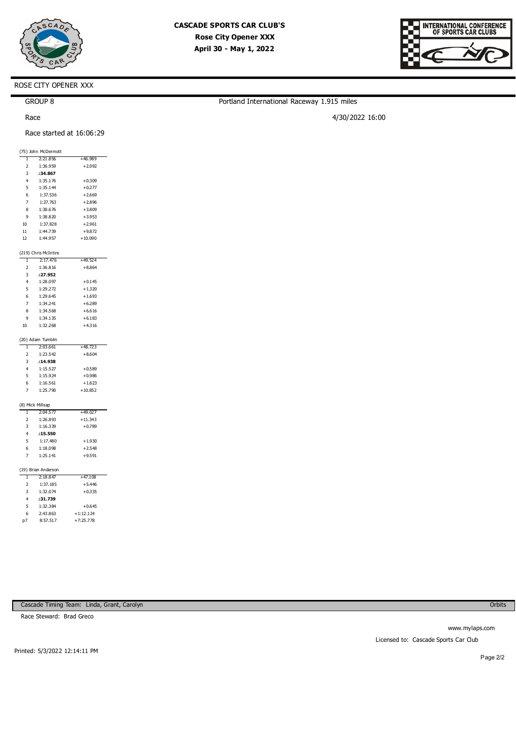# CASCADE SPORTS CAR CLUB'S
## Rose City Opener XXX
### April 30 - May 1, 2022

INTERNATIONAL CONFERENCE OF SPORTS CAR CLUBS

ROSE CITY OPENER XXX

GROUP 8

Portland International Raceway 1.915 miles

Race

4/30/2022 16:00

Race started at 16:06:29

(75) John McDermott

| Lap | Time | Diff |
|---|---|---|
| 1 | 2:21.856 | +46.989 |
| 2 | 1:36.959 | +2.092 |
| 3 | **:34.867** | |
| 4 | 1:35.176 | +0.309 |
| 5 | 1:35.144 | +0.277 |
| 6 | 1:37.536 | +2.669 |
| 7 | 1:37.763 | +2.896 |
| 8 | 1:38.676 | +3.809 |
| 9 | 1:38.820 | +3.953 |
| 10 | 1:37.828 | +2.961 |
| 11 | 1:44.739 | +9.872 |
| 12 | 1:44.957 | +10.090 |

(219) Chris McIntire

| Lap | Time | Diff |
|---|---|---|
| 1 | 2:17.476 | +49.524 |
| 2 | 1:36.816 | +8.864 |
| 3 | **:27.952** | |
| 4 | 1:28.097 | +0.145 |
| 5 | 1:29.272 | +1.320 |
| 6 | 1:29.645 | +1.693 |
| 7 | 1:34.241 | +6.289 |
| 8 | 1:34.568 | +6.616 |
| 9 | 1:34.135 | +6.183 |
| 10 | 1:32.268 | +4.316 |

(20) Adam Tumblin

| Lap | Time | Diff |
|---|---|---|
| 1 | 2:03.661 | +48.723 |
| 2 | 1:23.542 | +8.604 |
| 3 | **:14.938** | |
| 4 | 1:15.527 | +0.589 |
| 5 | 1:15.924 | +0.986 |
| 6 | 1:16.561 | +1.623 |
| 7 | 1:25.790 | +10.852 |

(8) Mick Millsap

| Lap | Time | Diff |
|---|---|---|
| 1 | 2:04.577 | +49.027 |
| 2 | 1:26.893 | +11.343 |
| 3 | 1:16.339 | +0.789 |
| 4 | **:15.550** | |
| 5 | 1:17.480 | +1.930 |
| 6 | 1:18.098 | +2.548 |
| 7 | 1:25.141 | +9.591 |

(19) Brian Anderson

| Lap | Time | Diff |
|---|---|---|
| 1 | 2:18.847 | +47.108 |
| 2 | 1:37.185 | +5.446 |
| 3 | 1:32.074 | +0.335 |
| 4 | **:31.739** | |
| 5 | 1:32.384 | +0.645 |
| 6 | 2:43.863 | +1:12.124 |
| p7 | 8:57.517 | +7:25.778 |

Cascade Timing Team: Linda, Grant, Carolyn

Orbits

Race Steward: Brad Greco

www.mylaps.com

Licensed to: Cascade Sports Car Club

Printed: 5/3/2022 12:14:11 PM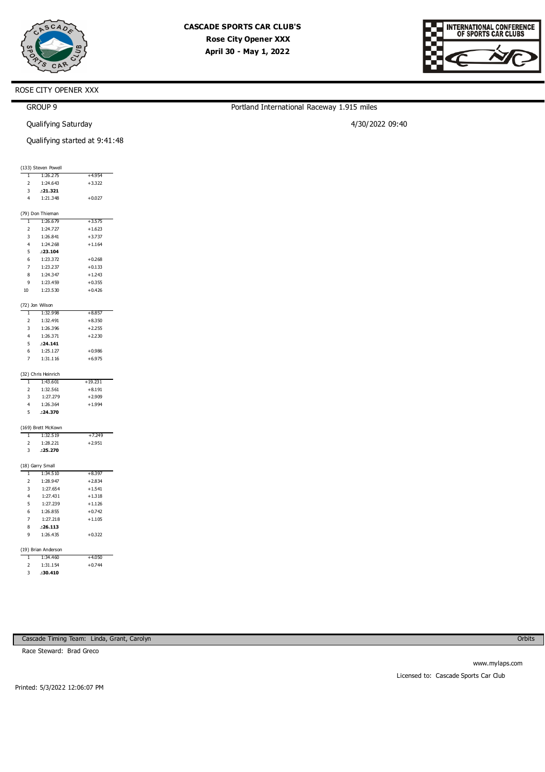**CASCADE SPORTS CAR CLUB'S**
**Rose City Opener XXX**
**April 30 - May 1, 2022**

INTERNATIONAL CONFERENCE OF SPORTS CAR CLUBS

ROSE CITY OPENER XXX

GROUP 9

Portland International Raceway 1.915 miles

Qualifying Saturday

4/30/2022 09:40

Qualifying started at 9:41:48

(133) Steven Powell

| Lap | Time | Diff |
|---|---|---|
| 1 | 1:26.275 | +4.954 |
| 2 | 1:24.643 | +3.322 |
| 3 | **:21.321** | |
| 4 | 1:21.348 | +0.027 |

(79) Don Thieman

| Lap | Time | Diff |
|---|---|---|
| 1 | 1:26.679 | +3.575 |
| 2 | 1:24.727 | +1.623 |
| 3 | 1:26.841 | +3.737 |
| 4 | 1:24.268 | +1.164 |
| 5 | **:23.104** | |
| 6 | 1:23.372 | +0.268 |
| 7 | 1:23.237 | +0.133 |
| 8 | 1:24.347 | +1.243 |
| 9 | 1:23.459 | +0.355 |
| 10 | 1:23.530 | +0.426 |

(72) Jon Wilson

| Lap | Time | Diff |
|---|---|---|
| 1 | 1:32.998 | +8.857 |
| 2 | 1:32.491 | +8.350 |
| 3 | 1:26.396 | +2.255 |
| 4 | 1:26.371 | +2.230 |
| 5 | **:24.141** | |
| 6 | 1:25.127 | +0.986 |
| 7 | 1:31.116 | +6.975 |

(32) Chris Heinrich

| Lap | Time | Diff |
|---|---|---|
| 1 | 1:43.601 | +19.231 |
| 2 | 1:32.561 | +8.191 |
| 3 | 1:27.279 | +2.909 |
| 4 | 1:26.364 | +1.994 |
| 5 | **:24.370** | |

(169) Brett McKown

| Lap | Time | Diff |
|---|---|---|
| 1 | 1:32.519 | +7.249 |
| 2 | 1:28.221 | +2.951 |
| 3 | **:25.270** | |

(18) Garry Small

| Lap | Time | Diff |
|---|---|---|
| 1 | 1:34.510 | +8.397 |
| 2 | 1:28.947 | +2.834 |
| 3 | 1:27.654 | +1.541 |
| 4 | 1:27.431 | +1.318 |
| 5 | 1:27.239 | +1.126 |
| 6 | 1:26.855 | +0.742 |
| 7 | 1:27.218 | +1.105 |
| 8 | **:26.113** | |
| 9 | 1:26.435 | +0.322 |

(19) Brian Anderson

| Lap | Time | Diff |
|---|---|---|
| 1 | 1:34.460 | +4.050 |
| 2 | 1:31.154 | +0.744 |
| 3 | **:30.410** | |

Cascade Timing Team: Linda, Grant, Carolyn — Orbits

Race Steward: Brad Greco

www.mylaps.com

Licensed to: Cascade Sports Car Club

Printed: 5/3/2022 12:06:07 PM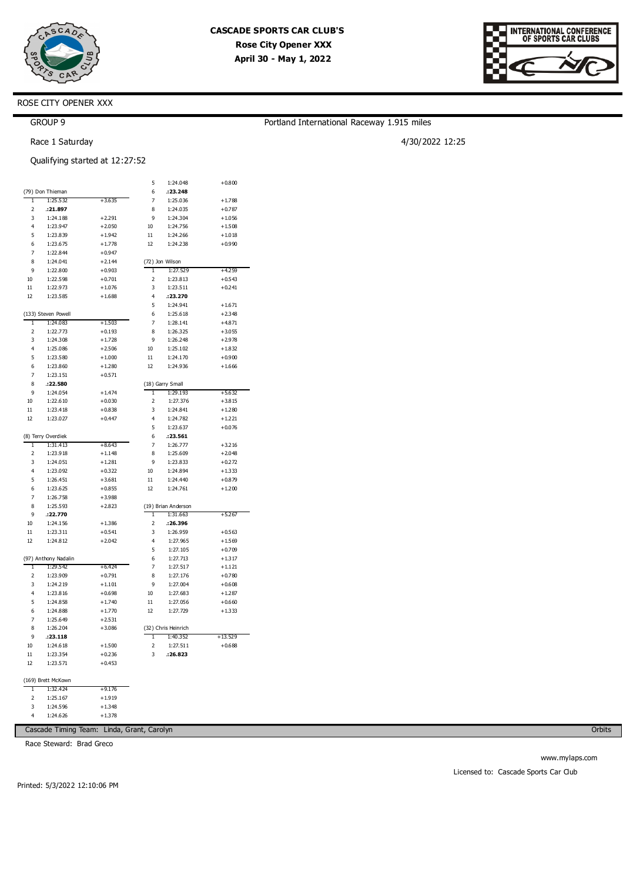# CASCADE SPORTS CAR CLUB'S

**Rose City Opener XXX**

**April 30 - May 1, 2022**

INTERNATIONAL CONFERENCE OF SPORTS CAR CLUBS

ROSE CITY OPENER XXX

GROUP 9

Race 1 Saturday

Qualifying started at 12:27:52

Portland International Raceway 1.915 miles

4/30/2022 12:25

(79) Don Thieman

| Lap | Time | Diff |
|---|---|---|
| 1 | 1:25.532 | +3.635 |
| 2 | **:21.897** | |
| 3 | 1:24.188 | +2.291 |
| 4 | 1:23.947 | +2.050 |
| 5 | 1:23.839 | +1.942 |
| 6 | 1:23.675 | +1.778 |
| 7 | 1:22.844 | +0.947 |
| 8 | 1:24.041 | +2.144 |
| 9 | 1:22.800 | +0.903 |
| 10 | 1:22.598 | +0.701 |
| 11 | 1:22.973 | +1.076 |
| 12 | 1:23.585 | +1.688 |

(133) Steven Powell

| Lap | Time | Diff |
|---|---|---|
| 1 | 1:24.083 | +1.503 |
| 2 | 1:22.773 | +0.193 |
| 3 | 1:24.308 | +1.728 |
| 4 | 1:25.086 | +2.506 |
| 5 | 1:23.580 | +1.000 |
| 6 | 1:23.860 | +1.280 |
| 7 | 1:23.151 | +0.571 |
| 8 | **:22.580** | |
| 9 | 1:24.054 | +1.474 |
| 10 | 1:22.610 | +0.030 |
| 11 | 1:23.418 | +0.838 |
| 12 | 1:23.027 | +0.447 |

(8) Terry Overdiek

| Lap | Time | Diff |
|---|---|---|
| 1 | 1:31.413 | +8.643 |
| 2 | 1:23.918 | +1.148 |
| 3 | 1:24.051 | +1.281 |
| 4 | 1:23.092 | +0.322 |
| 5 | 1:26.451 | +3.681 |
| 6 | 1:23.625 | +0.855 |
| 7 | 1:26.758 | +3.988 |
| 8 | 1:25.593 | +2.823 |
| 9 | **:22.770** | |
| 10 | 1:24.156 | +1.386 |
| 11 | 1:23.311 | +0.541 |
| 12 | 1:24.812 | +2.042 |

(97) Anthony Nadalin

| Lap | Time | Diff |
|---|---|---|
| 1 | 1:29.542 | +6.424 |
| 2 | 1:23.909 | +0.791 |
| 3 | 1:24.219 | +1.101 |
| 4 | 1:23.816 | +0.698 |
| 5 | 1:24.858 | +1.740 |
| 6 | 1:24.888 | +1.770 |
| 7 | 1:25.649 | +2.531 |
| 8 | 1:26.204 | +3.086 |
| 9 | **:23.118** | |
| 10 | 1:24.618 | +1.500 |
| 11 | 1:23.354 | +0.236 |
| 12 | 1:23.571 | +0.453 |

(169) Brett McKown

| Lap | Time | Diff |
|---|---|---|
| 1 | 1:32.424 | +9.176 |
| 2 | 1:25.167 | +1.919 |
| 3 | 1:24.596 | +1.348 |
| 4 | 1:24.626 | +1.378 |
| 5 | 1:24.048 | +0.800 |
| 6 | **:23.248** | |
| 7 | 1:25.036 | +1.788 |
| 8 | 1:24.035 | +0.787 |
| 9 | 1:24.304 | +1.056 |
| 10 | 1:24.756 | +1.508 |
| 11 | 1:24.266 | +1.018 |
| 12 | 1:24.238 | +0.990 |

(72) Jon Wilson

| Lap | Time | Diff |
|---|---|---|
| 1 | 1:27.529 | +4.259 |
| 2 | 1:23.813 | +0.543 |
| 3 | 1:23.511 | +0.241 |
| 4 | **:23.270** | |
| 5 | 1:24.941 | +1.671 |
| 6 | 1:25.618 | +2.348 |
| 7 | 1:28.141 | +4.871 |
| 8 | 1:26.325 | +3.055 |
| 9 | 1:26.248 | +2.978 |
| 10 | 1:25.102 | +1.832 |
| 11 | 1:24.170 | +0.900 |
| 12 | 1:24.936 | +1.666 |

(18) Garry Small

| Lap | Time | Diff |
|---|---|---|
| 1 | 1:29.193 | +5.632 |
| 2 | 1:27.376 | +3.815 |
| 3 | 1:24.841 | +1.280 |
| 4 | 1:24.782 | +1.221 |
| 5 | 1:23.637 | +0.076 |
| 6 | **:23.561** | |
| 7 | 1:26.777 | +3.216 |
| 8 | 1:25.609 | +2.048 |
| 9 | 1:23.833 | +0.272 |
| 10 | 1:24.894 | +1.333 |
| 11 | 1:24.440 | +0.879 |
| 12 | 1:24.761 | +1.200 |

(19) Brian Anderson

| Lap | Time | Diff |
|---|---|---|
| 1 | 1:31.663 | +5.267 |
| 2 | **:26.396** | |
| 3 | 1:26.959 | +0.563 |
| 4 | 1:27.965 | +1.569 |
| 5 | 1:27.105 | +0.709 |
| 6 | 1:27.713 | +1.317 |
| 7 | 1:27.517 | +1.121 |
| 8 | 1:27.176 | +0.780 |
| 9 | 1:27.004 | +0.608 |
| 10 | 1:27.683 | +1.287 |
| 11 | 1:27.056 | +0.660 |
| 12 | 1:27.729 | +1.333 |

(32) Chris Heinrich

| Lap | Time | Diff |
|---|---|---|
| 1 | 1:40.352 | +13.529 |
| 2 | 1:27.511 | +0.688 |
| 3 | **:26.823** | |

Cascade Timing Team: Linda, Grant, Carolyn

Orbits

Race Steward: Brad Greco

www.mylaps.com

Licensed to: Cascade Sports Car Club

Printed: 5/3/2022 12:10:06 PM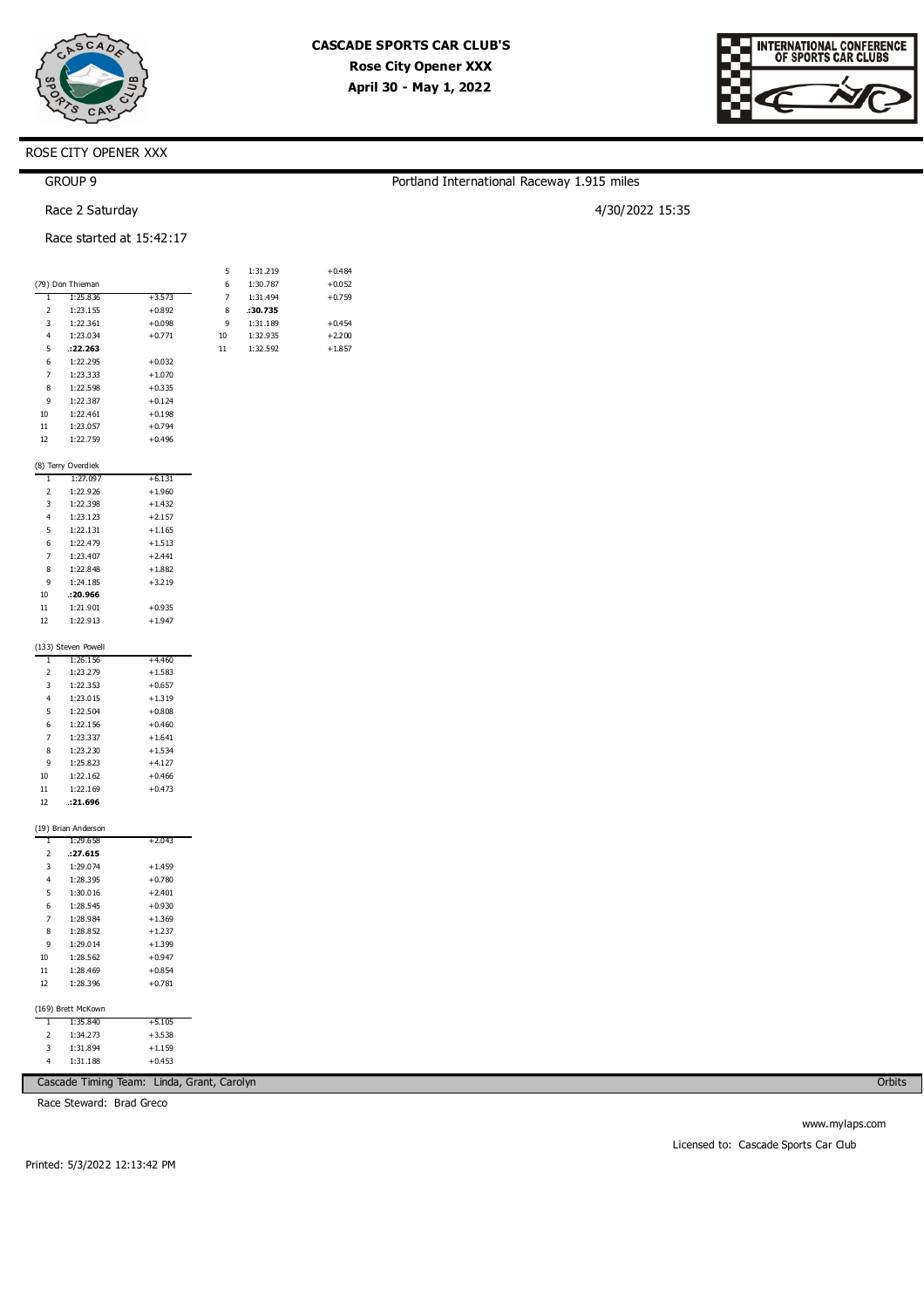CASCADE SPORTS CAR CLUB'S
**Rose City Opener XXX**
**April 30 - May 1, 2022**

INTERNATIONAL CONFERENCE OF SPORTS CAR CLUBS

ROSE CITY OPENER XXX

GROUP 9

Portland International Raceway 1.915 miles

Race 2 Saturday

4/30/2022 15:35

Race started at 15:42:17

(79) Don Thieman

| | | |
|---|---|---|
| 1 | 1:25.836 | +3.573 |
| 2 | 1:23.155 | +0.892 |
| 3 | 1:22.361 | +0.098 |
| 4 | 1:23.034 | +0.771 |
| 5 | **:22.263** | |
| 6 | 1:22.295 | +0.032 |
| 7 | 1:23.333 | +1.070 |
| 8 | 1:22.598 | +0.335 |
| 9 | 1:22.387 | +0.124 |
| 10 | 1:22.461 | +0.198 |
| 11 | 1:23.057 | +0.794 |
| 12 | 1:22.759 | +0.496 |

(8) Terry Overdiek

| | | |
|---|---|---|
| 1 | 1:27.097 | +6.131 |
| 2 | 1:22.926 | +1.960 |
| 3 | 1:22.398 | +1.432 |
| 4 | 1:23.123 | +2.157 |
| 5 | 1:22.131 | +1.165 |
| 6 | 1:22.479 | +1.513 |
| 7 | 1:23.407 | +2.441 |
| 8 | 1:22.848 | +1.882 |
| 9 | 1:24.185 | +3.219 |
| 10 | **:20.966** | |
| 11 | 1:21.901 | +0.935 |
| 12 | 1:22.913 | +1.947 |

(133) Steven Powell

| | | |
|---|---|---|
| 1 | 1:26.156 | +4.460 |
| 2 | 1:23.279 | +1.583 |
| 3 | 1:22.353 | +0.657 |
| 4 | 1:23.015 | +1.319 |
| 5 | 1:22.504 | +0.808 |
| 6 | 1:22.156 | +0.460 |
| 7 | 1:23.337 | +1.641 |
| 8 | 1:23.230 | +1.534 |
| 9 | 1:25.823 | +4.127 |
| 10 | 1:22.162 | +0.466 |
| 11 | 1:22.169 | +0.473 |
| 12 | **:21.696** | |

(19) Brian Anderson

| | | |
|---|---|---|
| 1 | 1:29.658 | +2.043 |
| 2 | **:27.615** | |
| 3 | 1:29.074 | +1.459 |
| 4 | 1:28.395 | +0.780 |
| 5 | 1:30.016 | +2.401 |
| 6 | 1:28.545 | +0.930 |
| 7 | 1:28.984 | +1.369 |
| 8 | 1:28.852 | +1.237 |
| 9 | 1:29.014 | +1.399 |
| 10 | 1:28.562 | +0.947 |
| 11 | 1:28.469 | +0.854 |
| 12 | 1:28.396 | +0.781 |

(169) Brett McKown

| | | |
|---|---|---|
| 1 | 1:35.840 | +5.105 |
| 2 | 1:34.273 | +3.538 |
| 3 | 1:31.894 | +1.159 |
| 4 | 1:31.188 | +0.453 |
| 5 | 1:31.219 | +0.484 |
| 6 | 1:30.787 | +0.052 |
| 7 | 1:31.494 | +0.759 |
| 8 | **:30.735** | |
| 9 | 1:31.189 | +0.454 |
| 10 | 1:32.935 | +2.200 |
| 11 | 1:32.592 | +1.857 |

Cascade Timing Team: Linda, Grant, Carolyn

Orbits

Race Steward: Brad Greco

www.mylaps.com

Licensed to: Cascade Sports Car Club

Printed: 5/3/2022 12:13:42 PM